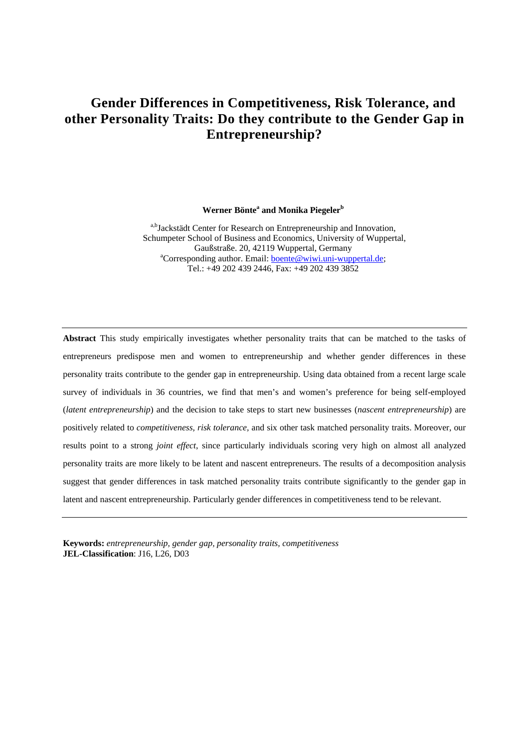# Gender Differences in Competitiveness, Risk Tolerance, and other Personality Traits: Do they contribute to the Gender Gap in Entrepreneurship?

**Werner Bönte[a] and Monika Piegeler[b]**

[a,b]Jackstädt Center for Research on Entrepreneurship and Innovation,
Schumpeter School of Business and Economics, University of Wuppertal,
Gaußstraße. 20, 42119 Wuppertal, Germany
[a]Corresponding author. Email: boente@wiwi.uni-wuppertal.de;
Tel.: +49 202 439 2446, Fax: +49 202 439 3852

---

**Abstract** This study empirically investigates whether personality traits that can be matched to the tasks of entrepreneurs predispose men and women to entrepreneurship and whether gender differences in these personality traits contribute to the gender gap in entrepreneurship. Using data obtained from a recent large scale survey of individuals in 36 countries, we find that men's and women's preference for being self-employed (*latent entrepreneurship*) and the decision to take steps to start new businesses (*nascent entrepreneurship*) are positively related to *competitiveness, risk tolerance,* and six other task matched personality traits. Moreover, our results point to a strong *joint effect*, since particularly individuals scoring very high on almost all analyzed personality traits are more likely to be latent and nascent entrepreneurs. The results of a decomposition analysis suggest that gender differences in task matched personality traits contribute significantly to the gender gap in latent and nascent entrepreneurship. Particularly gender differences in competitiveness tend to be relevant.

---

**Keywords:** *entrepreneurship, gender gap, personality traits, competitiveness*
**JEL-Classification**: J16, L26, D03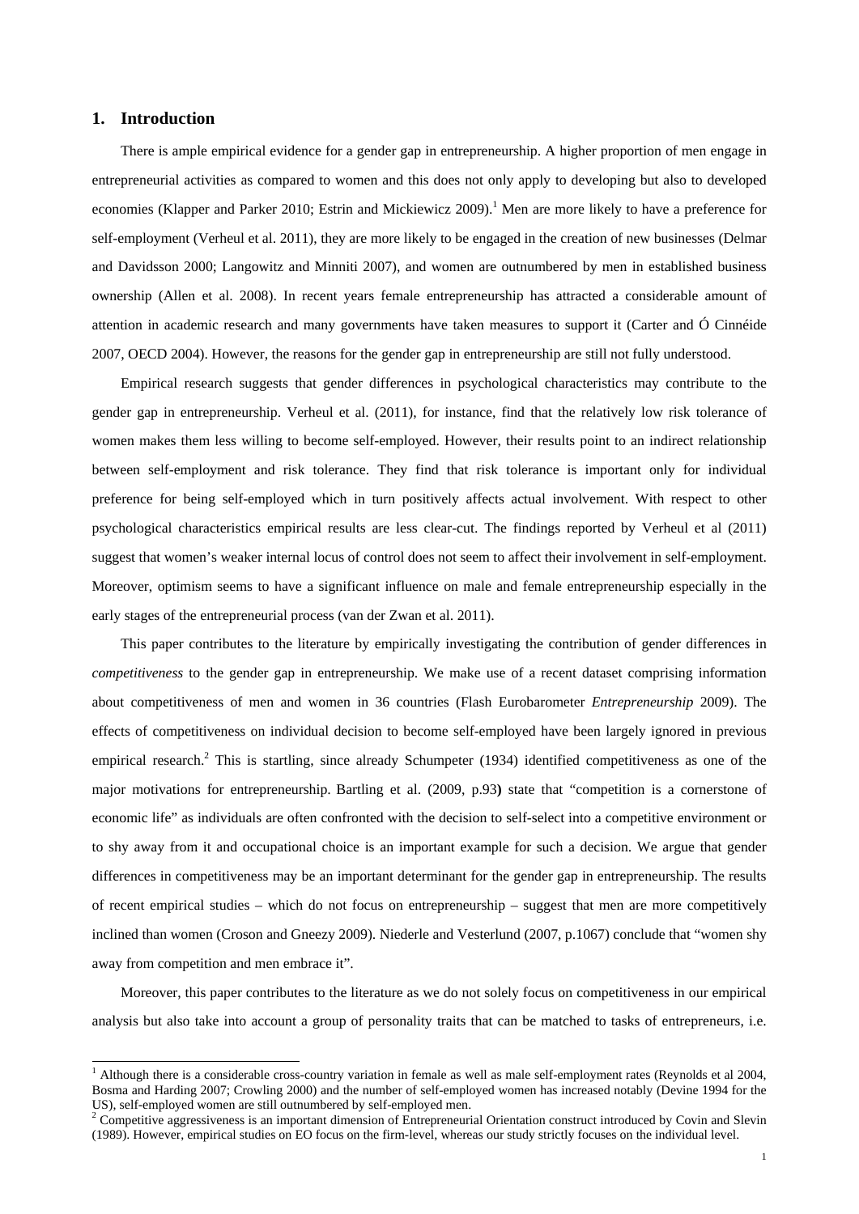## 1. Introduction

There is ample empirical evidence for a gender gap in entrepreneurship. A higher proportion of men engage in entrepreneurial activities as compared to women and this does not only apply to developing but also to developed economies (Klapper and Parker 2010; Estrin and Mickiewicz 2009).[1] Men are more likely to have a preference for self-employment (Verheul et al. 2011), they are more likely to be engaged in the creation of new businesses (Delmar and Davidsson 2000; Langowitz and Minniti 2007), and women are outnumbered by men in established business ownership (Allen et al. 2008). In recent years female entrepreneurship has attracted a considerable amount of attention in academic research and many governments have taken measures to support it (Carter and Ó Cinnéide 2007, OECD 2004). However, the reasons for the gender gap in entrepreneurship are still not fully understood.

Empirical research suggests that gender differences in psychological characteristics may contribute to the gender gap in entrepreneurship. Verheul et al. (2011), for instance, find that the relatively low risk tolerance of women makes them less willing to become self-employed. However, their results point to an indirect relationship between self-employment and risk tolerance. They find that risk tolerance is important only for individual preference for being self-employed which in turn positively affects actual involvement. With respect to other psychological characteristics empirical results are less clear-cut. The findings reported by Verheul et al (2011) suggest that women's weaker internal locus of control does not seem to affect their involvement in self-employment. Moreover, optimism seems to have a significant influence on male and female entrepreneurship especially in the early stages of the entrepreneurial process (van der Zwan et al. 2011).

This paper contributes to the literature by empirically investigating the contribution of gender differences in *competitiveness* to the gender gap in entrepreneurship. We make use of a recent dataset comprising information about competitiveness of men and women in 36 countries (Flash Eurobarometer *Entrepreneurship* 2009). The effects of competitiveness on individual decision to become self-employed have been largely ignored in previous empirical research.[2] This is startling, since already Schumpeter (1934) identified competitiveness as one of the major motivations for entrepreneurship. Bartling et al. (2009, p.93**)** state that "competition is a cornerstone of economic life" as individuals are often confronted with the decision to self-select into a competitive environment or to shy away from it and occupational choice is an important example for such a decision. We argue that gender differences in competitiveness may be an important determinant for the gender gap in entrepreneurship. The results of recent empirical studies – which do not focus on entrepreneurship – suggest that men are more competitively inclined than women (Croson and Gneezy 2009). Niederle and Vesterlund (2007, p.1067) conclude that "women shy away from competition and men embrace it".

Moreover, this paper contributes to the literature as we do not solely focus on competitiveness in our empirical analysis but also take into account a group of personality traits that can be matched to tasks of entrepreneurs, i.e.

[1] Although there is a considerable cross-country variation in female as well as male self-employment rates (Reynolds et al 2004, Bosma and Harding 2007; Crowling 2000) and the number of self-employed women has increased notably (Devine 1994 for the US), self-employed women are still outnumbered by self-employed men.

[2] Competitive aggressiveness is an important dimension of Entrepreneurial Orientation construct introduced by Covin and Slevin (1989). However, empirical studies on EO focus on the firm-level, whereas our study strictly focuses on the individual level.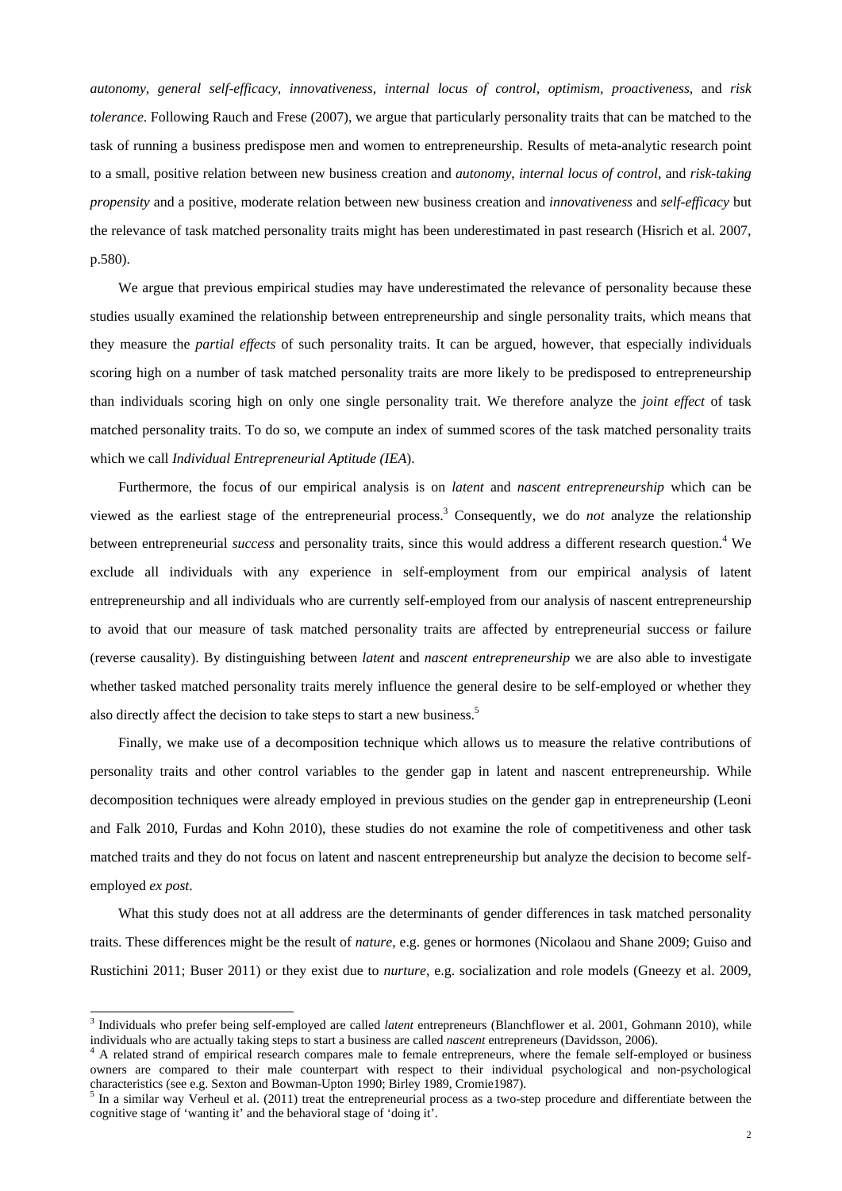*autonomy, general self-efficacy, innovativeness, internal locus of control, optimism, proactiveness,* and *risk tolerance*. Following Rauch and Frese (2007), we argue that particularly personality traits that can be matched to the task of running a business predispose men and women to entrepreneurship. Results of meta-analytic research point to a small, positive relation between new business creation and *autonomy*, *internal locus of control*, and *risk-taking propensity* and a positive, moderate relation between new business creation and *innovativeness* and *self-efficacy* but the relevance of task matched personality traits might has been underestimated in past research (Hisrich et al. 2007, p.580).

We argue that previous empirical studies may have underestimated the relevance of personality because these studies usually examined the relationship between entrepreneurship and single personality traits, which means that they measure the *partial effects* of such personality traits. It can be argued, however, that especially individuals scoring high on a number of task matched personality traits are more likely to be predisposed to entrepreneurship than individuals scoring high on only one single personality trait. We therefore analyze the *joint effect* of task matched personality traits. To do so, we compute an index of summed scores of the task matched personality traits which we call *Individual Entrepreneurial Aptitude (IEA*).

Furthermore, the focus of our empirical analysis is on *latent* and *nascent entrepreneurship* which can be viewed as the earliest stage of the entrepreneurial process.[3] Consequently, we do *not* analyze the relationship between entrepreneurial *success* and personality traits, since this would address a different research question.[4] We exclude all individuals with any experience in self-employment from our empirical analysis of latent entrepreneurship and all individuals who are currently self-employed from our analysis of nascent entrepreneurship to avoid that our measure of task matched personality traits are affected by entrepreneurial success or failure (reverse causality). By distinguishing between *latent* and *nascent entrepreneurship* we are also able to investigate whether tasked matched personality traits merely influence the general desire to be self-employed or whether they also directly affect the decision to take steps to start a new business.[5]

Finally, we make use of a decomposition technique which allows us to measure the relative contributions of personality traits and other control variables to the gender gap in latent and nascent entrepreneurship. While decomposition techniques were already employed in previous studies on the gender gap in entrepreneurship (Leoni and Falk 2010, Furdas and Kohn 2010), these studies do not examine the role of competitiveness and other task matched traits and they do not focus on latent and nascent entrepreneurship but analyze the decision to become self-employed *ex post*.

What this study does not at all address are the determinants of gender differences in task matched personality traits. These differences might be the result of *nature*, e.g. genes or hormones (Nicolaou and Shane 2009; Guiso and Rustichini 2011; Buser 2011) or they exist due to *nurture*, e.g. socialization and role models (Gneezy et al. 2009,

---

[3] Individuals who prefer being self-employed are called *latent* entrepreneurs (Blanchflower et al. 2001, Gohmann 2010), while individuals who are actually taking steps to start a business are called *nascent* entrepreneurs (Davidsson, 2006).

[4] A related strand of empirical research compares male to female entrepreneurs, where the female self-employed or business owners are compared to their male counterpart with respect to their individual psychological and non-psychological characteristics (see e.g. Sexton and Bowman-Upton 1990; Birley 1989, Cromie1987).

[5] In a similar way Verheul et al. (2011) treat the entrepreneurial process as a two-step procedure and differentiate between the cognitive stage of 'wanting it' and the behavioral stage of 'doing it'.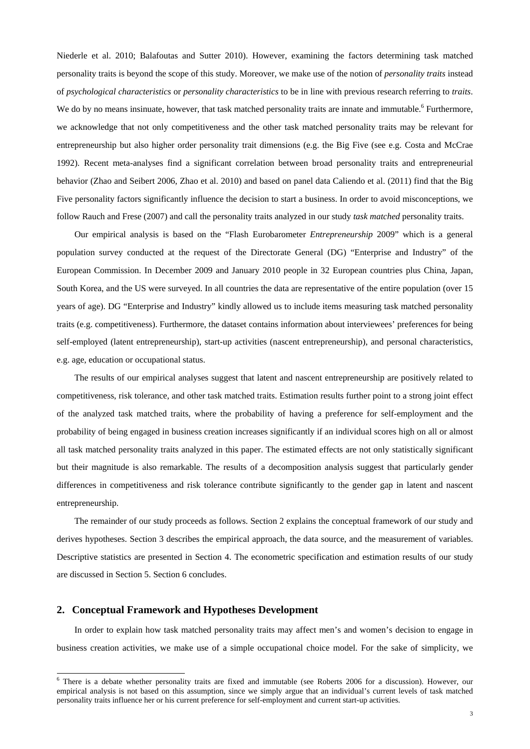Niederle et al. 2010; Balafoutas and Sutter 2010). However, examining the factors determining task matched personality traits is beyond the scope of this study. Moreover, we make use of the notion of *personality traits* instead of *psychological characteristics* or *personality characteristics* to be in line with previous research referring to *traits*. We do by no means insinuate, however, that task matched personality traits are innate and immutable.[6] Furthermore, we acknowledge that not only competitiveness and the other task matched personality traits may be relevant for entrepreneurship but also higher order personality trait dimensions (e.g. the Big Five (see e.g. Costa and McCrae 1992). Recent meta-analyses find a significant correlation between broad personality traits and entrepreneurial behavior (Zhao and Seibert 2006, Zhao et al. 2010) and based on panel data Caliendo et al. (2011) find that the Big Five personality factors significantly influence the decision to start a business. In order to avoid misconceptions, we follow Rauch and Frese (2007) and call the personality traits analyzed in our study *task matched* personality traits.

Our empirical analysis is based on the "Flash Eurobarometer *Entrepreneurship* 2009" which is a general population survey conducted at the request of the Directorate General (DG) "Enterprise and Industry" of the European Commission. In December 2009 and January 2010 people in 32 European countries plus China, Japan, South Korea, and the US were surveyed. In all countries the data are representative of the entire population (over 15 years of age). DG "Enterprise and Industry" kindly allowed us to include items measuring task matched personality traits (e.g. competitiveness). Furthermore, the dataset contains information about interviewees' preferences for being self-employed (latent entrepreneurship), start-up activities (nascent entrepreneurship), and personal characteristics, e.g. age, education or occupational status.

The results of our empirical analyses suggest that latent and nascent entrepreneurship are positively related to competitiveness, risk tolerance, and other task matched traits. Estimation results further point to a strong joint effect of the analyzed task matched traits, where the probability of having a preference for self-employment and the probability of being engaged in business creation increases significantly if an individual scores high on all or almost all task matched personality traits analyzed in this paper. The estimated effects are not only statistically significant but their magnitude is also remarkable. The results of a decomposition analysis suggest that particularly gender differences in competitiveness and risk tolerance contribute significantly to the gender gap in latent and nascent entrepreneurship.

The remainder of our study proceeds as follows. Section 2 explains the conceptual framework of our study and derives hypotheses. Section 3 describes the empirical approach, the data source, and the measurement of variables. Descriptive statistics are presented in Section 4. The econometric specification and estimation results of our study are discussed in Section 5. Section 6 concludes.

## 2. Conceptual Framework and Hypotheses Development

In order to explain how task matched personality traits may affect men's and women's decision to engage in business creation activities, we make use of a simple occupational choice model. For the sake of simplicity, we

[6] There is a debate whether personality traits are fixed and immutable (see Roberts 2006 for a discussion). However, our empirical analysis is not based on this assumption, since we simply argue that an individual's current levels of task matched personality traits influence her or his current preference for self-employment and current start-up activities.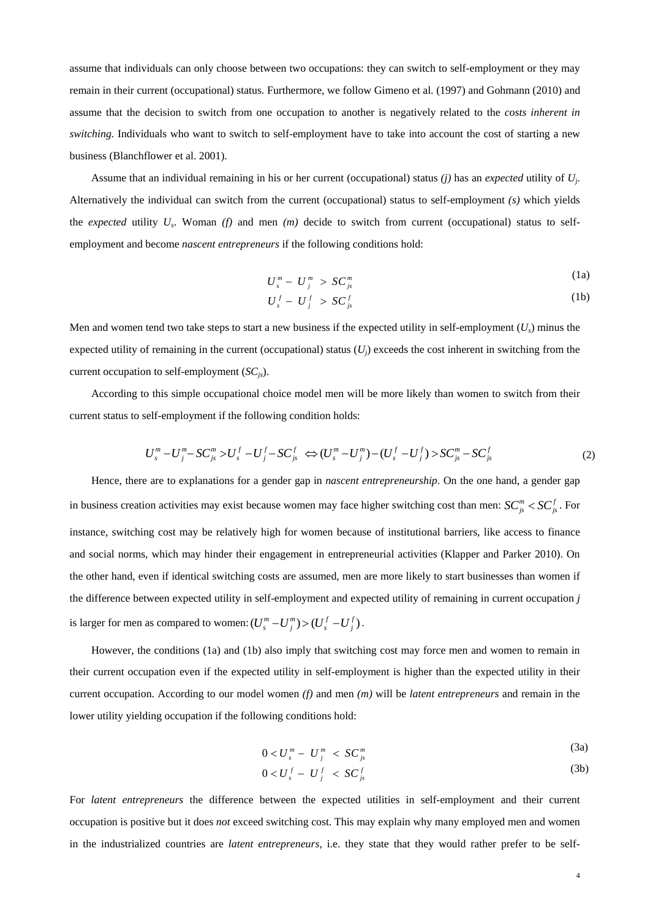assume that individuals can only choose between two occupations: they can switch to self-employment or they may remain in their current (occupational) status. Furthermore, we follow Gimeno et al. (1997) and Gohmann (2010) and assume that the decision to switch from one occupation to another is negatively related to the *costs inherent in switching*. Individuals who want to switch to self-employment have to take into account the cost of starting a new business (Blanchflower et al. 2001).

Assume that an individual remaining in his or her current (occupational) status *(j)* has an *expected* utility of $U_j$. Alternatively the individual can switch from the current (occupational) status to self-employment *(s)* which yields the *expected* utility $U_s$. Woman *(f)* and men *(m)* decide to switch from current (occupational) status to self-employment and become *nascent entrepreneurs* if the following conditions hold:

$$U_s^m - U_j^m > SC_{js}^m \tag{1a}$$

$$U_s^f - U_j^f > SC_{js}^f \tag{1b}$$

Men and women tend two take steps to start a new business if the expected utility in self-employment ($U_s$) minus the expected utility of remaining in the current (occupational) status ($U_j$) exceeds the cost inherent in switching from the current occupation to self-employment ($SC_{js}$).

According to this simple occupational choice model men will be more likely than women to switch from their current status to self-employment if the following condition holds:

$$U_s^m - U_j^m - SC_{js}^m > U_s^f - U_j^f - SC_{js}^f \Leftrightarrow (U_s^m - U_j^m) - (U_s^f - U_j^f) > SC_{js}^m - SC_{js}^f \tag{2}$$

Hence, there are to explanations for a gender gap in *nascent entrepreneurship*. On the one hand, a gender gap in business creation activities may exist because women may face higher switching cost than men: $SC_{js}^m < SC_{js}^f$. For instance, switching cost may be relatively high for women because of institutional barriers, like access to finance and social norms, which may hinder their engagement in entrepreneurial activities (Klapper and Parker 2010). On the other hand, even if identical switching costs are assumed, men are more likely to start businesses than women if the difference between expected utility in self-employment and expected utility of remaining in current occupation *j* is larger for men as compared to women: $(U_s^m - U_j^m) > (U_s^f - U_j^f)$.

However, the conditions (1a) and (1b) also imply that switching cost may force men and women to remain in their current occupation even if the expected utility in self-employment is higher than the expected utility in their current occupation. According to our model women *(f)* and men *(m)* will be *latent entrepreneurs* and remain in the lower utility yielding occupation if the following conditions hold:

$$0 < U_s^m - U_j^m < SC_{js}^m \tag{3a}$$

$$0 < U_s^f - U_j^f < SC_{js}^f \tag{3b}$$

For *latent entrepreneurs* the difference between the expected utilities in self-employment and their current occupation is positive but it does *not* exceed switching cost. This may explain why many employed men and women in the industrialized countries are *latent entrepreneurs*, i.e. they state that they would rather prefer to be self-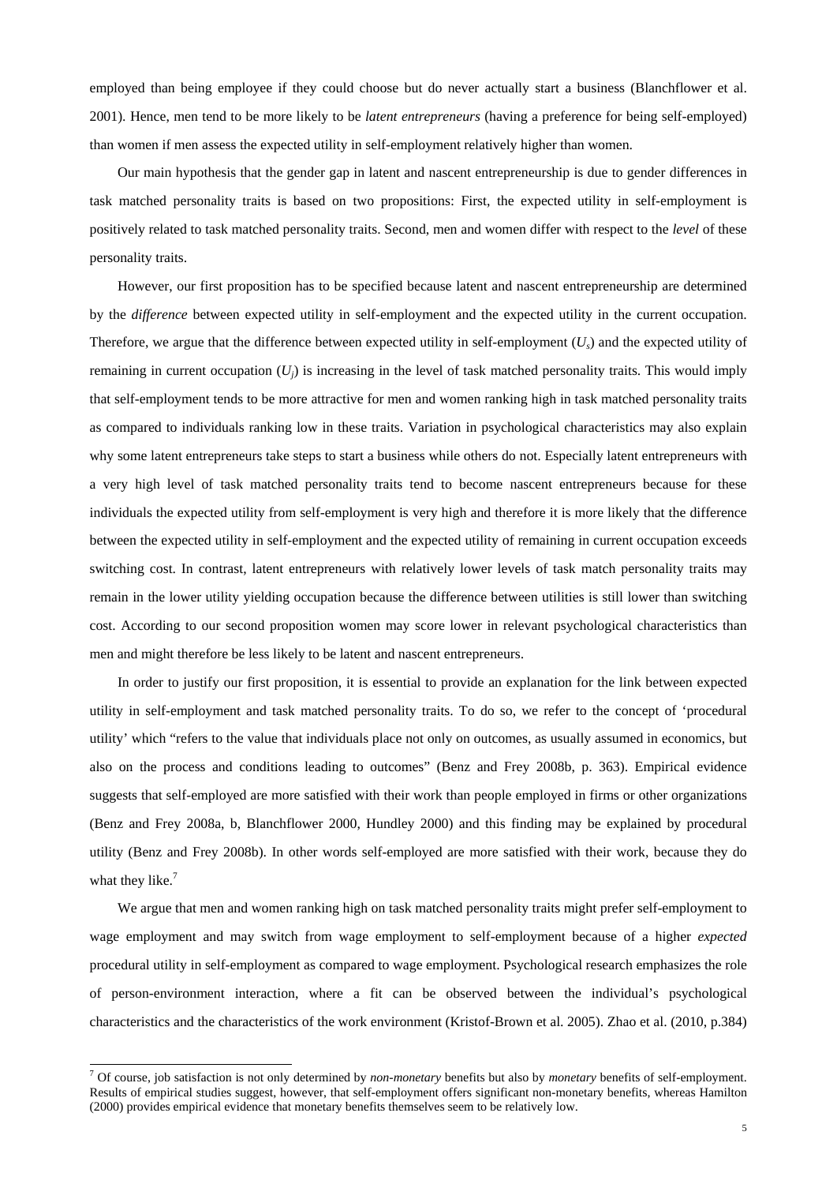employed than being employee if they could choose but do never actually start a business (Blanchflower et al. 2001). Hence, men tend to be more likely to be *latent entrepreneurs* (having a preference for being self-employed) than women if men assess the expected utility in self-employment relatively higher than women.

Our main hypothesis that the gender gap in latent and nascent entrepreneurship is due to gender differences in task matched personality traits is based on two propositions: First, the expected utility in self-employment is positively related to task matched personality traits. Second, men and women differ with respect to the *level* of these personality traits.

However, our first proposition has to be specified because latent and nascent entrepreneurship are determined by the *difference* between expected utility in self-employment and the expected utility in the current occupation. Therefore, we argue that the difference between expected utility in self-employment ($U_s$) and the expected utility of remaining in current occupation ($U_j$) is increasing in the level of task matched personality traits. This would imply that self-employment tends to be more attractive for men and women ranking high in task matched personality traits as compared to individuals ranking low in these traits. Variation in psychological characteristics may also explain why some latent entrepreneurs take steps to start a business while others do not. Especially latent entrepreneurs with a very high level of task matched personality traits tend to become nascent entrepreneurs because for these individuals the expected utility from self-employment is very high and therefore it is more likely that the difference between the expected utility in self-employment and the expected utility of remaining in current occupation exceeds switching cost. In contrast, latent entrepreneurs with relatively lower levels of task match personality traits may remain in the lower utility yielding occupation because the difference between utilities is still lower than switching cost. According to our second proposition women may score lower in relevant psychological characteristics than men and might therefore be less likely to be latent and nascent entrepreneurs.

In order to justify our first proposition, it is essential to provide an explanation for the link between expected utility in self-employment and task matched personality traits. To do so, we refer to the concept of 'procedural utility' which "refers to the value that individuals place not only on outcomes, as usually assumed in economics, but also on the process and conditions leading to outcomes" (Benz and Frey 2008b, p. 363). Empirical evidence suggests that self-employed are more satisfied with their work than people employed in firms or other organizations (Benz and Frey 2008a, b, Blanchflower 2000, Hundley 2000) and this finding may be explained by procedural utility (Benz and Frey 2008b). In other words self-employed are more satisfied with their work, because they do what they like.[7]

We argue that men and women ranking high on task matched personality traits might prefer self-employment to wage employment and may switch from wage employment to self-employment because of a higher *expected* procedural utility in self-employment as compared to wage employment. Psychological research emphasizes the role of person-environment interaction, where a fit can be observed between the individual's psychological characteristics and the characteristics of the work environment (Kristof-Brown et al. 2005). Zhao et al. (2010, p.384)

[7] Of course, job satisfaction is not only determined by *non-monetary* benefits but also by *monetary* benefits of self-employment. Results of empirical studies suggest, however, that self-employment offers significant non-monetary benefits, whereas Hamilton (2000) provides empirical evidence that monetary benefits themselves seem to be relatively low.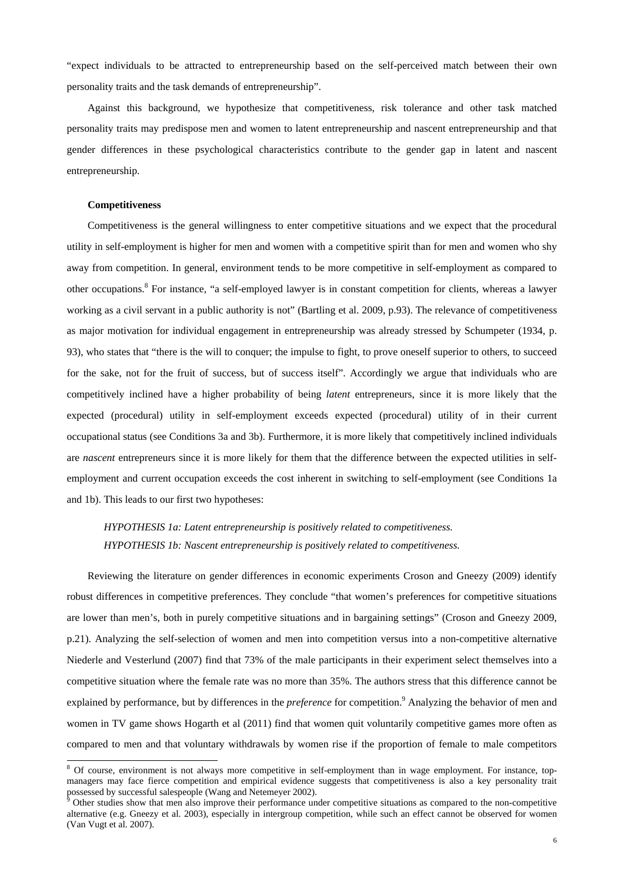"expect individuals to be attracted to entrepreneurship based on the self-perceived match between their own personality traits and the task demands of entrepreneurship".

Against this background, we hypothesize that competitiveness, risk tolerance and other task matched personality traits may predispose men and women to latent entrepreneurship and nascent entrepreneurship and that gender differences in these psychological characteristics contribute to the gender gap in latent and nascent entrepreneurship.

**Competitiveness**

Competitiveness is the general willingness to enter competitive situations and we expect that the procedural utility in self-employment is higher for men and women with a competitive spirit than for men and women who shy away from competition. In general, environment tends to be more competitive in self-employment as compared to other occupations.[8] For instance, "a self-employed lawyer is in constant competition for clients, whereas a lawyer working as a civil servant in a public authority is not" (Bartling et al. 2009, p.93). The relevance of competitiveness as major motivation for individual engagement in entrepreneurship was already stressed by Schumpeter (1934, p. 93), who states that "there is the will to conquer; the impulse to fight, to prove oneself superior to others, to succeed for the sake, not for the fruit of success, but of success itself". Accordingly we argue that individuals who are competitively inclined have a higher probability of being *latent* entrepreneurs, since it is more likely that the expected (procedural) utility in self-employment exceeds expected (procedural) utility of in their current occupational status (see Conditions 3a and 3b). Furthermore, it is more likely that competitively inclined individuals are *nascent* entrepreneurs since it is more likely for them that the difference between the expected utilities in self-employment and current occupation exceeds the cost inherent in switching to self-employment (see Conditions 1a and 1b). This leads to our first two hypotheses:

*HYPOTHESIS 1a: Latent entrepreneurship is positively related to competitiveness.*
*HYPOTHESIS 1b: Nascent entrepreneurship is positively related to competitiveness.*

Reviewing the literature on gender differences in economic experiments Croson and Gneezy (2009) identify robust differences in competitive preferences. They conclude "that women's preferences for competitive situations are lower than men's, both in purely competitive situations and in bargaining settings" (Croson and Gneezy 2009, p.21). Analyzing the self-selection of women and men into competition versus into a non-competitive alternative Niederle and Vesterlund (2007) find that 73% of the male participants in their experiment select themselves into a competitive situation where the female rate was no more than 35%. The authors stress that this difference cannot be explained by performance, but by differences in the *preference* for competition.[9] Analyzing the behavior of men and women in TV game shows Hogarth et al (2011) find that women quit voluntarily competitive games more often as compared to men and that voluntary withdrawals by women rise if the proportion of female to male competitors

[8] Of course, environment is not always more competitive in self-employment than in wage employment. For instance, top-managers may face fierce competition and empirical evidence suggests that competitiveness is also a key personality trait possessed by successful salespeople (Wang and Netemeyer 2002).

[9] Other studies show that men also improve their performance under competitive situations as compared to the non-competitive alternative (e.g. Gneezy et al. 2003), especially in intergroup competition, while such an effect cannot be observed for women (Van Vugt et al. 2007).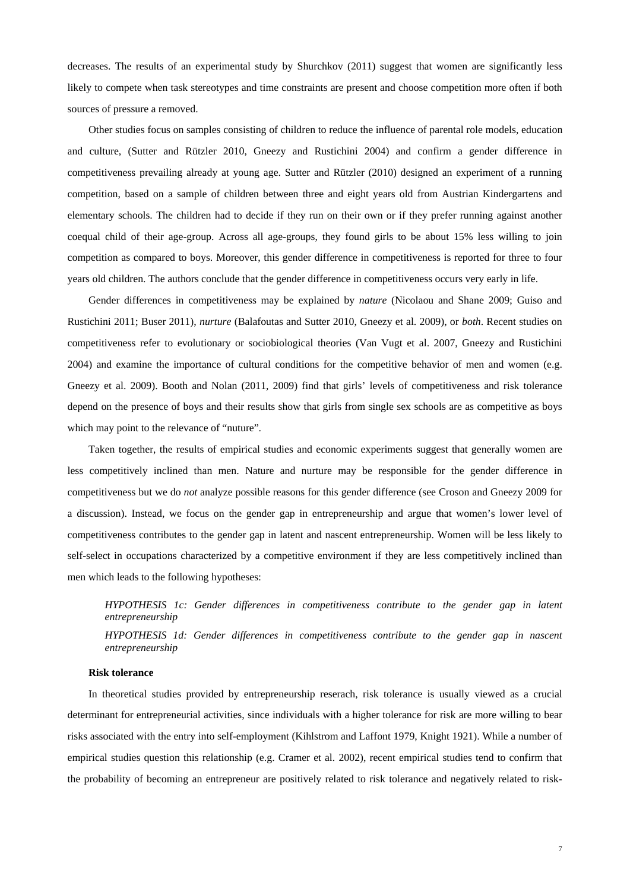decreases. The results of an experimental study by Shurchkov (2011) suggest that women are significantly less likely to compete when task stereotypes and time constraints are present and choose competition more often if both sources of pressure a removed.

Other studies focus on samples consisting of children to reduce the influence of parental role models, education and culture, (Sutter and Rützler 2010, Gneezy and Rustichini 2004) and confirm a gender difference in competitiveness prevailing already at young age. Sutter and Rützler (2010) designed an experiment of a running competition, based on a sample of children between three and eight years old from Austrian Kindergartens and elementary schools. The children had to decide if they run on their own or if they prefer running against another coequal child of their age-group. Across all age-groups, they found girls to be about 15% less willing to join competition as compared to boys. Moreover, this gender difference in competitiveness is reported for three to four years old children. The authors conclude that the gender difference in competitiveness occurs very early in life.

Gender differences in competitiveness may be explained by *nature* (Nicolaou and Shane 2009; Guiso and Rustichini 2011; Buser 2011), *nurture* (Balafoutas and Sutter 2010, Gneezy et al. 2009), or *both*. Recent studies on competitiveness refer to evolutionary or sociobiological theories (Van Vugt et al. 2007, Gneezy and Rustichini 2004) and examine the importance of cultural conditions for the competitive behavior of men and women (e.g. Gneezy et al. 2009). Booth and Nolan (2011, 2009) find that girls' levels of competitiveness and risk tolerance depend on the presence of boys and their results show that girls from single sex schools are as competitive as boys which may point to the relevance of "nuture".

Taken together, the results of empirical studies and economic experiments suggest that generally women are less competitively inclined than men. Nature and nurture may be responsible for the gender difference in competitiveness but we do *not* analyze possible reasons for this gender difference (see Croson and Gneezy 2009 for a discussion). Instead, we focus on the gender gap in entrepreneurship and argue that women's lower level of competitiveness contributes to the gender gap in latent and nascent entrepreneurship. Women will be less likely to self-select in occupations characterized by a competitive environment if they are less competitively inclined than men which leads to the following hypotheses:

*HYPOTHESIS 1c: Gender differences in competitiveness contribute to the gender gap in latent entrepreneurship*

*HYPOTHESIS 1d: Gender differences in competitiveness contribute to the gender gap in nascent entrepreneurship*

**Risk tolerance**

In theoretical studies provided by entrepreneurship reserach, risk tolerance is usually viewed as a crucial determinant for entrepreneurial activities, since individuals with a higher tolerance for risk are more willing to bear risks associated with the entry into self-employment (Kihlstrom and Laffont 1979, Knight 1921). While a number of empirical studies question this relationship (e.g. Cramer et al. 2002), recent empirical studies tend to confirm that the probability of becoming an entrepreneur are positively related to risk tolerance and negatively related to risk-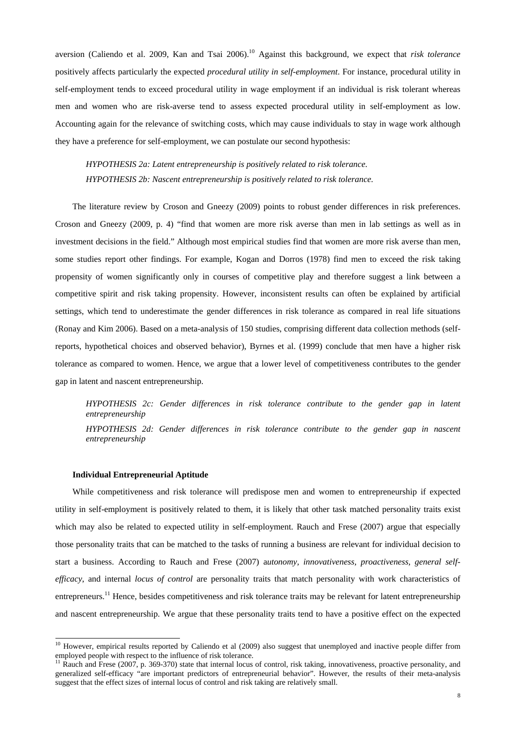aversion (Caliendo et al. 2009, Kan and Tsai 2006).[10] Against this background, we expect that *risk tolerance* positively affects particularly the expected *procedural utility in self-employment*. For instance, procedural utility in self-employment tends to exceed procedural utility in wage employment if an individual is risk tolerant whereas men and women who are risk-averse tend to assess expected procedural utility in self-employment as low. Accounting again for the relevance of switching costs, which may cause individuals to stay in wage work although they have a preference for self-employment, we can postulate our second hypothesis:

*HYPOTHESIS 2a: Latent entrepreneurship is positively related to risk tolerance.*
*HYPOTHESIS 2b: Nascent entrepreneurship is positively related to risk tolerance.*

The literature review by Croson and Gneezy (2009) points to robust gender differences in risk preferences. Croson and Gneezy (2009, p. 4) "find that women are more risk averse than men in lab settings as well as in investment decisions in the field." Although most empirical studies find that women are more risk averse than men, some studies report other findings. For example, Kogan and Dorros (1978) find men to exceed the risk taking propensity of women significantly only in courses of competitive play and therefore suggest a link between a competitive spirit and risk taking propensity. However, inconsistent results can often be explained by artificial settings, which tend to underestimate the gender differences in risk tolerance as compared in real life situations (Ronay and Kim 2006). Based on a meta-analysis of 150 studies, comprising different data collection methods (self-reports, hypothetical choices and observed behavior), Byrnes et al. (1999) conclude that men have a higher risk tolerance as compared to women. Hence, we argue that a lower level of competitiveness contributes to the gender gap in latent and nascent entrepreneurship.

*HYPOTHESIS 2c: Gender differences in risk tolerance contribute to the gender gap in latent entrepreneurship*

*HYPOTHESIS 2d: Gender differences in risk tolerance contribute to the gender gap in nascent entrepreneurship*

**Individual Entrepreneurial Aptitude**

While competitiveness and risk tolerance will predispose men and women to entrepreneurship if expected utility in self-employment is positively related to them, it is likely that other task matched personality traits exist which may also be related to expected utility in self-employment. Rauch and Frese (2007) argue that especially those personality traits that can be matched to the tasks of running a business are relevant for individual decision to start a business. According to Rauch and Frese (2007) a*utonomy, innovativeness, proactiveness, general self-efficacy*, and internal *locus of control* are personality traits that match personality with work characteristics of entrepreneurs.[11] Hence, besides competitiveness and risk tolerance traits may be relevant for latent entrepreneurship and nascent entrepreneurship. We argue that these personality traits tend to have a positive effect on the expected

[10] However, empirical results reported by Caliendo et al (2009) also suggest that unemployed and inactive people differ from employed people with respect to the influence of risk tolerance.

[11] Rauch and Frese (2007, p. 369-370) state that internal locus of control, risk taking, innovativeness, proactive personality, and generalized self-efficacy "are important predictors of entrepreneurial behavior". However, the results of their meta-analysis suggest that the effect sizes of internal locus of control and risk taking are relatively small.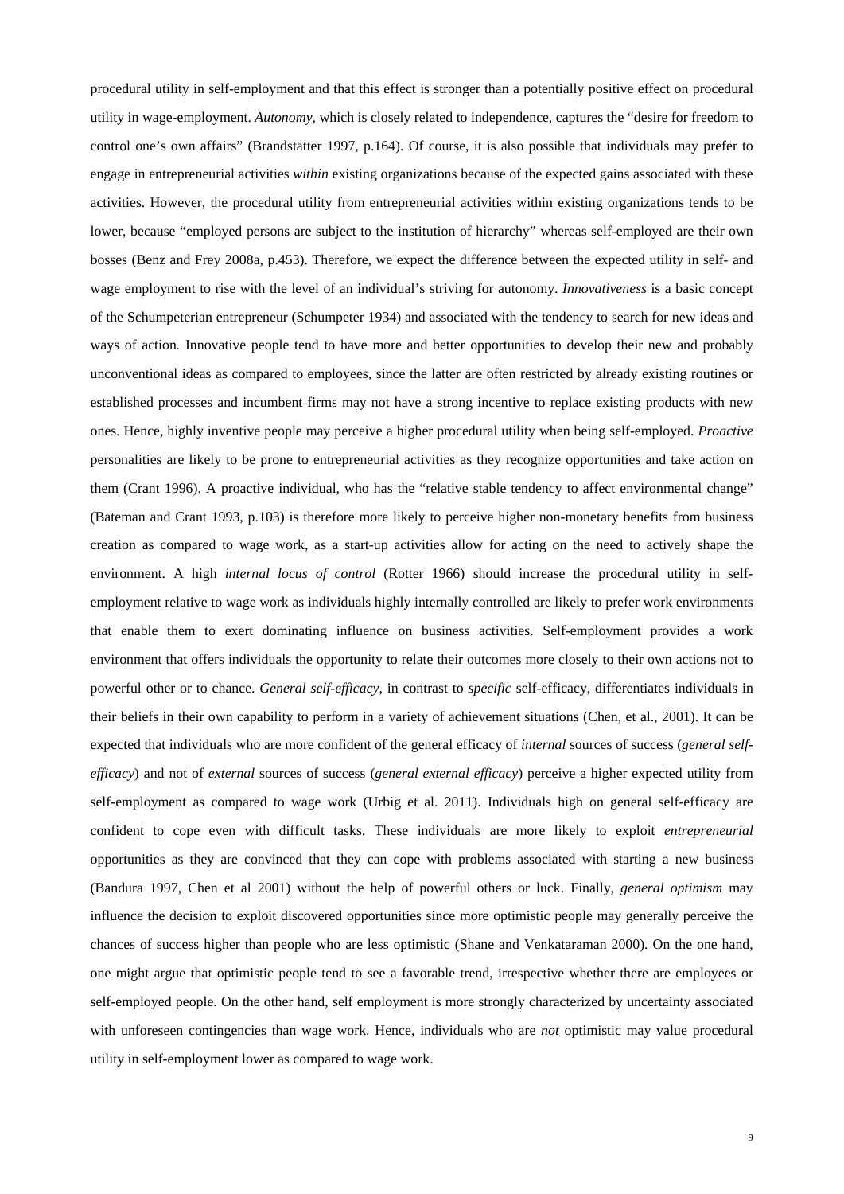procedural utility in self-employment and that this effect is stronger than a potentially positive effect on procedural utility in wage-employment. *Autonomy*, which is closely related to independence, captures the "desire for freedom to control one's own affairs" (Brandstätter 1997, p.164). Of course, it is also possible that individuals may prefer to engage in entrepreneurial activities *within* existing organizations because of the expected gains associated with these activities. However, the procedural utility from entrepreneurial activities within existing organizations tends to be lower, because "employed persons are subject to the institution of hierarchy" whereas self-employed are their own bosses (Benz and Frey 2008a, p.453). Therefore, we expect the difference between the expected utility in self- and wage employment to rise with the level of an individual's striving for autonomy. *Innovativeness* is a basic concept of the Schumpeterian entrepreneur (Schumpeter 1934) and associated with the tendency to search for new ideas and ways of action*.* Innovative people tend to have more and better opportunities to develop their new and probably unconventional ideas as compared to employees, since the latter are often restricted by already existing routines or established processes and incumbent firms may not have a strong incentive to replace existing products with new ones. Hence, highly inventive people may perceive a higher procedural utility when being self-employed. *Proactive* personalities are likely to be prone to entrepreneurial activities as they recognize opportunities and take action on them (Crant 1996). A proactive individual, who has the "relative stable tendency to affect environmental change" (Bateman and Crant 1993, p.103) is therefore more likely to perceive higher non-monetary benefits from business creation as compared to wage work, as a start-up activities allow for acting on the need to actively shape the environment. A high *internal locus of control* (Rotter 1966) should increase the procedural utility in self-employment relative to wage work as individuals highly internally controlled are likely to prefer work environments that enable them to exert dominating influence on business activities. Self-employment provides a work environment that offers individuals the opportunity to relate their outcomes more closely to their own actions not to powerful other or to chance. *General self-efficacy*, in contrast to *specific* self-efficacy, differentiates individuals in their beliefs in their own capability to perform in a variety of achievement situations (Chen, et al., 2001). It can be expected that individuals who are more confident of the general efficacy of *internal* sources of success (*general self-efficacy*) and not of *external* sources of success (*general external efficacy*) perceive a higher expected utility from self-employment as compared to wage work (Urbig et al. 2011). Individuals high on general self-efficacy are confident to cope even with difficult tasks. These individuals are more likely to exploit *entrepreneurial* opportunities as they are convinced that they can cope with problems associated with starting a new business (Bandura 1997, Chen et al 2001) without the help of powerful others or luck. Finally, *general optimism* may influence the decision to exploit discovered opportunities since more optimistic people may generally perceive the chances of success higher than people who are less optimistic (Shane and Venkataraman 2000). On the one hand, one might argue that optimistic people tend to see a favorable trend, irrespective whether there are employees or self-employed people. On the other hand, self employment is more strongly characterized by uncertainty associated with unforeseen contingencies than wage work. Hence, individuals who are *not* optimistic may value procedural utility in self-employment lower as compared to wage work.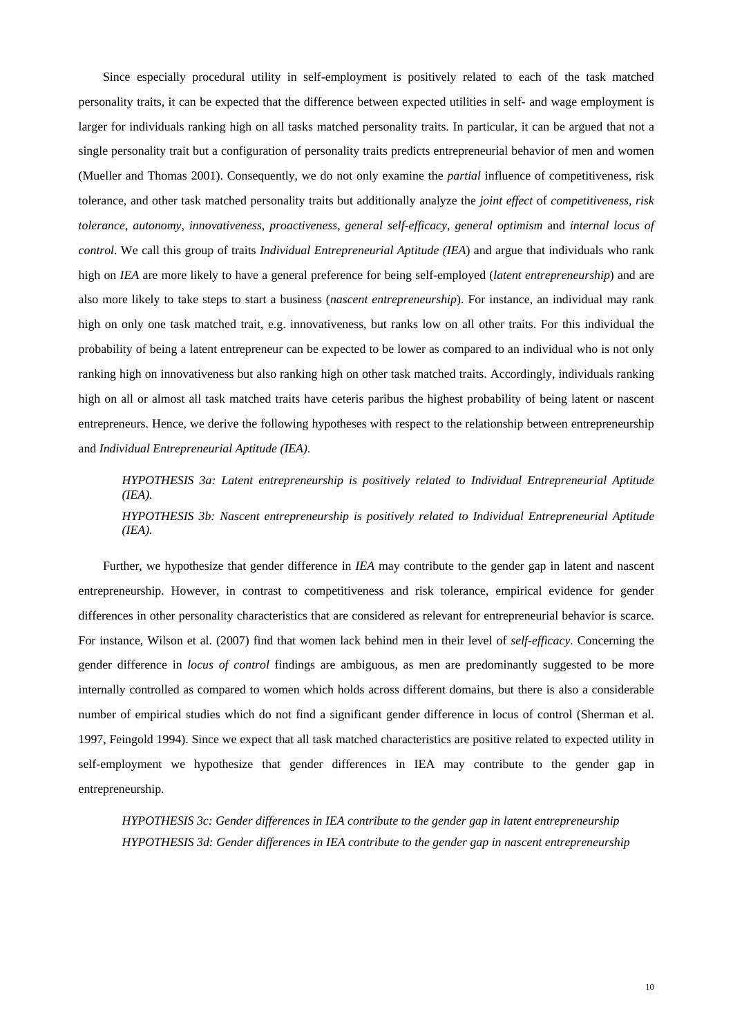Since especially procedural utility in self-employment is positively related to each of the task matched personality traits, it can be expected that the difference between expected utilities in self- and wage employment is larger for individuals ranking high on all tasks matched personality traits. In particular, it can be argued that not a single personality trait but a configuration of personality traits predicts entrepreneurial behavior of men and women (Mueller and Thomas 2001). Consequently, we do not only examine the *partial* influence of competitiveness, risk tolerance, and other task matched personality traits but additionally analyze the *joint effect* of *competitiveness, risk tolerance, autonomy, innovativeness, proactiveness, general self-efficacy*, *general optimism* and *internal locus of control*. We call this group of traits *Individual Entrepreneurial Aptitude (IEA*) and argue that individuals who rank high on *IEA* are more likely to have a general preference for being self-employed (*latent entrepreneurship*) and are also more likely to take steps to start a business (*nascent entrepreneurship*). For instance, an individual may rank high on only one task matched trait, e.g. innovativeness, but ranks low on all other traits. For this individual the probability of being a latent entrepreneur can be expected to be lower as compared to an individual who is not only ranking high on innovativeness but also ranking high on other task matched traits. Accordingly, individuals ranking high on all or almost all task matched traits have ceteris paribus the highest probability of being latent or nascent entrepreneurs. Hence, we derive the following hypotheses with respect to the relationship between entrepreneurship and *Individual Entrepreneurial Aptitude (IEA)*.

*HYPOTHESIS 3a: Latent entrepreneurship is positively related to Individual Entrepreneurial Aptitude (IEA).*

*HYPOTHESIS 3b: Nascent entrepreneurship is positively related to Individual Entrepreneurial Aptitude (IEA).*

Further, we hypothesize that gender difference in *IEA* may contribute to the gender gap in latent and nascent entrepreneurship. However, in contrast to competitiveness and risk tolerance, empirical evidence for gender differences in other personality characteristics that are considered as relevant for entrepreneurial behavior is scarce. For instance, Wilson et al. (2007) find that women lack behind men in their level of *self-efficacy*. Concerning the gender difference in *locus of control* findings are ambiguous, as men are predominantly suggested to be more internally controlled as compared to women which holds across different domains, but there is also a considerable number of empirical studies which do not find a significant gender difference in locus of control (Sherman et al. 1997, Feingold 1994). Since we expect that all task matched characteristics are positive related to expected utility in self-employment we hypothesize that gender differences in IEA may contribute to the gender gap in entrepreneurship.

*HYPOTHESIS 3c: Gender differences in IEA contribute to the gender gap in latent entrepreneurship*

*HYPOTHESIS 3d: Gender differences in IEA contribute to the gender gap in nascent entrepreneurship*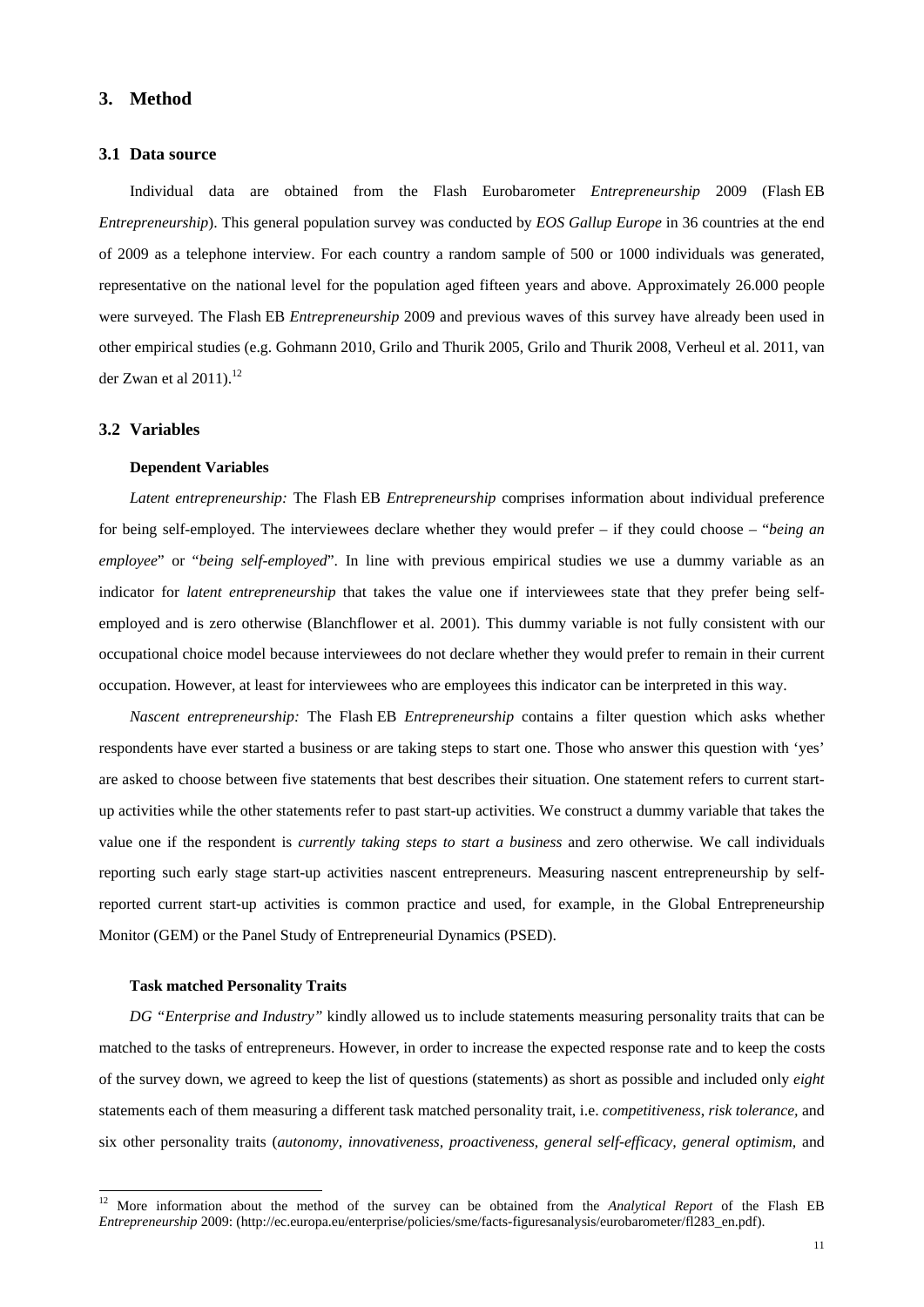## 3. Method

### 3.1 Data source

Individual data are obtained from the Flash Eurobarometer *Entrepreneurship* 2009 (Flash EB *Entrepreneurship*). This general population survey was conducted by *EOS Gallup Europe* in 36 countries at the end of 2009 as a telephone interview. For each country a random sample of 500 or 1000 individuals was generated, representative on the national level for the population aged fifteen years and above. Approximately 26.000 people were surveyed. The Flash EB *Entrepreneurship* 2009 and previous waves of this survey have already been used in other empirical studies (e.g. Gohmann 2010, Grilo and Thurik 2005, Grilo and Thurik 2008, Verheul et al. 2011, van der Zwan et al 2011).[12]

### 3.2 Variables

**Dependent Variables**

*Latent entrepreneurship:* The Flash EB *Entrepreneurship* comprises information about individual preference for being self-employed. The interviewees declare whether they would prefer – if they could choose – "*being an employee*" or "*being self-employed*". In line with previous empirical studies we use a dummy variable as an indicator for *latent entrepreneurship* that takes the value one if interviewees state that they prefer being self-employed and is zero otherwise (Blanchflower et al. 2001). This dummy variable is not fully consistent with our occupational choice model because interviewees do not declare whether they would prefer to remain in their current occupation. However, at least for interviewees who are employees this indicator can be interpreted in this way.

*Nascent entrepreneurship:* The Flash EB *Entrepreneurship* contains a filter question which asks whether respondents have ever started a business or are taking steps to start one. Those who answer this question with 'yes' are asked to choose between five statements that best describes their situation. One statement refers to current start-up activities while the other statements refer to past start-up activities. We construct a dummy variable that takes the value one if the respondent is *currently taking steps to start a business* and zero otherwise. We call individuals reporting such early stage start-up activities nascent entrepreneurs. Measuring nascent entrepreneurship by self-reported current start-up activities is common practice and used, for example, in the Global Entrepreneurship Monitor (GEM) or the Panel Study of Entrepreneurial Dynamics (PSED).

**Task matched Personality Traits**

*DG "Enterprise and Industry"* kindly allowed us to include statements measuring personality traits that can be matched to the tasks of entrepreneurs. However, in order to increase the expected response rate and to keep the costs of the survey down, we agreed to keep the list of questions (statements) as short as possible and included only *eight* statements each of them measuring a different task matched personality trait, i.e. *competitiveness*, *risk tolerance*, and six other personality traits (*autonomy*, *innovativeness*, *proactiveness*, *general self-efficacy*, *general optimism*, and

[12] More information about the method of the survey can be obtained from the *Analytical Report* of the Flash EB *Entrepreneurship* 2009: (http://ec.europa.eu/enterprise/policies/sme/facts-figuresanalysis/eurobarometer/fl283_en.pdf).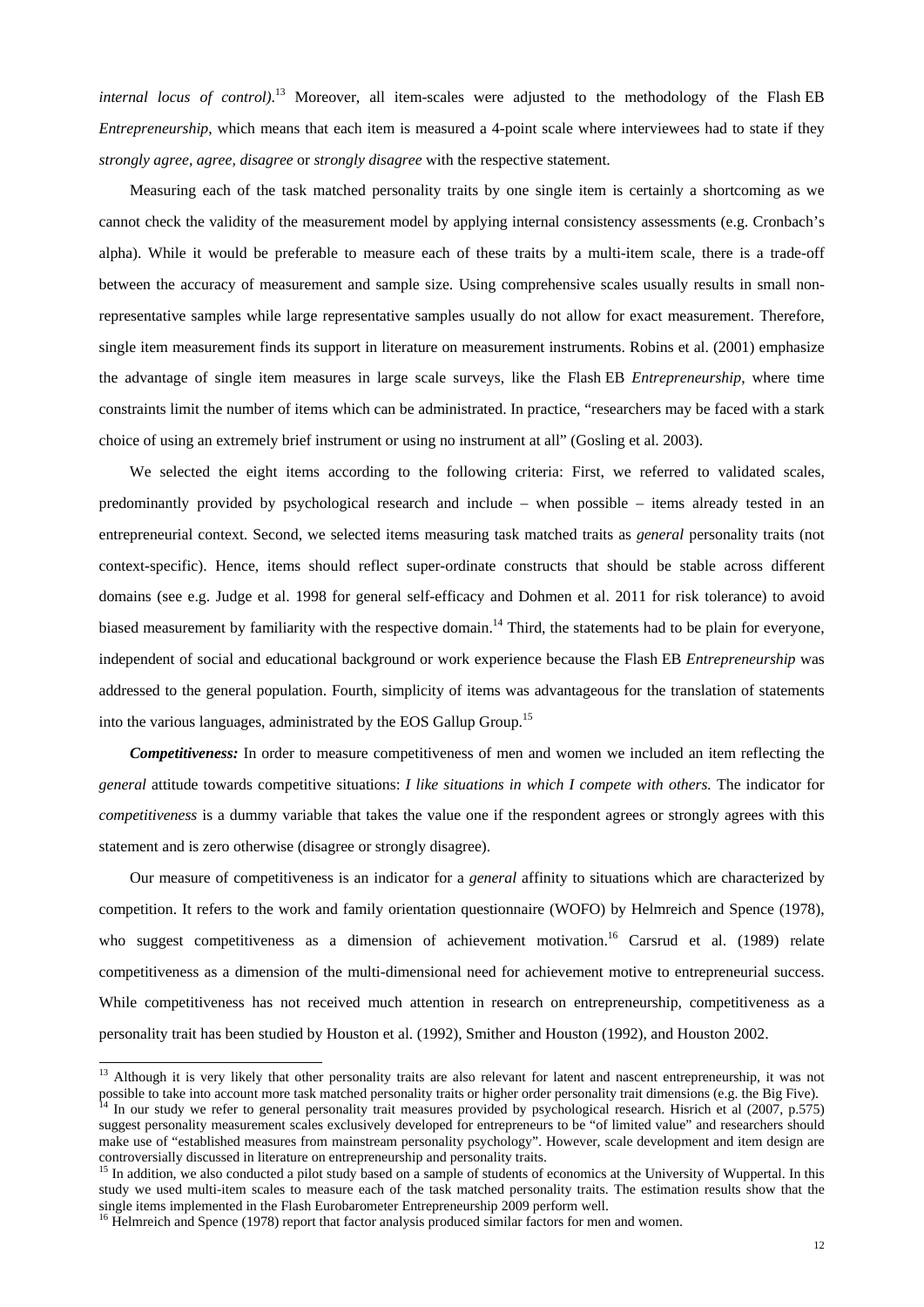*internal locus of control).*[13] Moreover, all item-scales were adjusted to the methodology of the Flash EB *Entrepreneurship*, which means that each item is measured a 4-point scale where interviewees had to state if they *strongly agree, agree, disagree* or *strongly disagree* with the respective statement.

Measuring each of the task matched personality traits by one single item is certainly a shortcoming as we cannot check the validity of the measurement model by applying internal consistency assessments (e.g. Cronbach's alpha). While it would be preferable to measure each of these traits by a multi-item scale, there is a trade-off between the accuracy of measurement and sample size. Using comprehensive scales usually results in small non-representative samples while large representative samples usually do not allow for exact measurement. Therefore, single item measurement finds its support in literature on measurement instruments. Robins et al. (2001) emphasize the advantage of single item measures in large scale surveys, like the Flash EB *Entrepreneurship*, where time constraints limit the number of items which can be administrated. In practice, "researchers may be faced with a stark choice of using an extremely brief instrument or using no instrument at all" (Gosling et al. 2003).

We selected the eight items according to the following criteria: First, we referred to validated scales, predominantly provided by psychological research and include – when possible – items already tested in an entrepreneurial context. Second, we selected items measuring task matched traits as *general* personality traits (not context-specific). Hence, items should reflect super-ordinate constructs that should be stable across different domains (see e.g. Judge et al. 1998 for general self-efficacy and Dohmen et al. 2011 for risk tolerance) to avoid biased measurement by familiarity with the respective domain.[14] Third, the statements had to be plain for everyone, independent of social and educational background or work experience because the Flash EB *Entrepreneurship* was addressed to the general population. Fourth, simplicity of items was advantageous for the translation of statements into the various languages, administrated by the EOS Gallup Group.[15]

***Competitiveness:*** In order to measure competitiveness of men and women we included an item reflecting the *general* attitude towards competitive situations: *I like situations in which I compete with others.* The indicator for *competitiveness* is a dummy variable that takes the value one if the respondent agrees or strongly agrees with this statement and is zero otherwise (disagree or strongly disagree).

Our measure of competitiveness is an indicator for a *general* affinity to situations which are characterized by competition. It refers to the work and family orientation questionnaire (WOFO) by Helmreich and Spence (1978), who suggest competitiveness as a dimension of achievement motivation.[16] Carsrud et al. (1989) relate competitiveness as a dimension of the multi-dimensional need for achievement motive to entrepreneurial success. While competitiveness has not received much attention in research on entrepreneurship, competitiveness as a personality trait has been studied by Houston et al. (1992), Smither and Houston (1992), and Houston 2002.

---

[13] Although it is very likely that other personality traits are also relevant for latent and nascent entrepreneurship, it was not possible to take into account more task matched personality traits or higher order personality trait dimensions (e.g. the Big Five).

[14] In our study we refer to general personality trait measures provided by psychological research. Hisrich et al (2007, p.575) suggest personality measurement scales exclusively developed for entrepreneurs to be "of limited value" and researchers should make use of "established measures from mainstream personality psychology". However, scale development and item design are controversially discussed in literature on entrepreneurship and personality traits.

[15] In addition, we also conducted a pilot study based on a sample of students of economics at the University of Wuppertal. In this study we used multi-item scales to measure each of the task matched personality traits. The estimation results show that the single items implemented in the Flash Eurobarometer Entrepreneurship 2009 perform well.

[16] Helmreich and Spence (1978) report that factor analysis produced similar factors for men and women.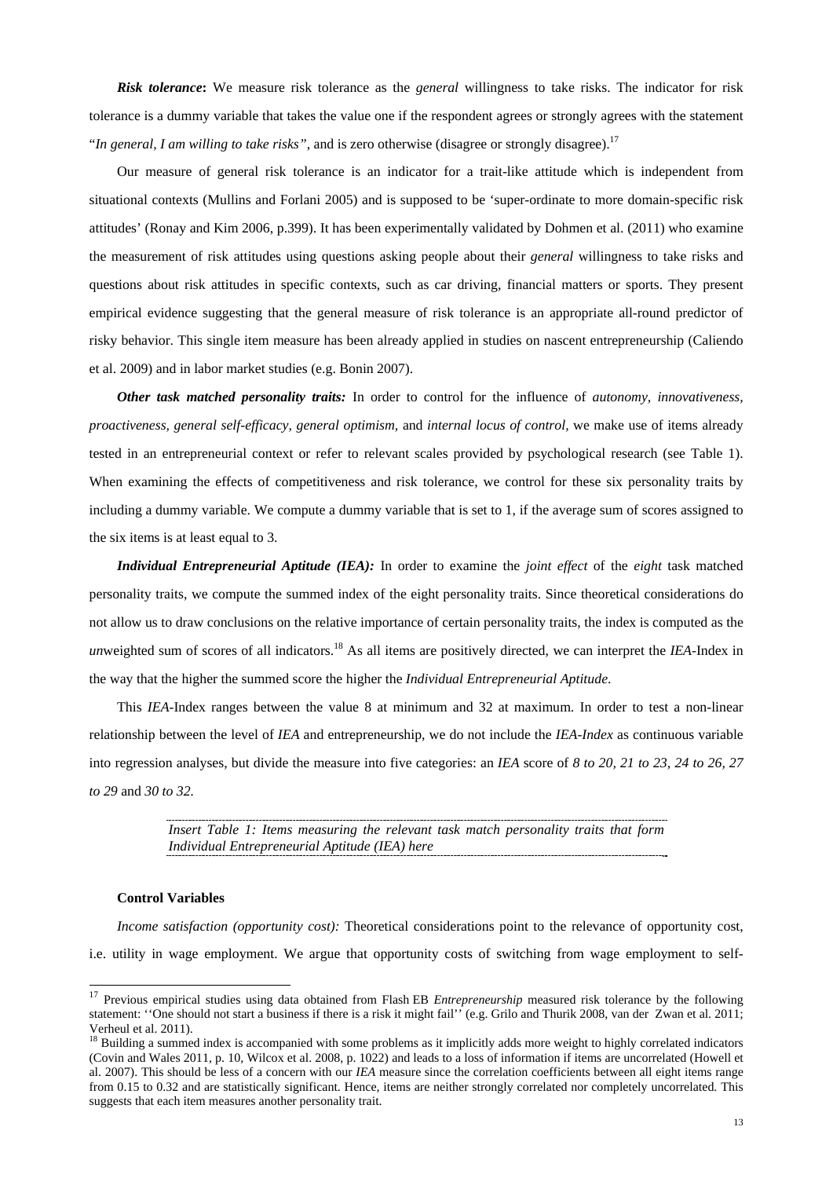***Risk tolerance*:** We measure risk tolerance as the *general* willingness to take risks. The indicator for risk tolerance is a dummy variable that takes the value one if the respondent agrees or strongly agrees with the statement "*In general, I am willing to take risks"*, and is zero otherwise (disagree or strongly disagree).[17]

Our measure of general risk tolerance is an indicator for a trait-like attitude which is independent from situational contexts (Mullins and Forlani 2005) and is supposed to be 'super-ordinate to more domain-specific risk attitudes' (Ronay and Kim 2006, p.399). It has been experimentally validated by Dohmen et al. (2011) who examine the measurement of risk attitudes using questions asking people about their *general* willingness to take risks and questions about risk attitudes in specific contexts, such as car driving, financial matters or sports. They present empirical evidence suggesting that the general measure of risk tolerance is an appropriate all-round predictor of risky behavior. This single item measure has been already applied in studies on nascent entrepreneurship (Caliendo et al. 2009) and in labor market studies (e.g. Bonin 2007).

***Other task matched personality traits:*** In order to control for the influence of *autonomy, innovativeness, proactiveness, general self-efficacy, general optimism,* and *internal locus of control,* we make use of items already tested in an entrepreneurial context or refer to relevant scales provided by psychological research (see Table 1). When examining the effects of competitiveness and risk tolerance, we control for these six personality traits by including a dummy variable. We compute a dummy variable that is set to 1, if the average sum of scores assigned to the six items is at least equal to 3.

***Individual Entrepreneurial Aptitude (IEA):*** In order to examine the *joint effect* of the *eight* task matched personality traits, we compute the summed index of the eight personality traits. Since theoretical considerations do not allow us to draw conclusions on the relative importance of certain personality traits, the index is computed as the *un*weighted sum of scores of all indicators.[18] As all items are positively directed, we can interpret the *IEA*-Index in the way that the higher the summed score the higher the *Individual Entrepreneurial Aptitude*.

This *IEA*-Index ranges between the value 8 at minimum and 32 at maximum. In order to test a non-linear relationship between the level of *IEA* and entrepreneurship, we do not include the *IEA-Index* as continuous variable into regression analyses, but divide the measure into five categories: an *IEA* score of *8 to 20, 21 to 23, 24 to 26, 27 to 29* and *30 to 32.*

*Insert Table 1: Items measuring the relevant task match personality traits that form Individual Entrepreneurial Aptitude (IEA) here*

**Control Variables**

*Income satisfaction (opportunity cost):* Theoretical considerations point to the relevance of opportunity cost, i.e. utility in wage employment. We argue that opportunity costs of switching from wage employment to self-

[17] Previous empirical studies using data obtained from Flash EB *Entrepreneurship* measured risk tolerance by the following statement: ''One should not start a business if there is a risk it might fail'' (e.g. Grilo and Thurik 2008, van der Zwan et al. 2011; Verheul et al. 2011).

[18] Building a summed index is accompanied with some problems as it implicitly adds more weight to highly correlated indicators (Covin and Wales 2011, p. 10, Wilcox et al. 2008, p. 1022) and leads to a loss of information if items are uncorrelated (Howell et al. 2007). This should be less of a concern with our *IEA* measure since the correlation coefficients between all eight items range from 0.15 to 0.32 and are statistically significant. Hence, items are neither strongly correlated nor completely uncorrelated. This suggests that each item measures another personality trait.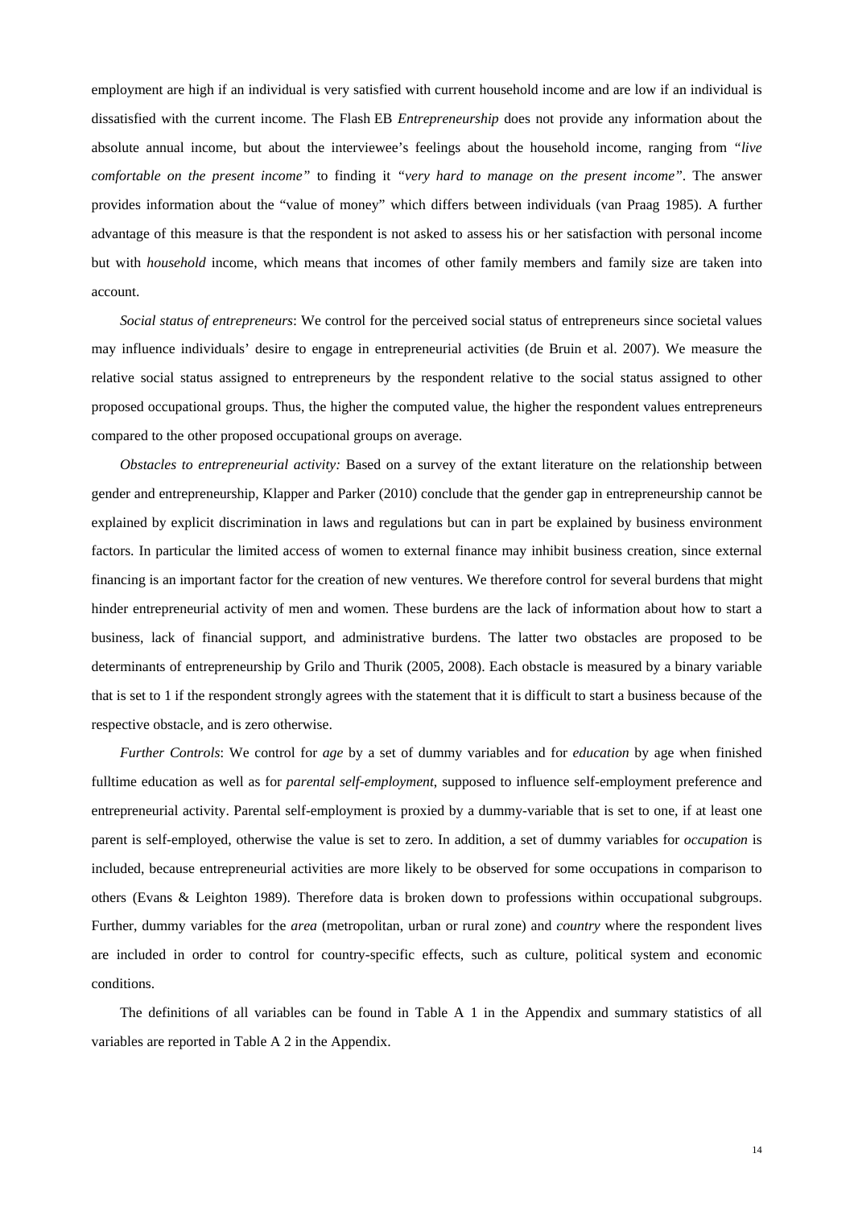employment are high if an individual is very satisfied with current household income and are low if an individual is dissatisfied with the current income. The Flash EB *Entrepreneurship* does not provide any information about the absolute annual income, but about the interviewee's feelings about the household income, ranging from *"live comfortable on the present income"* to finding it *"very hard to manage on the present income"*. The answer provides information about the "value of money" which differs between individuals (van Praag 1985). A further advantage of this measure is that the respondent is not asked to assess his or her satisfaction with personal income but with *household* income, which means that incomes of other family members and family size are taken into account.

*Social status of entrepreneurs*: We control for the perceived social status of entrepreneurs since societal values may influence individuals' desire to engage in entrepreneurial activities (de Bruin et al. 2007). We measure the relative social status assigned to entrepreneurs by the respondent relative to the social status assigned to other proposed occupational groups. Thus, the higher the computed value, the higher the respondent values entrepreneurs compared to the other proposed occupational groups on average.

*Obstacles to entrepreneurial activity:* Based on a survey of the extant literature on the relationship between gender and entrepreneurship, Klapper and Parker (2010) conclude that the gender gap in entrepreneurship cannot be explained by explicit discrimination in laws and regulations but can in part be explained by business environment factors. In particular the limited access of women to external finance may inhibit business creation, since external financing is an important factor for the creation of new ventures. We therefore control for several burdens that might hinder entrepreneurial activity of men and women. These burdens are the lack of information about how to start a business, lack of financial support, and administrative burdens. The latter two obstacles are proposed to be determinants of entrepreneurship by Grilo and Thurik (2005, 2008). Each obstacle is measured by a binary variable that is set to 1 if the respondent strongly agrees with the statement that it is difficult to start a business because of the respective obstacle, and is zero otherwise.

*Further Controls*: We control for *age* by a set of dummy variables and for *education* by age when finished fulltime education as well as for *parental self-employment*, supposed to influence self-employment preference and entrepreneurial activity. Parental self-employment is proxied by a dummy-variable that is set to one, if at least one parent is self-employed, otherwise the value is set to zero. In addition, a set of dummy variables for *occupation* is included, because entrepreneurial activities are more likely to be observed for some occupations in comparison to others (Evans & Leighton 1989). Therefore data is broken down to professions within occupational subgroups. Further, dummy variables for the *area* (metropolitan, urban or rural zone) and *country* where the respondent lives are included in order to control for country-specific effects, such as culture, political system and economic conditions.

The definitions of all variables can be found in Table A 1 in the Appendix and summary statistics of all variables are reported in Table A 2 in the Appendix.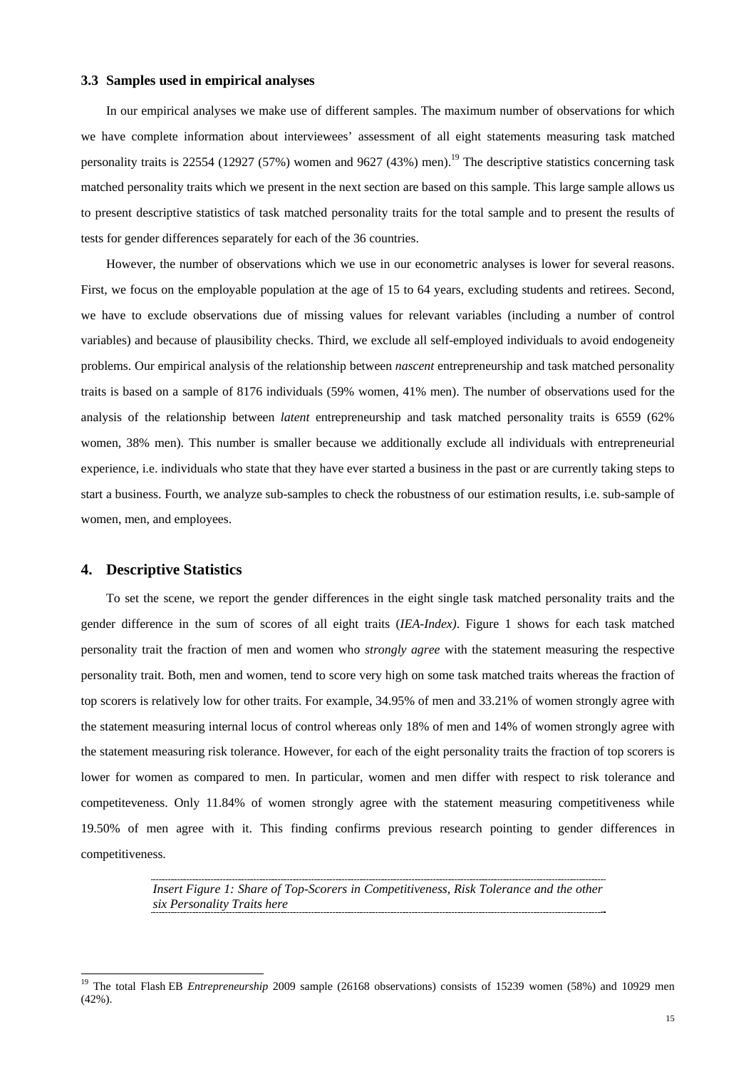### 3.3 Samples used in empirical analyses

In our empirical analyses we make use of different samples. The maximum number of observations for which we have complete information about interviewees' assessment of all eight statements measuring task matched personality traits is 22554 (12927 (57%) women and 9627 (43%) men).[19] The descriptive statistics concerning task matched personality traits which we present in the next section are based on this sample. This large sample allows us to present descriptive statistics of task matched personality traits for the total sample and to present the results of tests for gender differences separately for each of the 36 countries.

However, the number of observations which we use in our econometric analyses is lower for several reasons. First, we focus on the employable population at the age of 15 to 64 years, excluding students and retirees. Second, we have to exclude observations due of missing values for relevant variables (including a number of control variables) and because of plausibility checks. Third, we exclude all self-employed individuals to avoid endogeneity problems. Our empirical analysis of the relationship between *nascent* entrepreneurship and task matched personality traits is based on a sample of 8176 individuals (59% women, 41% men). The number of observations used for the analysis of the relationship between *latent* entrepreneurship and task matched personality traits is 6559 (62% women, 38% men). This number is smaller because we additionally exclude all individuals with entrepreneurial experience, i.e. individuals who state that they have ever started a business in the past or are currently taking steps to start a business. Fourth, we analyze sub-samples to check the robustness of our estimation results, i.e. sub-sample of women, men, and employees.

## 4. Descriptive Statistics

To set the scene, we report the gender differences in the eight single task matched personality traits and the gender difference in the sum of scores of all eight traits (*IEA-Index)*. Figure 1 shows for each task matched personality trait the fraction of men and women who *strongly agree* with the statement measuring the respective personality trait. Both, men and women, tend to score very high on some task matched traits whereas the fraction of top scorers is relatively low for other traits. For example, 34.95% of men and 33.21% of women strongly agree with the statement measuring internal locus of control whereas only 18% of men and 14% of women strongly agree with the statement measuring risk tolerance. However, for each of the eight personality traits the fraction of top scorers is lower for women as compared to men. In particular, women and men differ with respect to risk tolerance and competiteveness. Only 11.84% of women strongly agree with the statement measuring competitiveness while 19.50% of men agree with it. This finding confirms previous research pointing to gender differences in competitiveness.

*Insert Figure 1: Share of Top-Scorers in Competitiveness, Risk Tolerance and the other six Personality Traits here*

---

[19] The total Flash EB *Entrepreneurship* 2009 sample (26168 observations) consists of 15239 women (58%) and 10929 men (42%).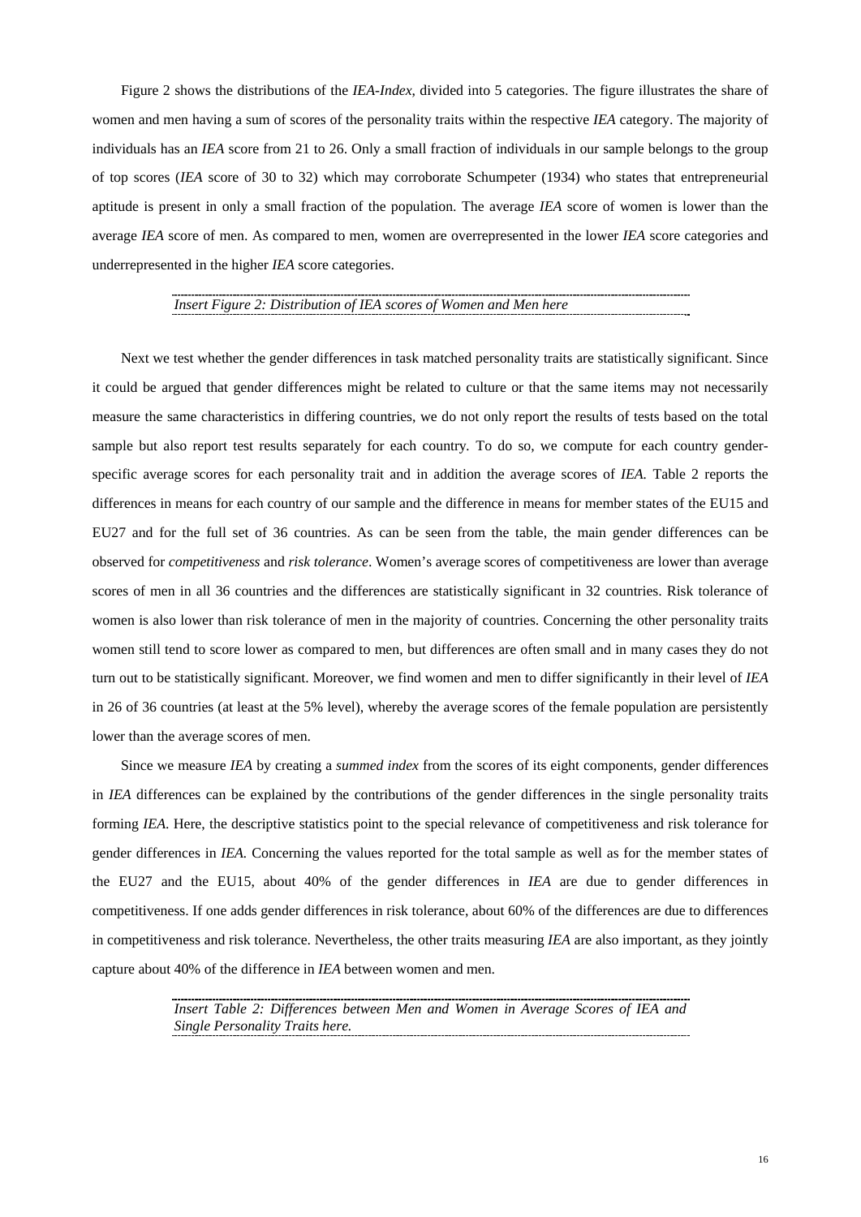Figure 2 shows the distributions of the *IEA-Index*, divided into 5 categories. The figure illustrates the share of women and men having a sum of scores of the personality traits within the respective *IEA* category. The majority of individuals has an *IEA* score from 21 to 26. Only a small fraction of individuals in our sample belongs to the group of top scores (*IEA* score of 30 to 32) which may corroborate Schumpeter (1934) who states that entrepreneurial aptitude is present in only a small fraction of the population. The average *IEA* score of women is lower than the average *IEA* score of men. As compared to men, women are overrepresented in the lower *IEA* score categories and underrepresented in the higher *IEA* score categories.

*Insert Figure 2: Distribution of IEA scores of Women and Men here*

Next we test whether the gender differences in task matched personality traits are statistically significant. Since it could be argued that gender differences might be related to culture or that the same items may not necessarily measure the same characteristics in differing countries, we do not only report the results of tests based on the total sample but also report test results separately for each country. To do so, we compute for each country gender-specific average scores for each personality trait and in addition the average scores of *IEA.* Table 2 reports the differences in means for each country of our sample and the difference in means for member states of the EU15 and EU27 and for the full set of 36 countries. As can be seen from the table, the main gender differences can be observed for *competitiveness* and *risk tolerance*. Women's average scores of competitiveness are lower than average scores of men in all 36 countries and the differences are statistically significant in 32 countries. Risk tolerance of women is also lower than risk tolerance of men in the majority of countries. Concerning the other personality traits women still tend to score lower as compared to men, but differences are often small and in many cases they do not turn out to be statistically significant. Moreover, we find women and men to differ significantly in their level of *IEA* in 26 of 36 countries (at least at the 5% level), whereby the average scores of the female population are persistently lower than the average scores of men.

Since we measure *IEA* by creating a *summed index* from the scores of its eight components, gender differences in *IEA* differences can be explained by the contributions of the gender differences in the single personality traits forming *IEA*. Here, the descriptive statistics point to the special relevance of competitiveness and risk tolerance for gender differences in *IEA.* Concerning the values reported for the total sample as well as for the member states of the EU27 and the EU15, about 40% of the gender differences in *IEA* are due to gender differences in competitiveness. If one adds gender differences in risk tolerance, about 60% of the differences are due to differences in competitiveness and risk tolerance. Nevertheless, the other traits measuring *IEA* are also important, as they jointly capture about 40% of the difference in *IEA* between women and men.

*Insert Table 2: Differences between Men and Women in Average Scores of IEA and Single Personality Traits here.*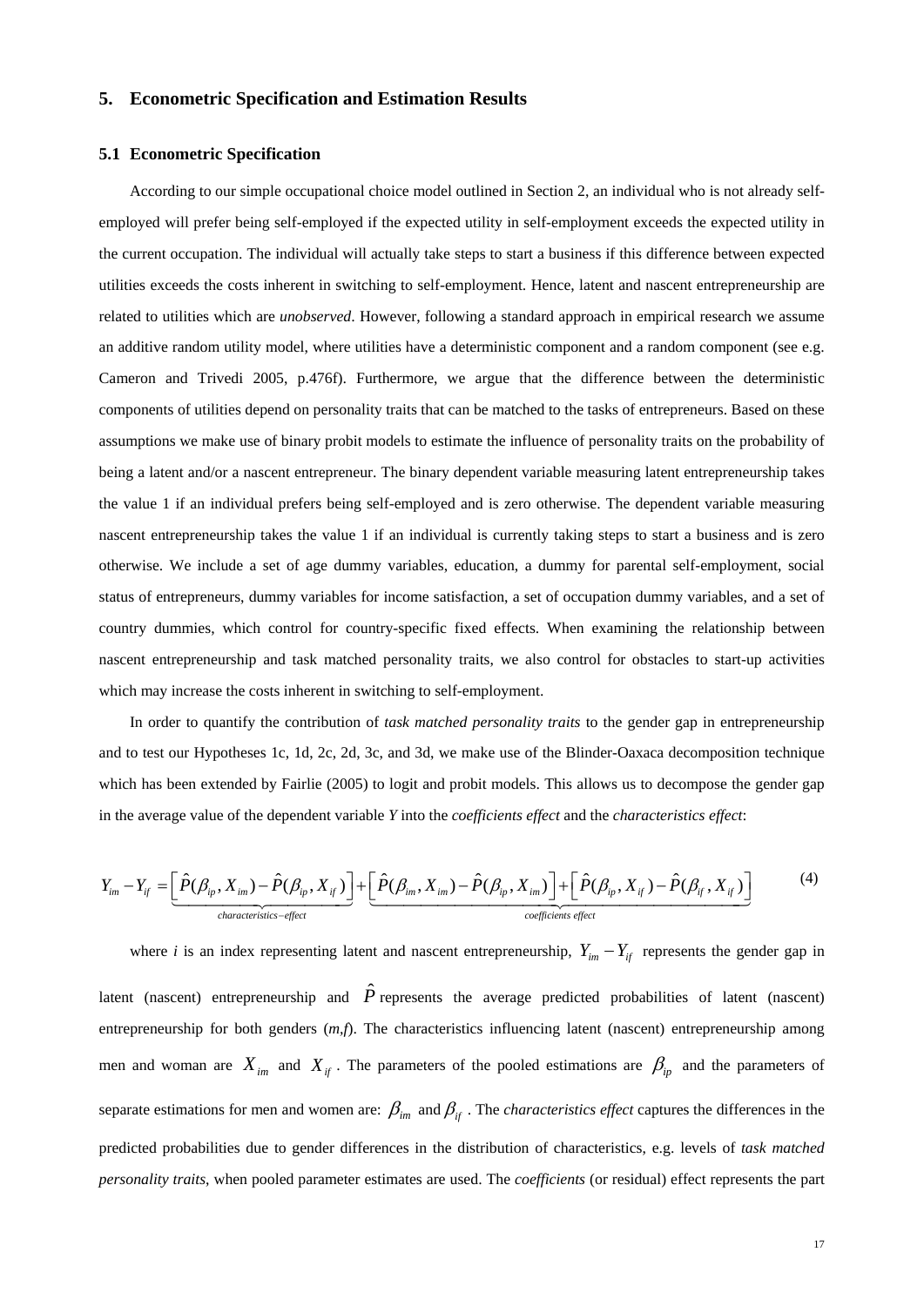## 5. Econometric Specification and Estimation Results

### 5.1 Econometric Specification

According to our simple occupational choice model outlined in Section 2, an individual who is not already self-employed will prefer being self-employed if the expected utility in self-employment exceeds the expected utility in the current occupation. The individual will actually take steps to start a business if this difference between expected utilities exceeds the costs inherent in switching to self-employment. Hence, latent and nascent entrepreneurship are related to utilities which are *unobserved*. However, following a standard approach in empirical research we assume an additive random utility model, where utilities have a deterministic component and a random component (see e.g. Cameron and Trivedi 2005, p.476f). Furthermore, we argue that the difference between the deterministic components of utilities depend on personality traits that can be matched to the tasks of entrepreneurs. Based on these assumptions we make use of binary probit models to estimate the influence of personality traits on the probability of being a latent and/or a nascent entrepreneur. The binary dependent variable measuring latent entrepreneurship takes the value 1 if an individual prefers being self-employed and is zero otherwise. The dependent variable measuring nascent entrepreneurship takes the value 1 if an individual is currently taking steps to start a business and is zero otherwise. We include a set of age dummy variables, education, a dummy for parental self-employment, social status of entrepreneurs, dummy variables for income satisfaction, a set of occupation dummy variables, and a set of country dummies, which control for country-specific fixed effects. When examining the relationship between nascent entrepreneurship and task matched personality traits, we also control for obstacles to start-up activities which may increase the costs inherent in switching to self-employment.

In order to quantify the contribution of *task matched personality traits* to the gender gap in entrepreneurship and to test our Hypotheses 1c, 1d, 2c, 2d, 3c, and 3d, we make use of the Blinder-Oaxaca decomposition technique which has been extended by Fairlie (2005) to logit and probit models. This allows us to decompose the gender gap in the average value of the dependent variable *Y* into the *coefficients effect* and the *characteristics effect*:

$$Y_{im} - Y_{if} = \underbrace{\left[\hat{P}(\beta_{ip}, X_{im}) - \hat{P}(\beta_{ip}, X_{if})\right]}_{characteristics-effect} + \underbrace{\left[\hat{P}(\beta_{im}, X_{im}) - \hat{P}(\beta_{ip}, X_{im})\right] + \left[\hat{P}(\beta_{ip}, X_{if}) - \hat{P}(\beta_{if}, X_{if})\right]}_{coefficients\ effect} \qquad (4)$$

where *i* is an index representing latent and nascent entrepreneurship, $Y_{im} - Y_{if}$ represents the gender gap in latent (nascent) entrepreneurship and $\hat{P}$ represents the average predicted probabilities of latent (nascent) entrepreneurship for both genders (*m,f*). The characteristics influencing latent (nascent) entrepreneurship among men and woman are $X_{im}$ and $X_{if}$. The parameters of the pooled estimations are $\beta_{ip}$ and the parameters of separate estimations for men and women are: $\beta_{im}$ and $\beta_{if}$. The *characteristics effect* captures the differences in the predicted probabilities due to gender differences in the distribution of characteristics, e.g. levels of *task matched personality traits*, when pooled parameter estimates are used. The *coefficients* (or residual) effect represents the part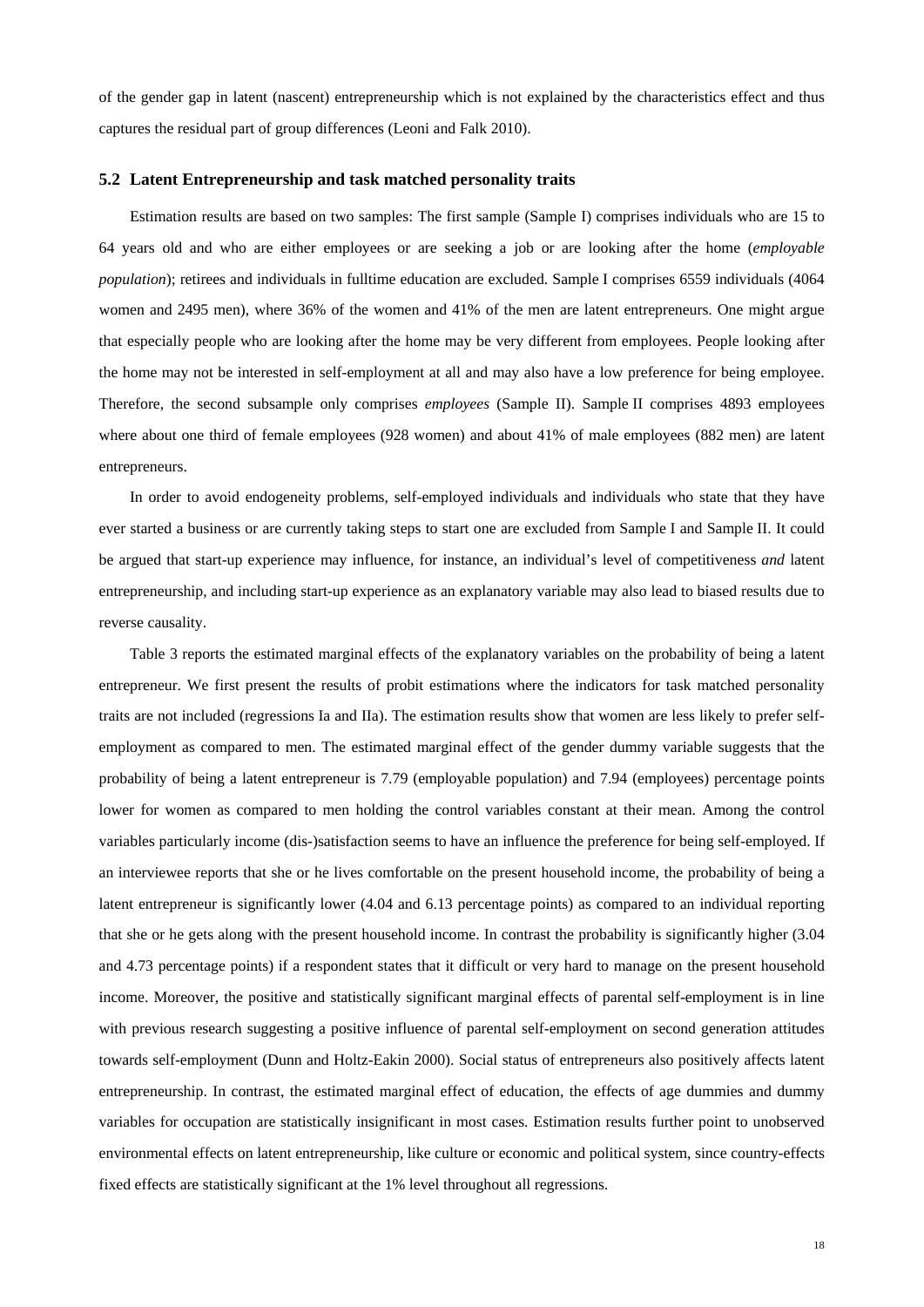of the gender gap in latent (nascent) entrepreneurship which is not explained by the characteristics effect and thus captures the residual part of group differences (Leoni and Falk 2010).

### 5.2 Latent Entrepreneurship and task matched personality traits

Estimation results are based on two samples: The first sample (Sample I) comprises individuals who are 15 to 64 years old and who are either employees or are seeking a job or are looking after the home (*employable population*); retirees and individuals in fulltime education are excluded. Sample I comprises 6559 individuals (4064 women and 2495 men), where 36% of the women and 41% of the men are latent entrepreneurs. One might argue that especially people who are looking after the home may be very different from employees. People looking after the home may not be interested in self-employment at all and may also have a low preference for being employee. Therefore, the second subsample only comprises *employees* (Sample II). Sample II comprises 4893 employees where about one third of female employees (928 women) and about 41% of male employees (882 men) are latent entrepreneurs.

In order to avoid endogeneity problems, self-employed individuals and individuals who state that they have ever started a business or are currently taking steps to start one are excluded from Sample I and Sample II. It could be argued that start-up experience may influence, for instance, an individual's level of competitiveness *and* latent entrepreneurship, and including start-up experience as an explanatory variable may also lead to biased results due to reverse causality.

Table 3 reports the estimated marginal effects of the explanatory variables on the probability of being a latent entrepreneur. We first present the results of probit estimations where the indicators for task matched personality traits are not included (regressions Ia and IIa). The estimation results show that women are less likely to prefer self-employment as compared to men. The estimated marginal effect of the gender dummy variable suggests that the probability of being a latent entrepreneur is 7.79 (employable population) and 7.94 (employees) percentage points lower for women as compared to men holding the control variables constant at their mean. Among the control variables particularly income (dis-)satisfaction seems to have an influence the preference for being self-employed. If an interviewee reports that she or he lives comfortable on the present household income, the probability of being a latent entrepreneur is significantly lower (4.04 and 6.13 percentage points) as compared to an individual reporting that she or he gets along with the present household income. In contrast the probability is significantly higher (3.04 and 4.73 percentage points) if a respondent states that it difficult or very hard to manage on the present household income. Moreover, the positive and statistically significant marginal effects of parental self-employment is in line with previous research suggesting a positive influence of parental self-employment on second generation attitudes towards self-employment (Dunn and Holtz-Eakin 2000). Social status of entrepreneurs also positively affects latent entrepreneurship. In contrast, the estimated marginal effect of education, the effects of age dummies and dummy variables for occupation are statistically insignificant in most cases. Estimation results further point to unobserved environmental effects on latent entrepreneurship, like culture or economic and political system, since country-effects fixed effects are statistically significant at the 1% level throughout all regressions.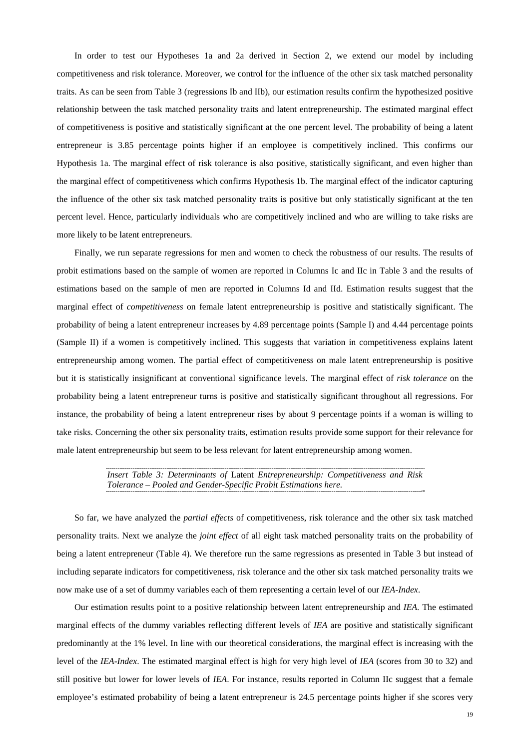In order to test our Hypotheses 1a and 2a derived in Section 2, we extend our model by including competitiveness and risk tolerance. Moreover, we control for the influence of the other six task matched personality traits. As can be seen from Table 3 (regressions Ib and IIb), our estimation results confirm the hypothesized positive relationship between the task matched personality traits and latent entrepreneurship. The estimated marginal effect of competitiveness is positive and statistically significant at the one percent level. The probability of being a latent entrepreneur is 3.85 percentage points higher if an employee is competitively inclined. This confirms our Hypothesis 1a. The marginal effect of risk tolerance is also positive, statistically significant, and even higher than the marginal effect of competitiveness which confirms Hypothesis 1b. The marginal effect of the indicator capturing the influence of the other six task matched personality traits is positive but only statistically significant at the ten percent level. Hence, particularly individuals who are competitively inclined and who are willing to take risks are more likely to be latent entrepreneurs.

Finally, we run separate regressions for men and women to check the robustness of our results. The results of probit estimations based on the sample of women are reported in Columns Ic and IIc in Table 3 and the results of estimations based on the sample of men are reported in Columns Id and IId. Estimation results suggest that the marginal effect of *competitiveness* on female latent entrepreneurship is positive and statistically significant. The probability of being a latent entrepreneur increases by 4.89 percentage points (Sample I) and 4.44 percentage points (Sample II) if a women is competitively inclined. This suggests that variation in competitiveness explains latent entrepreneurship among women. The partial effect of competitiveness on male latent entrepreneurship is positive but it is statistically insignificant at conventional significance levels. The marginal effect of *risk tolerance* on the probability being a latent entrepreneur turns is positive and statistically significant throughout all regressions. For instance, the probability of being a latent entrepreneur rises by about 9 percentage points if a woman is willing to take risks. Concerning the other six personality traits, estimation results provide some support for their relevance for male latent entrepreneurship but seem to be less relevant for latent entrepreneurship among women.

*Insert Table 3: Determinants of* Latent *Entrepreneurship: Competitiveness and Risk Tolerance – Pooled and Gender-Specific Probit Estimations here.*

So far, we have analyzed the *partial effects* of competitiveness, risk tolerance and the other six task matched personality traits. Next we analyze the *joint effect* of all eight task matched personality traits on the probability of being a latent entrepreneur (Table 4). We therefore run the same regressions as presented in Table 3 but instead of including separate indicators for competitiveness, risk tolerance and the other six task matched personality traits we now make use of a set of dummy variables each of them representing a certain level of our *IEA-Index*.

Our estimation results point to a positive relationship between latent entrepreneurship and *IEA*. The estimated marginal effects of the dummy variables reflecting different levels of *IEA* are positive and statistically significant predominantly at the 1% level. In line with our theoretical considerations, the marginal effect is increasing with the level of the *IEA-Index*. The estimated marginal effect is high for very high level of *IEA* (scores from 30 to 32) and still positive but lower for lower levels of *IEA*. For instance, results reported in Column IIc suggest that a female employee's estimated probability of being a latent entrepreneur is 24.5 percentage points higher if she scores very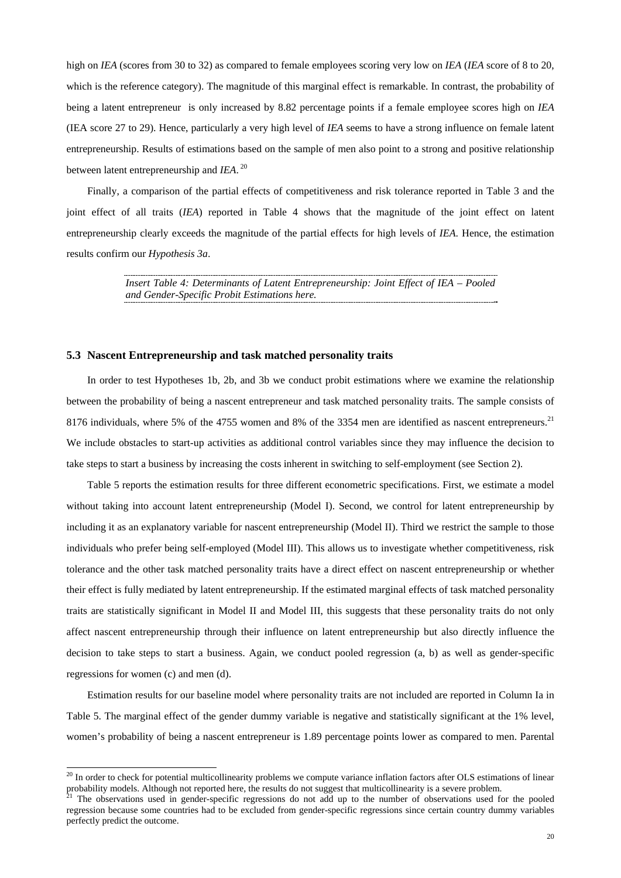high on *IEA* (scores from 30 to 32) as compared to female employees scoring very low on *IEA* (*IEA* score of 8 to 20, which is the reference category). The magnitude of this marginal effect is remarkable. In contrast, the probability of being a latent entrepreneur is only increased by 8.82 percentage points if a female employee scores high on *IEA* (IEA score 27 to 29). Hence, particularly a very high level of *IEA* seems to have a strong influence on female latent entrepreneurship. Results of estimations based on the sample of men also point to a strong and positive relationship between latent entrepreneurship and *IEA*.[20]

Finally, a comparison of the partial effects of competitiveness and risk tolerance reported in Table 3 and the joint effect of all traits (*IEA*) reported in Table 4 shows that the magnitude of the joint effect on latent entrepreneurship clearly exceeds the magnitude of the partial effects for high levels of *IEA*. Hence, the estimation results confirm our *Hypothesis 3a*.

*Insert Table 4: Determinants of Latent Entrepreneurship: Joint Effect of IEA – Pooled and Gender-Specific Probit Estimations here.*

### 5.3 Nascent Entrepreneurship and task matched personality traits

In order to test Hypotheses 1b, 2b, and 3b we conduct probit estimations where we examine the relationship between the probability of being a nascent entrepreneur and task matched personality traits. The sample consists of 8176 individuals, where 5% of the 4755 women and 8% of the 3354 men are identified as nascent entrepreneurs.[21] We include obstacles to start-up activities as additional control variables since they may influence the decision to take steps to start a business by increasing the costs inherent in switching to self-employment (see Section 2).

Table 5 reports the estimation results for three different econometric specifications. First, we estimate a model without taking into account latent entrepreneurship (Model I). Second, we control for latent entrepreneurship by including it as an explanatory variable for nascent entrepreneurship (Model II). Third we restrict the sample to those individuals who prefer being self-employed (Model III). This allows us to investigate whether competitiveness, risk tolerance and the other task matched personality traits have a direct effect on nascent entrepreneurship or whether their effect is fully mediated by latent entrepreneurship. If the estimated marginal effects of task matched personality traits are statistically significant in Model II and Model III, this suggests that these personality traits do not only affect nascent entrepreneurship through their influence on latent entrepreneurship but also directly influence the decision to take steps to start a business. Again, we conduct pooled regression (a, b) as well as gender-specific regressions for women (c) and men (d).

Estimation results for our baseline model where personality traits are not included are reported in Column Ia in Table 5. The marginal effect of the gender dummy variable is negative and statistically significant at the 1% level, women's probability of being a nascent entrepreneur is 1.89 percentage points lower as compared to men. Parental

[20] In order to check for potential multicollinearity problems we compute variance inflation factors after OLS estimations of linear probability models. Although not reported here, the results do not suggest that multicollinearity is a severe problem.

[21] The observations used in gender-specific regressions do not add up to the number of observations used for the pooled regression because some countries had to be excluded from gender-specific regressions since certain country dummy variables perfectly predict the outcome.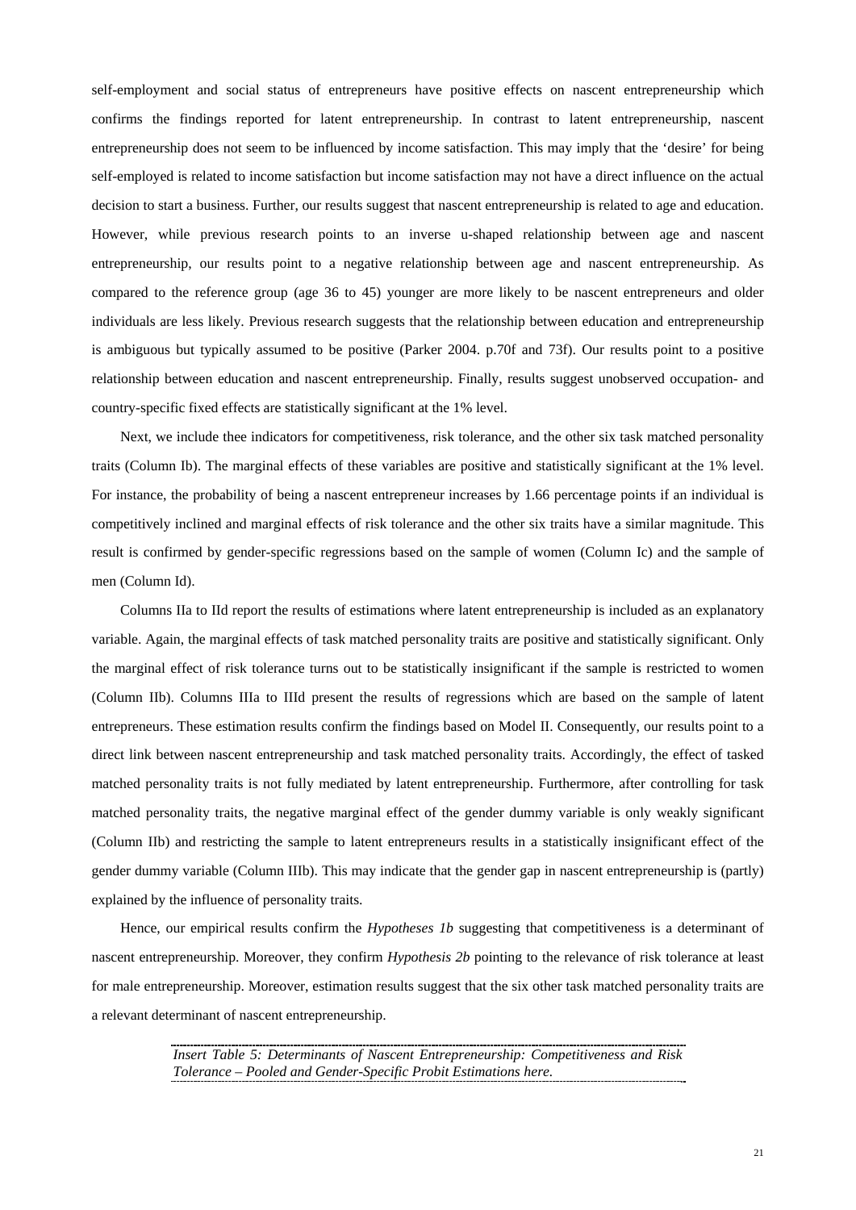self-employment and social status of entrepreneurs have positive effects on nascent entrepreneurship which confirms the findings reported for latent entrepreneurship. In contrast to latent entrepreneurship, nascent entrepreneurship does not seem to be influenced by income satisfaction. This may imply that the 'desire' for being self-employed is related to income satisfaction but income satisfaction may not have a direct influence on the actual decision to start a business. Further, our results suggest that nascent entrepreneurship is related to age and education. However, while previous research points to an inverse u-shaped relationship between age and nascent entrepreneurship, our results point to a negative relationship between age and nascent entrepreneurship. As compared to the reference group (age 36 to 45) younger are more likely to be nascent entrepreneurs and older individuals are less likely. Previous research suggests that the relationship between education and entrepreneurship is ambiguous but typically assumed to be positive (Parker 2004. p.70f and 73f). Our results point to a positive relationship between education and nascent entrepreneurship. Finally, results suggest unobserved occupation- and country-specific fixed effects are statistically significant at the 1% level.

Next, we include thee indicators for competitiveness, risk tolerance, and the other six task matched personality traits (Column Ib). The marginal effects of these variables are positive and statistically significant at the 1% level. For instance, the probability of being a nascent entrepreneur increases by 1.66 percentage points if an individual is competitively inclined and marginal effects of risk tolerance and the other six traits have a similar magnitude. This result is confirmed by gender-specific regressions based on the sample of women (Column Ic) and the sample of men (Column Id).

Columns IIa to IId report the results of estimations where latent entrepreneurship is included as an explanatory variable. Again, the marginal effects of task matched personality traits are positive and statistically significant. Only the marginal effect of risk tolerance turns out to be statistically insignificant if the sample is restricted to women (Column IIb). Columns IIIa to IIId present the results of regressions which are based on the sample of latent entrepreneurs. These estimation results confirm the findings based on Model II. Consequently, our results point to a direct link between nascent entrepreneurship and task matched personality traits. Accordingly, the effect of tasked matched personality traits is not fully mediated by latent entrepreneurship. Furthermore, after controlling for task matched personality traits, the negative marginal effect of the gender dummy variable is only weakly significant (Column IIb) and restricting the sample to latent entrepreneurs results in a statistically insignificant effect of the gender dummy variable (Column IIIb). This may indicate that the gender gap in nascent entrepreneurship is (partly) explained by the influence of personality traits.

Hence, our empirical results confirm the *Hypotheses 1b* suggesting that competitiveness is a determinant of nascent entrepreneurship. Moreover, they confirm *Hypothesis 2b* pointing to the relevance of risk tolerance at least for male entrepreneurship. Moreover, estimation results suggest that the six other task matched personality traits are a relevant determinant of nascent entrepreneurship.

*Insert Table 5: Determinants of Nascent Entrepreneurship: Competitiveness and Risk Tolerance – Pooled and Gender-Specific Probit Estimations here.*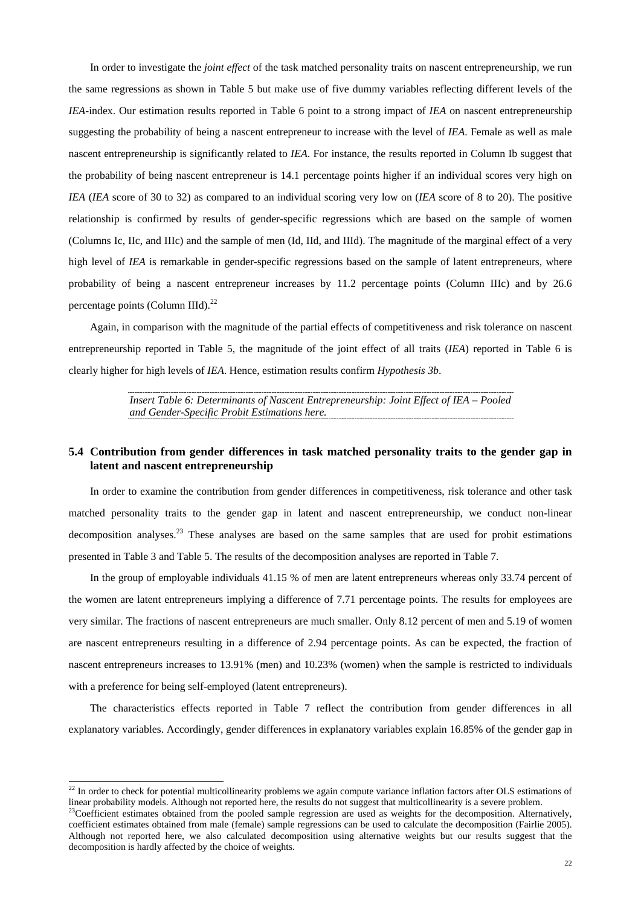In order to investigate the *joint effect* of the task matched personality traits on nascent entrepreneurship, we run the same regressions as shown in Table 5 but make use of five dummy variables reflecting different levels of the *IEA*-index. Our estimation results reported in Table 6 point to a strong impact of *IEA* on nascent entrepreneurship suggesting the probability of being a nascent entrepreneur to increase with the level of *IEA*. Female as well as male nascent entrepreneurship is significantly related to *IEA*. For instance, the results reported in Column Ib suggest that the probability of being nascent entrepreneur is 14.1 percentage points higher if an individual scores very high on *IEA* (*IEA* score of 30 to 32) as compared to an individual scoring very low on (*IEA* score of 8 to 20). The positive relationship is confirmed by results of gender-specific regressions which are based on the sample of women (Columns Ic, IIc, and IIIc) and the sample of men (Id, IId, and IIId). The magnitude of the marginal effect of a very high level of *IEA* is remarkable in gender-specific regressions based on the sample of latent entrepreneurs, where probability of being a nascent entrepreneur increases by 11.2 percentage points (Column IIIc) and by 26.6 percentage points (Column IIId).[22]

Again, in comparison with the magnitude of the partial effects of competitiveness and risk tolerance on nascent entrepreneurship reported in Table 5, the magnitude of the joint effect of all traits (*IEA*) reported in Table 6 is clearly higher for high levels of *IEA*. Hence, estimation results confirm *Hypothesis 3b*.

*Insert Table 6: Determinants of Nascent Entrepreneurship: Joint Effect of IEA – Pooled and Gender-Specific Probit Estimations here.*

### 5.4 Contribution from gender differences in task matched personality traits to the gender gap in latent and nascent entrepreneurship

In order to examine the contribution from gender differences in competitiveness, risk tolerance and other task matched personality traits to the gender gap in latent and nascent entrepreneurship, we conduct non-linear decomposition analyses.[23] These analyses are based on the same samples that are used for probit estimations presented in Table 3 and Table 5. The results of the decomposition analyses are reported in Table 7.

In the group of employable individuals 41.15 % of men are latent entrepreneurs whereas only 33.74 percent of the women are latent entrepreneurs implying a difference of 7.71 percentage points. The results for employees are very similar. The fractions of nascent entrepreneurs are much smaller. Only 8.12 percent of men and 5.19 of women are nascent entrepreneurs resulting in a difference of 2.94 percentage points. As can be expected, the fraction of nascent entrepreneurs increases to 13.91% (men) and 10.23% (women) when the sample is restricted to individuals with a preference for being self-employed (latent entrepreneurs).

The characteristics effects reported in Table 7 reflect the contribution from gender differences in all explanatory variables. Accordingly, gender differences in explanatory variables explain 16.85% of the gender gap in

---

[22] In order to check for potential multicollinearity problems we again compute variance inflation factors after OLS estimations of linear probability models. Although not reported here, the results do not suggest that multicollinearity is a severe problem.

[23] Coefficient estimates obtained from the pooled sample regression are used as weights for the decomposition. Alternatively, coefficient estimates obtained from male (female) sample regressions can be used to calculate the decomposition (Fairlie 2005). Although not reported here, we also calculated decomposition using alternative weights but our results suggest that the decomposition is hardly affected by the choice of weights.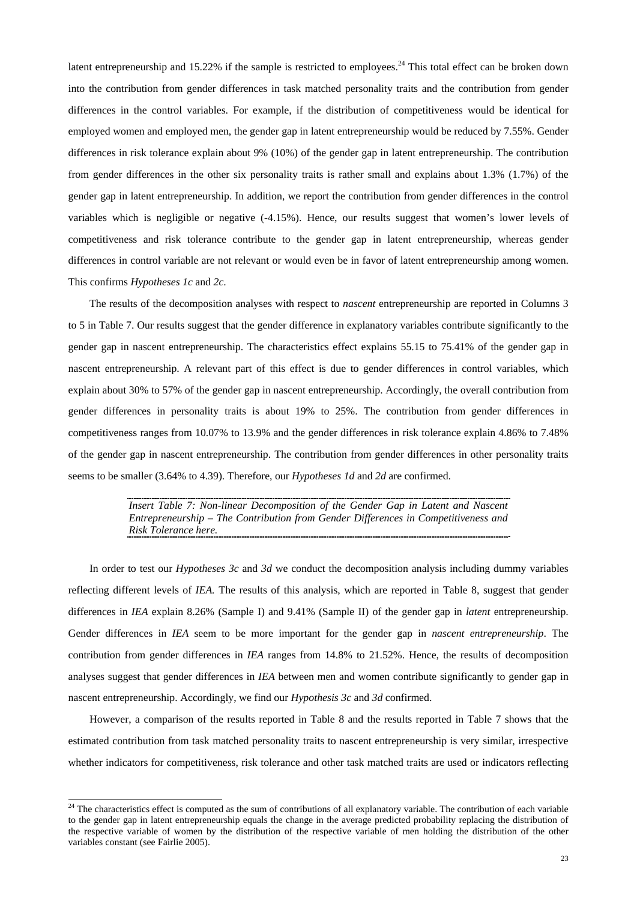latent entrepreneurship and 15.22% if the sample is restricted to employees.[24] This total effect can be broken down into the contribution from gender differences in task matched personality traits and the contribution from gender differences in the control variables. For example, if the distribution of competitiveness would be identical for employed women and employed men, the gender gap in latent entrepreneurship would be reduced by 7.55%. Gender differences in risk tolerance explain about 9% (10%) of the gender gap in latent entrepreneurship. The contribution from gender differences in the other six personality traits is rather small and explains about 1.3% (1.7%) of the gender gap in latent entrepreneurship. In addition, we report the contribution from gender differences in the control variables which is negligible or negative (-4.15%). Hence, our results suggest that women's lower levels of competitiveness and risk tolerance contribute to the gender gap in latent entrepreneurship, whereas gender differences in control variable are not relevant or would even be in favor of latent entrepreneurship among women. This confirms *Hypotheses 1c* and *2c*.

The results of the decomposition analyses with respect to *nascent* entrepreneurship are reported in Columns 3 to 5 in Table 7. Our results suggest that the gender difference in explanatory variables contribute significantly to the gender gap in nascent entrepreneurship. The characteristics effect explains 55.15 to 75.41% of the gender gap in nascent entrepreneurship. A relevant part of this effect is due to gender differences in control variables, which explain about 30% to 57% of the gender gap in nascent entrepreneurship. Accordingly, the overall contribution from gender differences in personality traits is about 19% to 25%. The contribution from gender differences in competitiveness ranges from 10.07% to 13.9% and the gender differences in risk tolerance explain 4.86% to 7.48% of the gender gap in nascent entrepreneurship. The contribution from gender differences in other personality traits seems to be smaller (3.64% to 4.39). Therefore, our *Hypotheses 1d* and *2d* are confirmed.

*Insert Table 7: Non-linear Decomposition of the Gender Gap in Latent and Nascent Entrepreneurship – The Contribution from Gender Differences in Competitiveness and Risk Tolerance here.*

In order to test our *Hypotheses 3c* and *3d* we conduct the decomposition analysis including dummy variables reflecting different levels of *IEA.* The results of this analysis, which are reported in Table 8, suggest that gender differences in *IEA* explain 8.26% (Sample I) and 9.41% (Sample II) of the gender gap in *latent* entrepreneurship. Gender differences in *IEA* seem to be more important for the gender gap in *nascent entrepreneurship*. The contribution from gender differences in *IEA* ranges from 14.8% to 21.52%. Hence, the results of decomposition analyses suggest that gender differences in *IEA* between men and women contribute significantly to gender gap in nascent entrepreneurship. Accordingly, we find our *Hypothesis 3c* and *3d* confirmed.

However, a comparison of the results reported in Table 8 and the results reported in Table 7 shows that the estimated contribution from task matched personality traits to nascent entrepreneurship is very similar, irrespective whether indicators for competitiveness, risk tolerance and other task matched traits are used or indicators reflecting

[24] The characteristics effect is computed as the sum of contributions of all explanatory variable. The contribution of each variable to the gender gap in latent entrepreneurship equals the change in the average predicted probability replacing the distribution of the respective variable of women by the distribution of the respective variable of men holding the distribution of the other variables constant (see Fairlie 2005).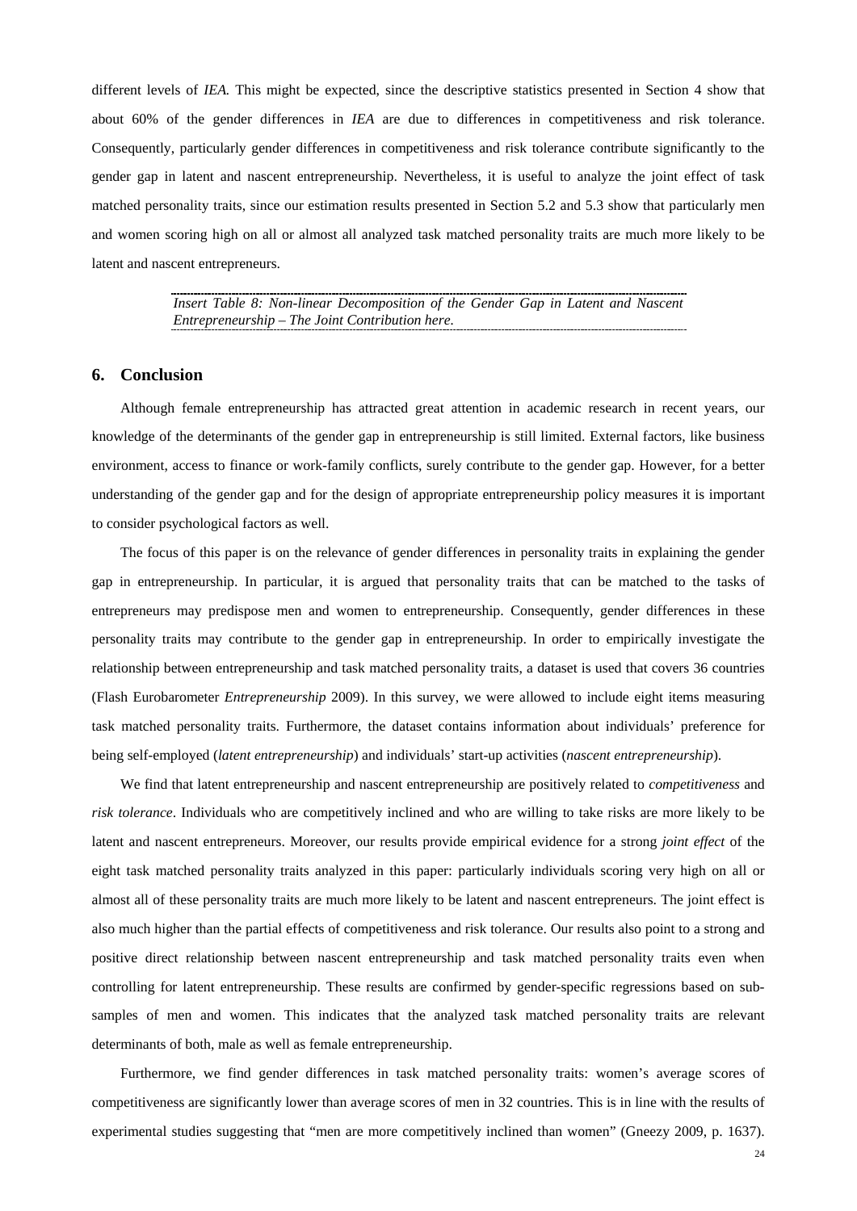different levels of *IEA.* This might be expected, since the descriptive statistics presented in Section 4 show that about 60% of the gender differences in *IEA* are due to differences in competitiveness and risk tolerance. Consequently, particularly gender differences in competitiveness and risk tolerance contribute significantly to the gender gap in latent and nascent entrepreneurship. Nevertheless, it is useful to analyze the joint effect of task matched personality traits, since our estimation results presented in Section 5.2 and 5.3 show that particularly men and women scoring high on all or almost all analyzed task matched personality traits are much more likely to be latent and nascent entrepreneurs.

*Insert Table 8: Non-linear Decomposition of the Gender Gap in Latent and Nascent Entrepreneurship – The Joint Contribution here.*

## 6. Conclusion

Although female entrepreneurship has attracted great attention in academic research in recent years, our knowledge of the determinants of the gender gap in entrepreneurship is still limited. External factors, like business environment, access to finance or work-family conflicts, surely contribute to the gender gap. However, for a better understanding of the gender gap and for the design of appropriate entrepreneurship policy measures it is important to consider psychological factors as well.

The focus of this paper is on the relevance of gender differences in personality traits in explaining the gender gap in entrepreneurship. In particular, it is argued that personality traits that can be matched to the tasks of entrepreneurs may predispose men and women to entrepreneurship. Consequently, gender differences in these personality traits may contribute to the gender gap in entrepreneurship. In order to empirically investigate the relationship between entrepreneurship and task matched personality traits, a dataset is used that covers 36 countries (Flash Eurobarometer *Entrepreneurship* 2009). In this survey, we were allowed to include eight items measuring task matched personality traits. Furthermore, the dataset contains information about individuals' preference for being self-employed (*latent entrepreneurship*) and individuals' start-up activities (*nascent entrepreneurship*).

We find that latent entrepreneurship and nascent entrepreneurship are positively related to *competitiveness* and *risk tolerance*. Individuals who are competitively inclined and who are willing to take risks are more likely to be latent and nascent entrepreneurs. Moreover, our results provide empirical evidence for a strong *joint effect* of the eight task matched personality traits analyzed in this paper: particularly individuals scoring very high on all or almost all of these personality traits are much more likely to be latent and nascent entrepreneurs. The joint effect is also much higher than the partial effects of competitiveness and risk tolerance. Our results also point to a strong and positive direct relationship between nascent entrepreneurship and task matched personality traits even when controlling for latent entrepreneurship. These results are confirmed by gender-specific regressions based on sub-samples of men and women. This indicates that the analyzed task matched personality traits are relevant determinants of both, male as well as female entrepreneurship.

Furthermore, we find gender differences in task matched personality traits: women's average scores of competitiveness are significantly lower than average scores of men in 32 countries. This is in line with the results of experimental studies suggesting that "men are more competitively inclined than women" (Gneezy 2009, p. 1637).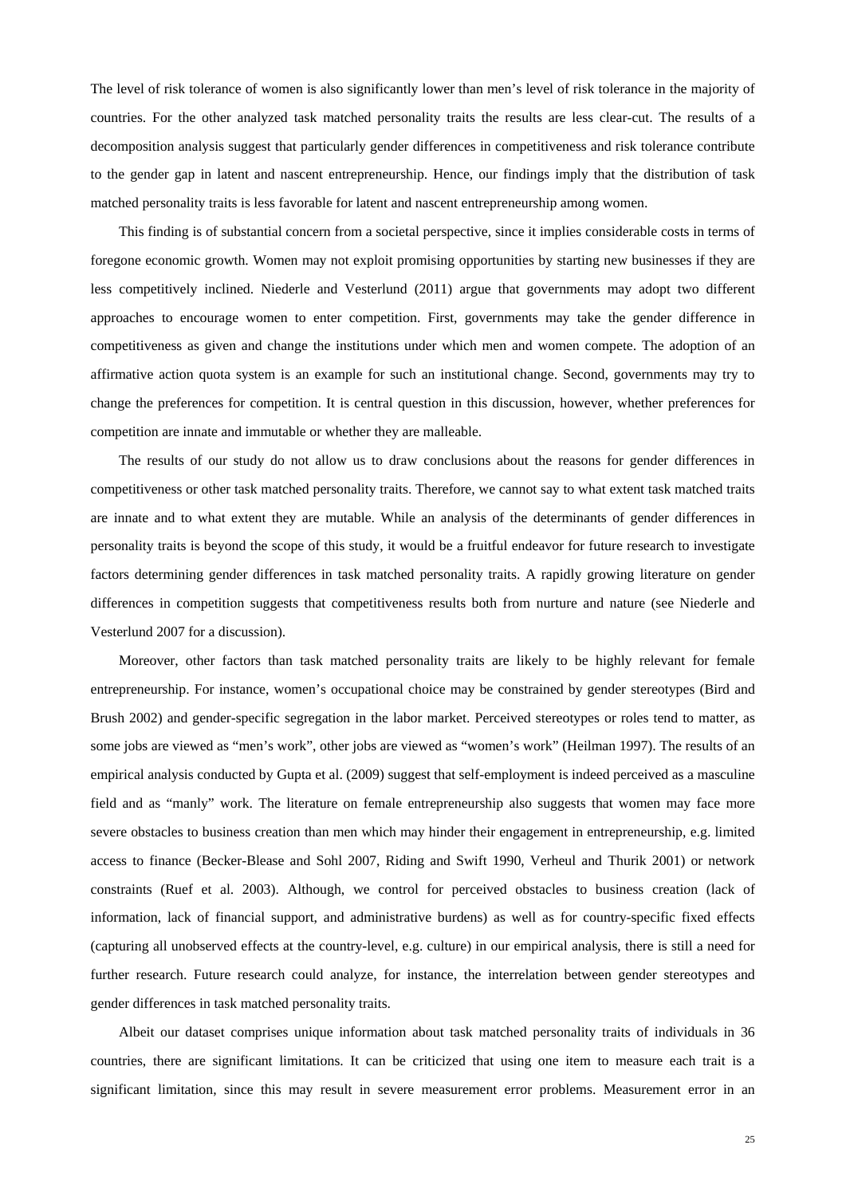The level of risk tolerance of women is also significantly lower than men's level of risk tolerance in the majority of countries. For the other analyzed task matched personality traits the results are less clear-cut. The results of a decomposition analysis suggest that particularly gender differences in competitiveness and risk tolerance contribute to the gender gap in latent and nascent entrepreneurship. Hence, our findings imply that the distribution of task matched personality traits is less favorable for latent and nascent entrepreneurship among women.

This finding is of substantial concern from a societal perspective, since it implies considerable costs in terms of foregone economic growth. Women may not exploit promising opportunities by starting new businesses if they are less competitively inclined. Niederle and Vesterlund (2011) argue that governments may adopt two different approaches to encourage women to enter competition. First, governments may take the gender difference in competitiveness as given and change the institutions under which men and women compete. The adoption of an affirmative action quota system is an example for such an institutional change. Second, governments may try to change the preferences for competition. It is central question in this discussion, however, whether preferences for competition are innate and immutable or whether they are malleable.

The results of our study do not allow us to draw conclusions about the reasons for gender differences in competitiveness or other task matched personality traits. Therefore, we cannot say to what extent task matched traits are innate and to what extent they are mutable. While an analysis of the determinants of gender differences in personality traits is beyond the scope of this study, it would be a fruitful endeavor for future research to investigate factors determining gender differences in task matched personality traits. A rapidly growing literature on gender differences in competition suggests that competitiveness results both from nurture and nature (see Niederle and Vesterlund 2007 for a discussion).

Moreover, other factors than task matched personality traits are likely to be highly relevant for female entrepreneurship. For instance, women's occupational choice may be constrained by gender stereotypes (Bird and Brush 2002) and gender-specific segregation in the labor market. Perceived stereotypes or roles tend to matter, as some jobs are viewed as "men's work", other jobs are viewed as "women's work" (Heilman 1997). The results of an empirical analysis conducted by Gupta et al. (2009) suggest that self-employment is indeed perceived as a masculine field and as "manly" work. The literature on female entrepreneurship also suggests that women may face more severe obstacles to business creation than men which may hinder their engagement in entrepreneurship, e.g. limited access to finance (Becker-Blease and Sohl 2007, Riding and Swift 1990, Verheul and Thurik 2001) or network constraints (Ruef et al. 2003). Although, we control for perceived obstacles to business creation (lack of information, lack of financial support, and administrative burdens) as well as for country-specific fixed effects (capturing all unobserved effects at the country-level, e.g. culture) in our empirical analysis, there is still a need for further research. Future research could analyze, for instance, the interrelation between gender stereotypes and gender differences in task matched personality traits.

Albeit our dataset comprises unique information about task matched personality traits of individuals in 36 countries, there are significant limitations. It can be criticized that using one item to measure each trait is a significant limitation, since this may result in severe measurement error problems. Measurement error in an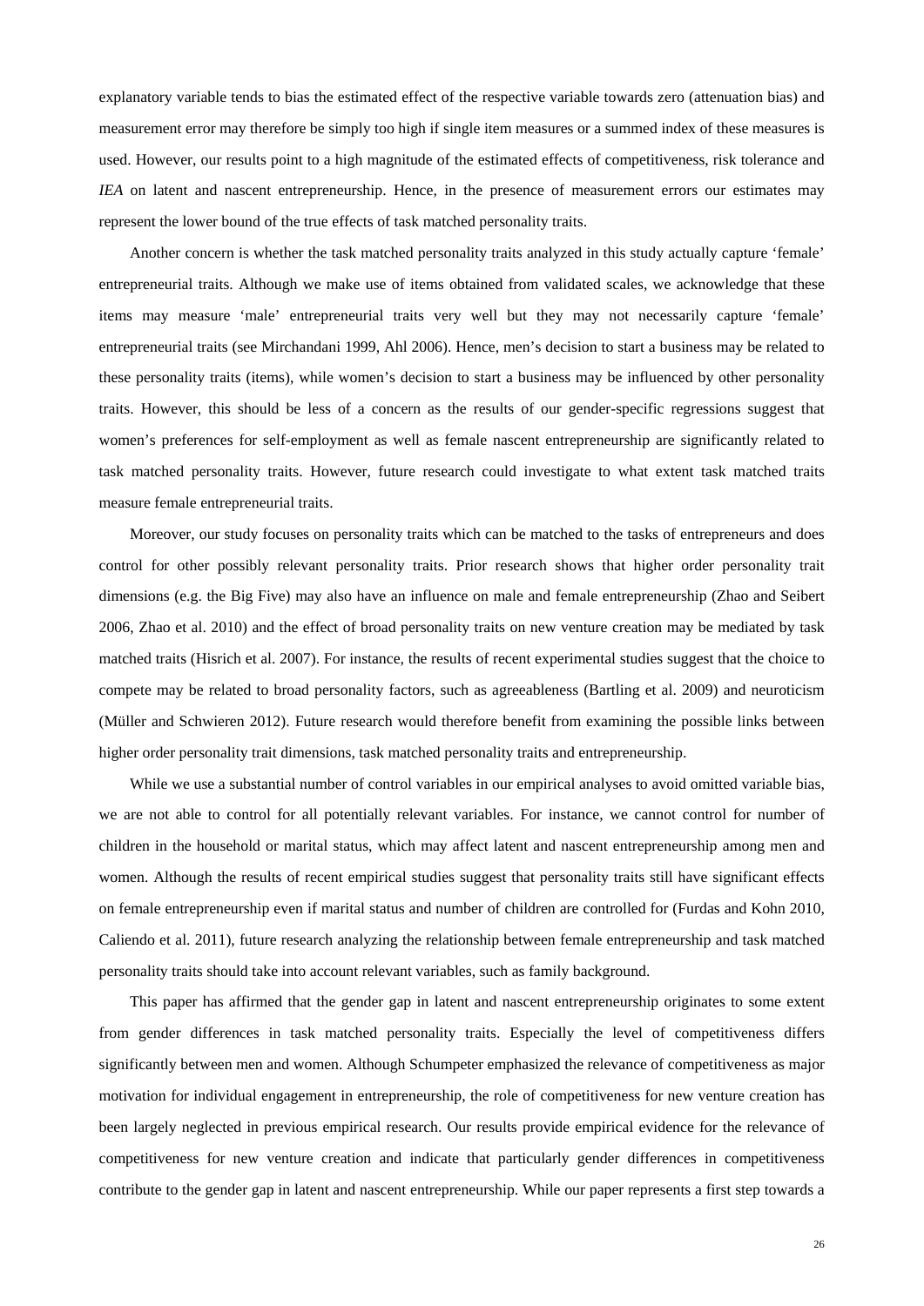explanatory variable tends to bias the estimated effect of the respective variable towards zero (attenuation bias) and measurement error may therefore be simply too high if single item measures or a summed index of these measures is used. However, our results point to a high magnitude of the estimated effects of competitiveness, risk tolerance and *IEA* on latent and nascent entrepreneurship. Hence, in the presence of measurement errors our estimates may represent the lower bound of the true effects of task matched personality traits.

Another concern is whether the task matched personality traits analyzed in this study actually capture 'female' entrepreneurial traits. Although we make use of items obtained from validated scales, we acknowledge that these items may measure 'male' entrepreneurial traits very well but they may not necessarily capture 'female' entrepreneurial traits (see Mirchandani 1999, Ahl 2006). Hence, men's decision to start a business may be related to these personality traits (items), while women's decision to start a business may be influenced by other personality traits. However, this should be less of a concern as the results of our gender-specific regressions suggest that women's preferences for self-employment as well as female nascent entrepreneurship are significantly related to task matched personality traits. However, future research could investigate to what extent task matched traits measure female entrepreneurial traits.

Moreover, our study focuses on personality traits which can be matched to the tasks of entrepreneurs and does control for other possibly relevant personality traits. Prior research shows that higher order personality trait dimensions (e.g. the Big Five) may also have an influence on male and female entrepreneurship (Zhao and Seibert 2006, Zhao et al. 2010) and the effect of broad personality traits on new venture creation may be mediated by task matched traits (Hisrich et al. 2007). For instance, the results of recent experimental studies suggest that the choice to compete may be related to broad personality factors, such as agreeableness (Bartling et al. 2009) and neuroticism (Müller and Schwieren 2012). Future research would therefore benefit from examining the possible links between higher order personality trait dimensions, task matched personality traits and entrepreneurship.

While we use a substantial number of control variables in our empirical analyses to avoid omitted variable bias, we are not able to control for all potentially relevant variables. For instance, we cannot control for number of children in the household or marital status, which may affect latent and nascent entrepreneurship among men and women. Although the results of recent empirical studies suggest that personality traits still have significant effects on female entrepreneurship even if marital status and number of children are controlled for (Furdas and Kohn 2010, Caliendo et al. 2011), future research analyzing the relationship between female entrepreneurship and task matched personality traits should take into account relevant variables, such as family background.

This paper has affirmed that the gender gap in latent and nascent entrepreneurship originates to some extent from gender differences in task matched personality traits. Especially the level of competitiveness differs significantly between men and women. Although Schumpeter emphasized the relevance of competitiveness as major motivation for individual engagement in entrepreneurship, the role of competitiveness for new venture creation has been largely neglected in previous empirical research. Our results provide empirical evidence for the relevance of competitiveness for new venture creation and indicate that particularly gender differences in competitiveness contribute to the gender gap in latent and nascent entrepreneurship. While our paper represents a first step towards a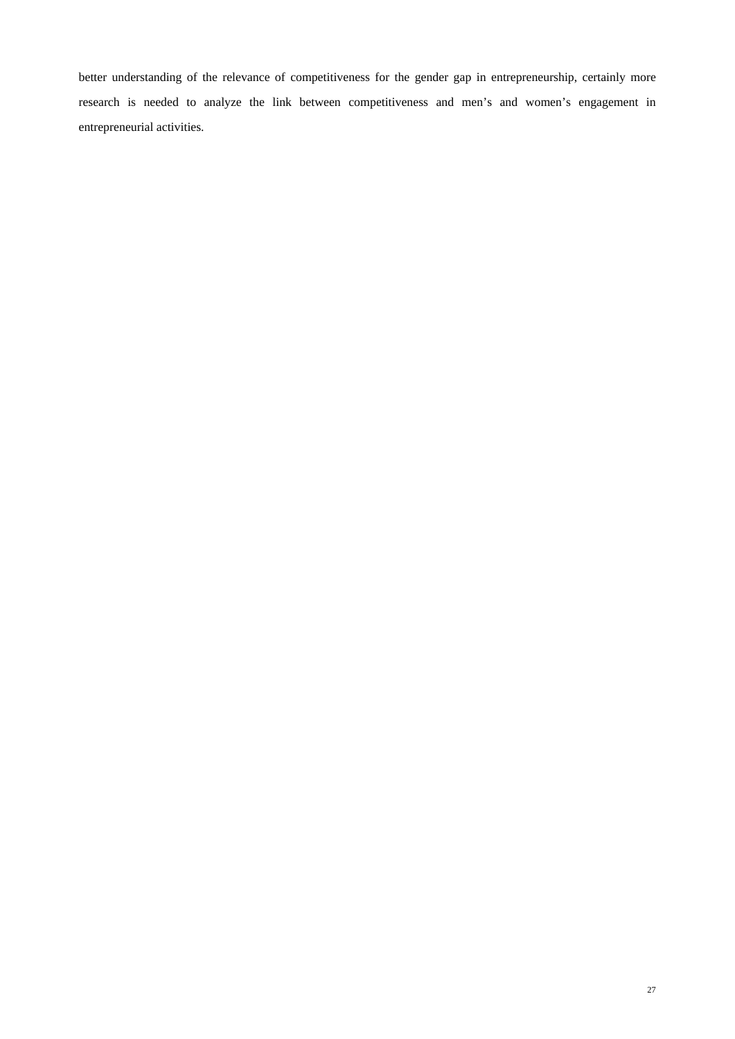better understanding of the relevance of competitiveness for the gender gap in entrepreneurship, certainly more research is needed to analyze the link between competitiveness and men's and women's engagement in entrepreneurial activities.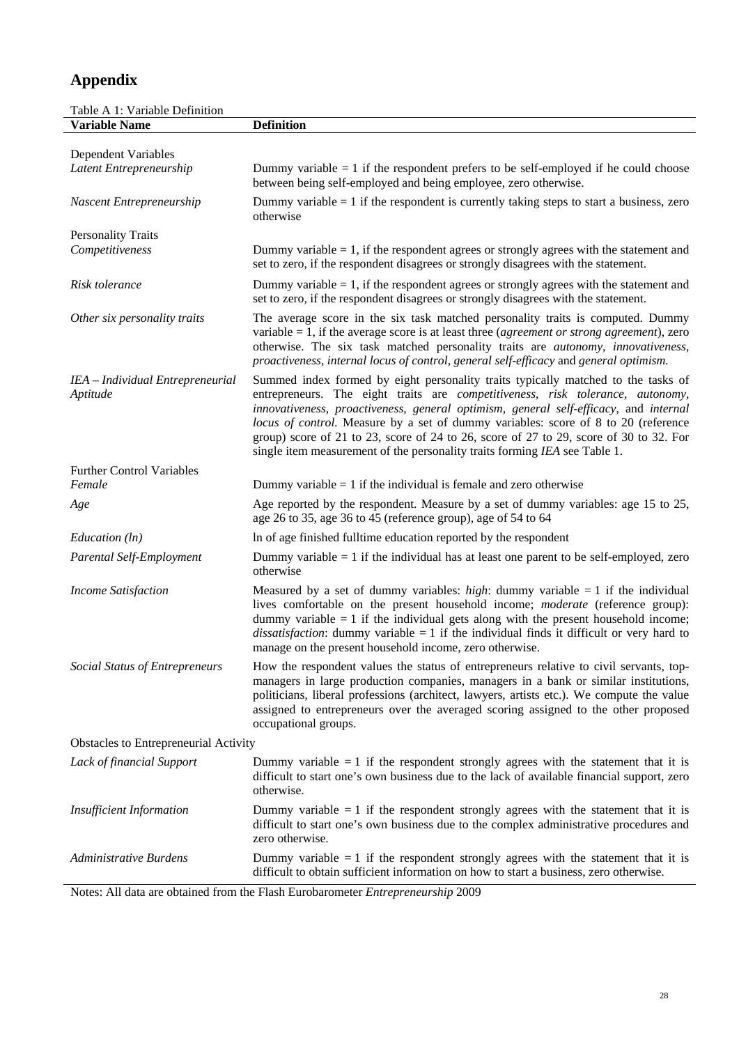# Appendix

Table A 1: Variable Definition

| Variable Name | Definition |
|---|---|
| Dependent Variables | |
| *Latent Entrepreneurship* | Dummy variable = 1 if the respondent prefers to be self-employed if he could choose between being self-employed and being employee, zero otherwise. |
| *Nascent Entrepreneurship* | Dummy variable = 1 if the respondent is currently taking steps to start a business, zero otherwise |
| Personality Traits | |
| *Competitiveness* | Dummy variable = 1, if the respondent agrees or strongly agrees with the statement and set to zero, if the respondent disagrees or strongly disagrees with the statement. |
| *Risk tolerance* | Dummy variable = 1, if the respondent agrees or strongly agrees with the statement and set to zero, if the respondent disagrees or strongly disagrees with the statement. |
| *Other six personality traits* | The average score in the six task matched personality traits is computed. Dummy variable = 1, if the average score is at least three (*agreement or strong agreement*), zero otherwise. The six task matched personality traits are *autonomy, innovativeness, proactiveness, internal locus of control, general self-efficacy* and *general optimism.* |
| *IEA – Individual Entrepreneurial Aptitude* | Summed index formed by eight personality traits typically matched to the tasks of entrepreneurs. The eight traits are *competitiveness, risk tolerance, autonomy, innovativeness, proactiveness, general optimism, general self-efficacy*, and *internal locus of control.* Measure by a set of dummy variables: score of 8 to 20 (reference group) score of 21 to 23, score of 24 to 26, score of 27 to 29, score of 30 to 32. For single item measurement of the personality traits forming *IEA* see Table 1. |
| Further Control Variables | |
| *Female* | Dummy variable = 1 if the individual is female and zero otherwise |
| *Age* | Age reported by the respondent. Measure by a set of dummy variables: age 15 to 25, age 26 to 35, age 36 to 45 (reference group), age of 54 to 64 |
| *Education (ln)* | ln of age finished fulltime education reported by the respondent |
| *Parental Self-Employment* | Dummy variable = 1 if the individual has at least one parent to be self-employed, zero otherwise |
| *Income Satisfaction* | Measured by a set of dummy variables: *high*: dummy variable = 1 if the individual lives comfortable on the present household income; *moderate* (reference group): dummy variable = 1 if the individual gets along with the present household income; *dissatisfaction*: dummy variable = 1 if the individual finds it difficult or very hard to manage on the present household income, zero otherwise. |
| *Social Status of Entrepreneurs* | How the respondent values the status of entrepreneurs relative to civil servants, top-managers in large production companies, managers in a bank or similar institutions, politicians, liberal professions (architect, lawyers, artists etc.). We compute the value assigned to entrepreneurs over the averaged scoring assigned to the other proposed occupational groups. |
| Obstacles to Entrepreneurial Activity | |
| *Lack of financial Support* | Dummy variable = 1 if the respondent strongly agrees with the statement that it is difficult to start one's own business due to the lack of available financial support, zero otherwise. |
| *Insufficient Information* | Dummy variable = 1 if the respondent strongly agrees with the statement that it is difficult to start one's own business due to the complex administrative procedures and zero otherwise. |
| *Administrative Burdens* | Dummy variable = 1 if the respondent strongly agrees with the statement that it is difficult to obtain sufficient information on how to start a business, zero otherwise. |

Notes: All data are obtained from the Flash Eurobarometer *Entrepreneurship* 2009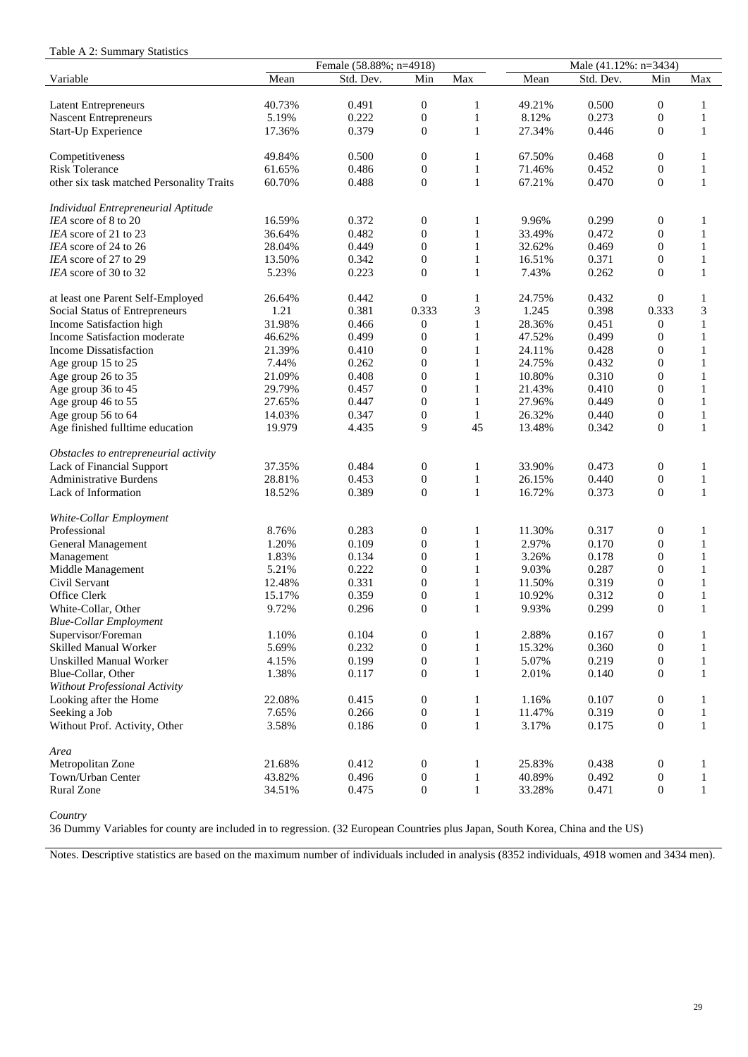Table A 2: Summary Statistics

| Variable | Female (58.88%; n=4918) | | | | Male (41.12%: n=3434) | | | |
|---|---|---|---|---|---|---|---|---|
| | Mean | Std. Dev. | Min | Max | Mean | Std. Dev. | Min | Max |
| Latent Entrepreneurs | 40.73% | 0.491 | 0 | 1 | 49.21% | 0.500 | 0 | 1 |
| Nascent Entrepreneurs | 5.19% | 0.222 | 0 | 1 | 8.12% | 0.273 | 0 | 1 |
| Start-Up Experience | 17.36% | 0.379 | 0 | 1 | 27.34% | 0.446 | 0 | 1 |
| Competitiveness | 49.84% | 0.500 | 0 | 1 | 67.50% | 0.468 | 0 | 1 |
| Risk Tolerance | 61.65% | 0.486 | 0 | 1 | 71.46% | 0.452 | 0 | 1 |
| other six task matched Personality Traits | 60.70% | 0.488 | 0 | 1 | 67.21% | 0.470 | 0 | 1 |
| *Individual Entrepreneurial Aptitude* | | | | | | | | |
| *IEA* score of 8 to 20 | 16.59% | 0.372 | 0 | 1 | 9.96% | 0.299 | 0 | 1 |
| *IEA* score of 21 to 23 | 36.64% | 0.482 | 0 | 1 | 33.49% | 0.472 | 0 | 1 |
| *IEA* score of 24 to 26 | 28.04% | 0.449 | 0 | 1 | 32.62% | 0.469 | 0 | 1 |
| *IEA* score of 27 to 29 | 13.50% | 0.342 | 0 | 1 | 16.51% | 0.371 | 0 | 1 |
| *IEA* score of 30 to 32 | 5.23% | 0.223 | 0 | 1 | 7.43% | 0.262 | 0 | 1 |
| at least one Parent Self-Employed | 26.64% | 0.442 | 0 | 1 | 24.75% | 0.432 | 0 | 1 |
| Social Status of Entrepreneurs | 1.21 | 0.381 | 0.333 | 3 | 1.245 | 0.398 | 0.333 | 3 |
| Income Satisfaction high | 31.98% | 0.466 | 0 | 1 | 28.36% | 0.451 | 0 | 1 |
| Income Satisfaction moderate | 46.62% | 0.499 | 0 | 1 | 47.52% | 0.499 | 0 | 1 |
| Income Dissatisfaction | 21.39% | 0.410 | 0 | 1 | 24.11% | 0.428 | 0 | 1 |
| Age group 15 to 25 | 7.44% | 0.262 | 0 | 1 | 24.75% | 0.432 | 0 | 1 |
| Age group 26 to 35 | 21.09% | 0.408 | 0 | 1 | 10.80% | 0.310 | 0 | 1 |
| Age group 36 to 45 | 29.79% | 0.457 | 0 | 1 | 21.43% | 0.410 | 0 | 1 |
| Age group 46 to 55 | 27.65% | 0.447 | 0 | 1 | 27.96% | 0.449 | 0 | 1 |
| Age group 56 to 64 | 14.03% | 0.347 | 0 | 1 | 26.32% | 0.440 | 0 | 1 |
| Age finished fulltime education | 19.979 | 4.435 | 9 | 45 | 13.48% | 0.342 | 0 | 1 |
| *Obstacles to entrepreneurial activity* | | | | | | | | |
| Lack of Financial Support | 37.35% | 0.484 | 0 | 1 | 33.90% | 0.473 | 0 | 1 |
| Administrative Burdens | 28.81% | 0.453 | 0 | 1 | 26.15% | 0.440 | 0 | 1 |
| Lack of Information | 18.52% | 0.389 | 0 | 1 | 16.72% | 0.373 | 0 | 1 |
| *White-Collar Employment* | | | | | | | | |
| Professional | 8.76% | 0.283 | 0 | 1 | 11.30% | 0.317 | 0 | 1 |
| General Management | 1.20% | 0.109 | 0 | 1 | 2.97% | 0.170 | 0 | 1 |
| Management | 1.83% | 0.134 | 0 | 1 | 3.26% | 0.178 | 0 | 1 |
| Middle Management | 5.21% | 0.222 | 0 | 1 | 9.03% | 0.287 | 0 | 1 |
| Civil Servant | 12.48% | 0.331 | 0 | 1 | 11.50% | 0.319 | 0 | 1 |
| Office Clerk | 15.17% | 0.359 | 0 | 1 | 10.92% | 0.312 | 0 | 1 |
| White-Collar, Other | 9.72% | 0.296 | 0 | 1 | 9.93% | 0.299 | 0 | 1 |
| *Blue-Collar Employment* | | | | | | | | |
| Supervisor/Foreman | 1.10% | 0.104 | 0 | 1 | 2.88% | 0.167 | 0 | 1 |
| Skilled Manual Worker | 5.69% | 0.232 | 0 | 1 | 15.32% | 0.360 | 0 | 1 |
| Unskilled Manual Worker | 4.15% | 0.199 | 0 | 1 | 5.07% | 0.219 | 0 | 1 |
| Blue-Collar, Other | 1.38% | 0.117 | 0 | 1 | 2.01% | 0.140 | 0 | 1 |
| *Without Professional Activity* | | | | | | | | |
| Looking after the Home | 22.08% | 0.415 | 0 | 1 | 1.16% | 0.107 | 0 | 1 |
| Seeking a Job | 7.65% | 0.266 | 0 | 1 | 11.47% | 0.319 | 0 | 1 |
| Without Prof. Activity, Other | 3.58% | 0.186 | 0 | 1 | 3.17% | 0.175 | 0 | 1 |
| *Area* | | | | | | | | |
| Metropolitan Zone | 21.68% | 0.412 | 0 | 1 | 25.83% | 0.438 | 0 | 1 |
| Town/Urban Center | 43.82% | 0.496 | 0 | 1 | 40.89% | 0.492 | 0 | 1 |
| Rural Zone | 34.51% | 0.475 | 0 | 1 | 33.28% | 0.471 | 0 | 1 |

*Country*

36 Dummy Variables for county are included in to regression. (32 European Countries plus Japan, South Korea, China and the US)

Notes. Descriptive statistics are based on the maximum number of individuals included in analysis (8352 individuals, 4918 women and 3434 men).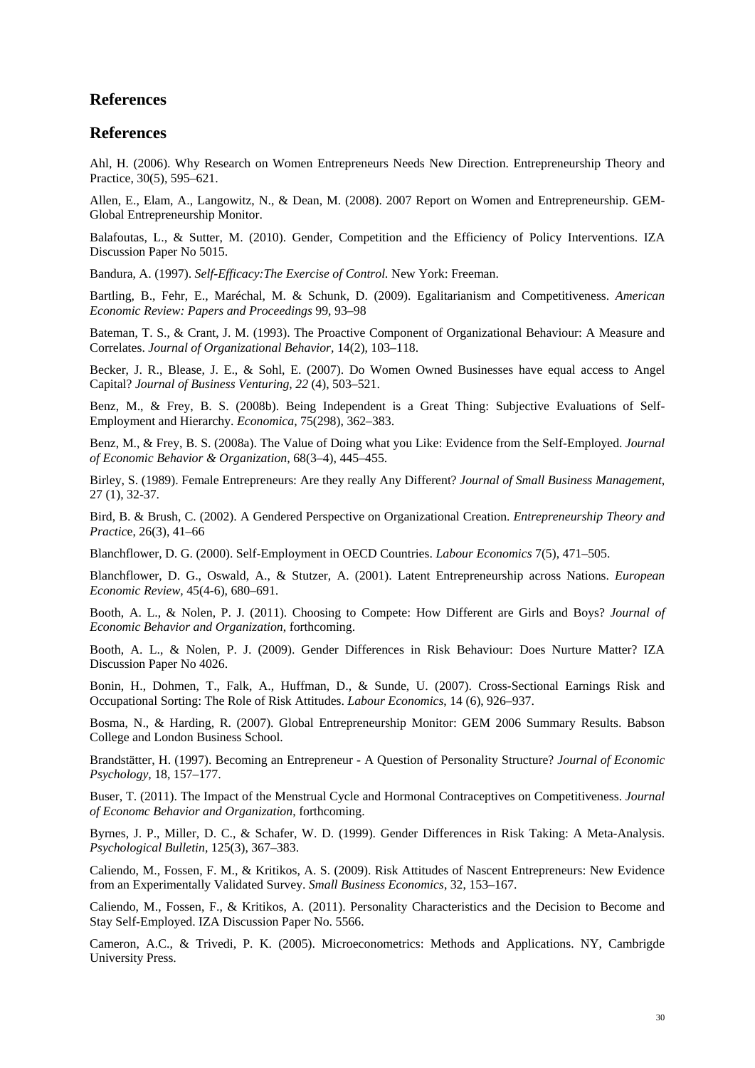## References

## References

Ahl, H. (2006). Why Research on Women Entrepreneurs Needs New Direction. Entrepreneurship Theory and Practice, 30(5), 595–621.

Allen, E., Elam, A., Langowitz, N., & Dean, M. (2008). 2007 Report on Women and Entrepreneurship. GEM-Global Entrepreneurship Monitor.

Balafoutas, L., & Sutter, M. (2010). Gender, Competition and the Efficiency of Policy Interventions. IZA Discussion Paper No 5015.

Bandura, A. (1997). *Self-Efficacy:The Exercise of Control*. New York: Freeman.

Bartling, B., Fehr, E., Maréchal, M. & Schunk, D. (2009). Egalitarianism and Competitiveness. *American Economic Review: Papers and Proceedings* 99, 93–98

Bateman, T. S., & Crant, J. M. (1993). The Proactive Component of Organizational Behaviour: A Measure and Correlates. *Journal of Organizational Behavior*, 14(2), 103–118.

Becker, J. R., Blease, J. E., & Sohl, E. (2007). Do Women Owned Businesses have equal access to Angel Capital? *Journal of Business Venturing, 22* (4), 503–521.

Benz, M., & Frey, B. S. (2008b). Being Independent is a Great Thing: Subjective Evaluations of Self-Employment and Hierarchy. *Economica*, 75(298), 362–383.

Benz, M., & Frey, B. S. (2008a). The Value of Doing what you Like: Evidence from the Self-Employed. *Journal of Economic Behavior & Organization*, 68(3–4), 445–455.

Birley, S. (1989). Female Entrepreneurs: Are they really Any Different? *Journal of Small Business Management*, 27 (1), 32-37.

Bird, B. & Brush, C. (2002). A Gendered Perspective on Organizational Creation. *Entrepreneurship Theory and Practic*e, 26(3), 41–66

Blanchflower, D. G. (2000). Self-Employment in OECD Countries. *Labour Economics* 7(5), 471–505.

Blanchflower, D. G., Oswald, A., & Stutzer, A. (2001). Latent Entrepreneurship across Nations. *European Economic Review*, 45(4-6), 680–691.

Booth, A. L., & Nolen, P. J. (2011). Choosing to Compete: How Different are Girls and Boys? *Journal of Economic Behavior and Organization*, forthcoming.

Booth, A. L., & Nolen, P. J. (2009). Gender Differences in Risk Behaviour: Does Nurture Matter? IZA Discussion Paper No 4026.

Bonin, H., Dohmen, T., Falk, A., Huffman, D., & Sunde, U. (2007). Cross-Sectional Earnings Risk and Occupational Sorting: The Role of Risk Attitudes. *Labour Economics*, 14 (6), 926–937.

Bosma, N., & Harding, R. (2007). Global Entrepreneurship Monitor: GEM 2006 Summary Results. Babson College and London Business School.

Brandstätter, H. (1997). Becoming an Entrepreneur - A Question of Personality Structure? *Journal of Economic Psychology*, 18, 157–177.

Buser, T. (2011). The Impact of the Menstrual Cycle and Hormonal Contraceptives on Competitiveness. *Journal of Economc Behavior and Organization*, forthcoming.

Byrnes, J. P., Miller, D. C., & Schafer, W. D. (1999). Gender Differences in Risk Taking: A Meta-Analysis. *Psychological Bulletin*, 125(3), 367–383.

Caliendo, M., Fossen, F. M., & Kritikos, A. S. (2009). Risk Attitudes of Nascent Entrepreneurs: New Evidence from an Experimentally Validated Survey. *Small Business Economics*, 32, 153–167.

Caliendo, M., Fossen, F., & Kritikos, A. (2011). Personality Characteristics and the Decision to Become and Stay Self-Employed. IZA Discussion Paper No. 5566.

Cameron, A.C., & Trivedi, P. K. (2005). Microeconometrics: Methods and Applications. NY, Cambrigde University Press.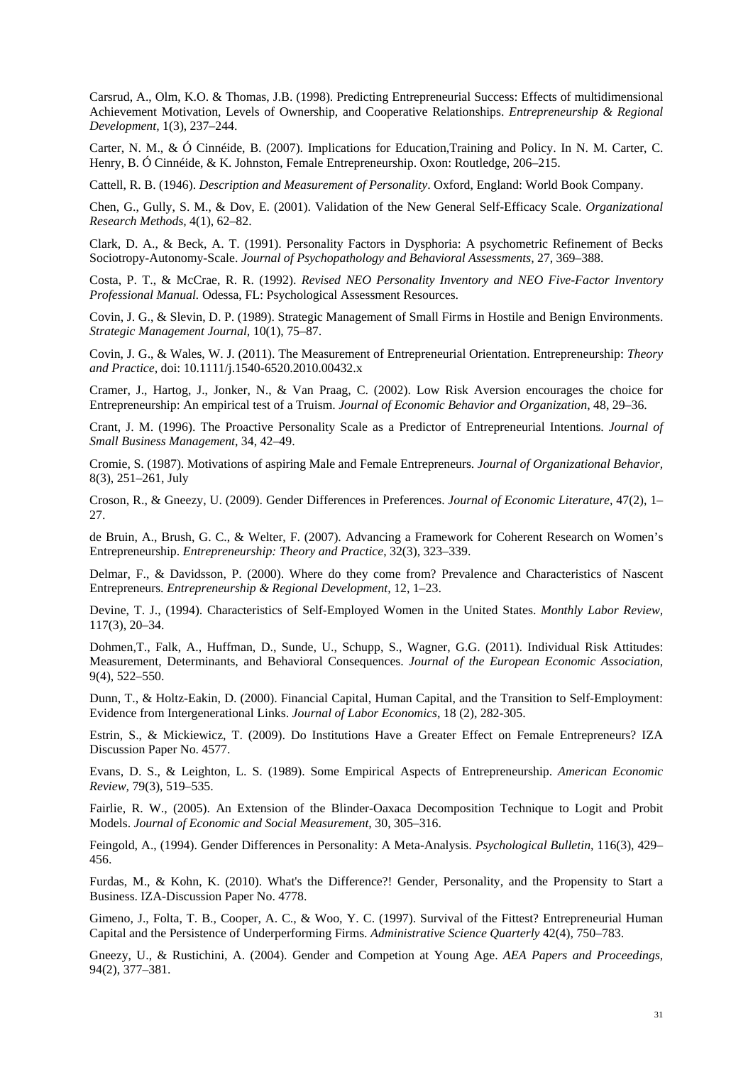Carsrud, A., Olm, K.O. & Thomas, J.B. (1998). Predicting Entrepreneurial Success: Effects of multidimensional Achievement Motivation, Levels of Ownership, and Cooperative Relationships. *Entrepreneurship & Regional Development*, 1(3), 237–244.

Carter, N. M., & Ó Cinnéide, B. (2007). Implications for Education,Training and Policy. In N. M. Carter, C. Henry, B. Ó Cinnéide, & K. Johnston, Female Entrepreneurship. Oxon: Routledge, 206–215.

Cattell, R. B. (1946). *Description and Measurement of Personality*. Oxford, England: World Book Company.

Chen, G., Gully, S. M., & Dov, E. (2001). Validation of the New General Self-Efficacy Scale. *Organizational Research Methods*, 4(1), 62–82.

Clark, D. A., & Beck, A. T. (1991). Personality Factors in Dysphoria: A psychometric Refinement of Becks Sociotropy-Autonomy-Scale. *Journal of Psychopathology and Behavioral Assessments,* 27, 369–388.

Costa, P. T., & McCrae, R. R. (1992). *Revised NEO Personality Inventory and NEO Five-Factor Inventory Professional Manual.* Odessa, FL: Psychological Assessment Resources.

Covin, J. G., & Slevin, D. P. (1989). Strategic Management of Small Firms in Hostile and Benign Environments. *Strategic Management Journal,* 10(1), 75–87.

Covin, J. G., & Wales, W. J. (2011). The Measurement of Entrepreneurial Orientation. Entrepreneurship: *Theory and Practice,* doi: 10.1111/j.1540-6520.2010.00432.x

Cramer, J., Hartog, J., Jonker, N., & Van Praag, C. (2002). Low Risk Aversion encourages the choice for Entrepreneurship: An empirical test of a Truism. *Journal of Economic Behavior and Organization*, 48, 29–36.

Crant, J. M. (1996). The Proactive Personality Scale as a Predictor of Entrepreneurial Intentions. *Journal of Small Business Management*, 34, 42–49.

Cromie, S. (1987). Motivations of aspiring Male and Female Entrepreneurs. *Journal of Organizational Behavior,* 8(3), 251–261, July

Croson, R., & Gneezy, U. (2009). Gender Differences in Preferences. *Journal of Economic Literature,* 47(2), 1–27.

de Bruin, A., Brush, G. C., & Welter, F. (2007). Advancing a Framework for Coherent Research on Women's Entrepreneurship. *Entrepreneurship: Theory and Practice*, 32(3), 323–339.

Delmar, F., & Davidsson, P. (2000). Where do they come from? Prevalence and Characteristics of Nascent Entrepreneurs. *Entrepreneurship & Regional Development,* 12, 1–23.

Devine, T. J., (1994). Characteristics of Self-Employed Women in the United States. *Monthly Labor Review,* 117(3), 20–34.

Dohmen,T., Falk, A., Huffman, D., Sunde, U., Schupp, S., Wagner, G.G. (2011). Individual Risk Attitudes: Measurement, Determinants, and Behavioral Consequences. *Journal of the European Economic Association,* 9(4), 522–550.

Dunn, T., & Holtz-Eakin, D. (2000). Financial Capital, Human Capital, and the Transition to Self-Employment: Evidence from Intergenerational Links. *Journal of Labor Economics*, 18 (2), 282-305.

Estrin, S., & Mickiewicz, T. (2009). Do Institutions Have a Greater Effect on Female Entrepreneurs? IZA Discussion Paper No. 4577.

Evans, D. S., & Leighton, L. S. (1989). Some Empirical Aspects of Entrepreneurship. *American Economic Review,* 79(3), 519–535.

Fairlie, R. W., (2005). An Extension of the Blinder-Oaxaca Decomposition Technique to Logit and Probit Models. *Journal of Economic and Social Measurement,* 30, 305–316.

Feingold, A., (1994). Gender Differences in Personality: A Meta-Analysis. *Psychological Bulletin,* 116(3), 429–456.

Furdas, M., & Kohn, K. (2010). What's the Difference?! Gender, Personality, and the Propensity to Start a Business. IZA-Discussion Paper No. 4778.

Gimeno, J., Folta, T. B., Cooper, A. C., & Woo, Y. C. (1997). Survival of the Fittest? Entrepreneurial Human Capital and the Persistence of Underperforming Firms. *Administrative Science Quarterly* 42(4), 750–783.

Gneezy, U., & Rustichini, A. (2004). Gender and Competion at Young Age. *AEA Papers and Proceedings,* 94(2), 377–381.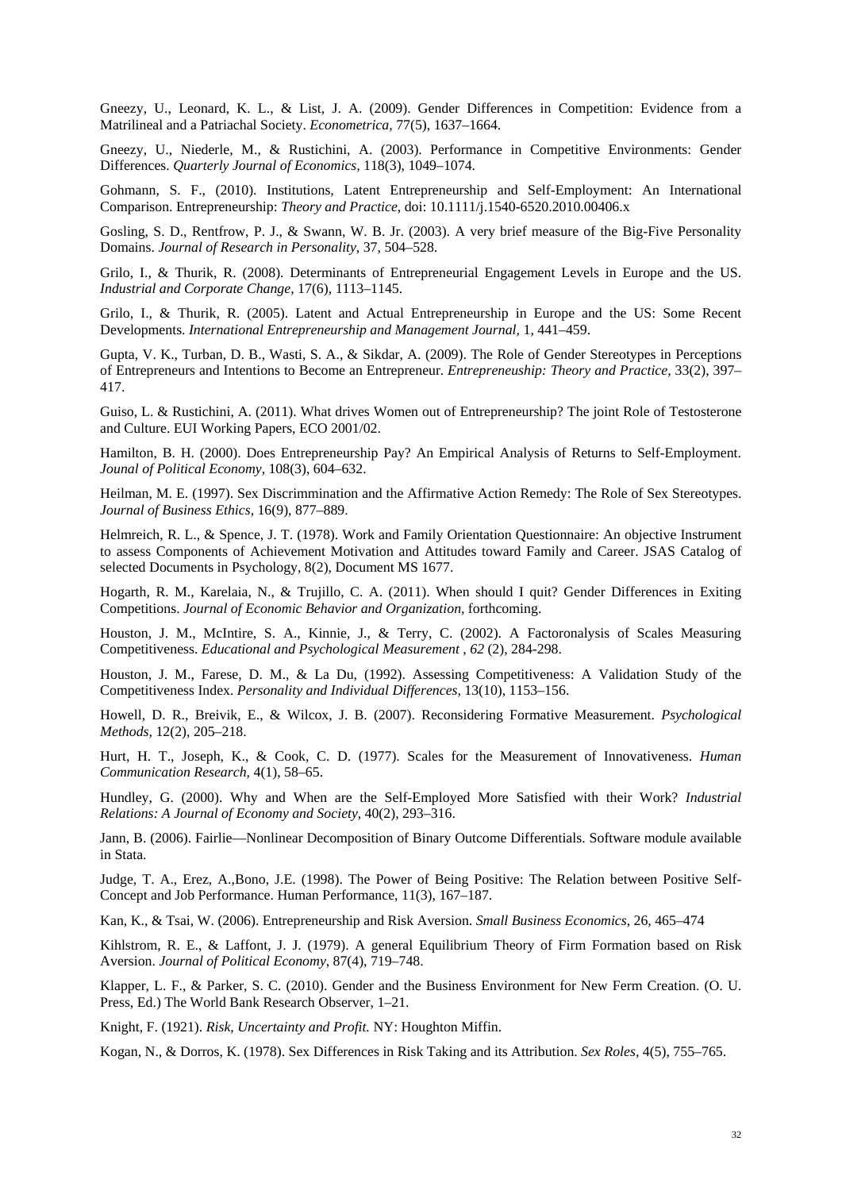Gneezy, U., Leonard, K. L., & List, J. A. (2009). Gender Differences in Competition: Evidence from a Matrilineal and a Patriachal Society. *Econometrica,* 77(5), 1637–1664.

Gneezy, U., Niederle, M., & Rustichini, A. (2003). Performance in Competitive Environments: Gender Differences. *Quarterly Journal of Economics,* 118(3), 1049–1074.

Gohmann, S. F., (2010). Institutions, Latent Entrepreneurship and Self-Employment: An International Comparison. Entrepreneurship: *Theory and Practice,* doi: 10.1111/j.1540-6520.2010.00406.x

Gosling, S. D., Rentfrow, P. J., & Swann, W. B. Jr. (2003). A very brief measure of the Big-Five Personality Domains. *Journal of Research in Personality,* 37, 504–528.

Grilo, I., & Thurik, R. (2008). Determinants of Entrepreneurial Engagement Levels in Europe and the US. *Industrial and Corporate Change,* 17(6), 1113–1145.

Grilo, I., & Thurik, R. (2005). Latent and Actual Entrepreneurship in Europe and the US: Some Recent Developments. *International Entrepreneurship and Management Journal,* 1, 441–459.

Gupta, V. K., Turban, D. B., Wasti, S. A., & Sikdar, A. (2009). The Role of Gender Stereotypes in Perceptions of Entrepreneurs and Intentions to Become an Entrepreneur. *Entrepreneuship: Theory and Practice,* 33(2), 397–417.

Guiso, L. & Rustichini, A. (2011). What drives Women out of Entrepreneurship? The joint Role of Testosterone and Culture. EUI Working Papers, ECO 2001/02.

Hamilton, B. H. (2000). Does Entrepreneurship Pay? An Empirical Analysis of Returns to Self-Employment. *Jounal of Political Economy,* 108(3), 604–632.

Heilman, M. E. (1997). Sex Discrimmination and the Affirmative Action Remedy: The Role of Sex Stereotypes. *Journal of Business Ethics,* 16(9), 877–889.

Helmreich, R. L., & Spence, J. T. (1978). Work and Family Orientation Questionnaire: An objective Instrument to assess Components of Achievement Motivation and Attitudes toward Family and Career. JSAS Catalog of selected Documents in Psychology, 8(2), Document MS 1677.

Hogarth, R. M., Karelaia, N., & Trujillo, C. A. (2011). When should I quit? Gender Differences in Exiting Competitions. *Journal of Economic Behavior and Organization,* forthcoming.

Houston, J. M., McIntire, S. A., Kinnie, J., & Terry, C. (2002). A Factoronalysis of Scales Measuring Competitiveness. *Educational and Psychological Measurement , 62* (2), 284-298.

Houston, J. M., Farese, D. M., & La Du, (1992). Assessing Competitiveness: A Validation Study of the Competitiveness Index. *Personality and Individual Differences,* 13(10), 1153–156.

Howell, D. R., Breivik, E., & Wilcox, J. B. (2007). Reconsidering Formative Measurement. *Psychological Methods,* 12(2), 205–218.

Hurt, H. T., Joseph, K., & Cook, C. D. (1977). Scales for the Measurement of Innovativeness. *Human Communication Research,* 4(1), 58–65.

Hundley, G. (2000). Why and When are the Self-Employed More Satisfied with their Work? *Industrial Relations: A Journal of Economy and Society,* 40(2), 293–316.

Jann, B. (2006). Fairlie—Nonlinear Decomposition of Binary Outcome Differentials. Software module available in Stata.

Judge, T. A., Erez, A.,Bono, J.E. (1998). The Power of Being Positive: The Relation between Positive Self-Concept and Job Performance. Human Performance, 11(3), 167–187.

Kan, K., & Tsai, W. (2006). Entrepreneurship and Risk Aversion. *Small Business Economics,* 26, 465–474

Kihlstrom, R. E., & Laffont, J. J. (1979). A general Equilibrium Theory of Firm Formation based on Risk Aversion. *Journal of Political Economy,* 87(4), 719–748.

Klapper, L. F., & Parker, S. C. (2010). Gender and the Business Environment for New Ferm Creation. (O. U. Press, Ed.) The World Bank Research Observer, 1–21.

Knight, F. (1921). *Risk, Uncertainty and Profit.* NY: Houghton Miffin.

Kogan, N., & Dorros, K. (1978). Sex Differences in Risk Taking and its Attribution. *Sex Roles,* 4(5), 755–765.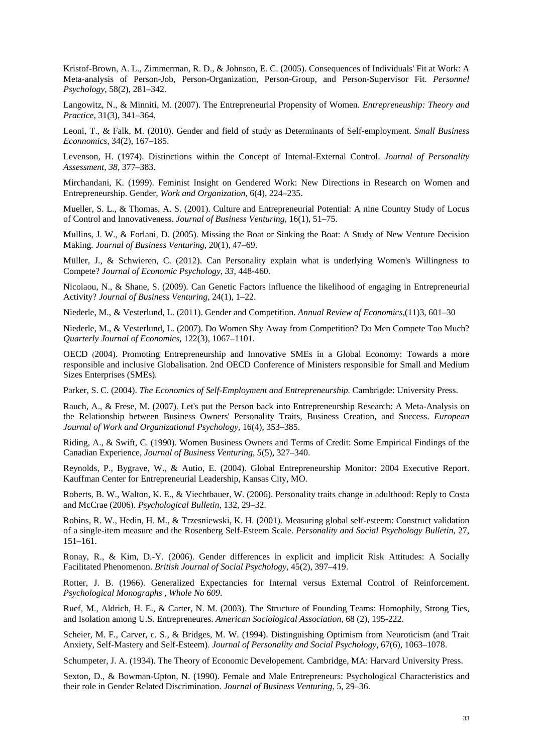Kristof-Brown, A. L., Zimmerman, R. D., & Johnson, E. C. (2005). Consequences of Individuals' Fit at Work: A Meta-analysis of Person-Job, Person-Organization, Person-Group, and Person-Supervisor Fit. *Personnel Psychology,* 58(2), 281–342.

Langowitz, N., & Minniti, M. (2007). The Entrepreneurial Propensity of Women. *Entrepreneuship: Theory and Practice,* 31(3), 341–364.

Leoni, T., & Falk, M. (2010). Gender and field of study as Determinants of Self-employment. *Small Business Econnomics,* 34(2), 167–185.

Levenson, H. (1974). Distinctions within the Concept of Internal-External Control. *Journal of Personality Assessment, 38*, 377–383.

Mirchandani, K. (1999). Feminist Insight on Gendered Work: New Directions in Research on Women and Entrepreneurship. Gender, *Work and Organization,* 6(4), 224–235.

Mueller, S. L., & Thomas, A. S. (2001). Culture and Entrepreneurial Potential: A nine Country Study of Locus of Control and Innovativeness. *Journal of Business Venturing,* 16(1), 51–75.

Mullins, J. W., & Forlani, D. (2005). Missing the Boat or Sinking the Boat: A Study of New Venture Decision Making. *Journal of Business Venturing,* 20(1), 47–69.

Müller, J., & Schwieren, C. (2012). Can Personality explain what is underlying Women's Willingness to Compete? *Journal of Economic Psychology, 33*, 448-460.

Nicolaou, N., & Shane, S. (2009). Can Genetic Factors influence the likelihood of engaging in Entrepreneurial Activity? *Journal of Business Venturing,* 24(1), 1–22.

Niederle, M., & Vesterlund, L. (2011). Gender and Competition. *Annual Review of Economics,*(11)3, 601–30

Niederle, M., & Vesterlund, L. (2007). Do Women Shy Away from Competition? Do Men Compete Too Much? *Quarterly Journal of Economics,* 122(3), 1067–1101.

OECD (2004). Promoting Entrepreneurship and Innovative SMEs in a Global Economy: Towards a more responsible and inclusive Globalisation. 2nd OECD Conference of Ministers responsible for Small and Medium Sizes Enterprises (SMEs).

Parker, S. C. (2004). *The Economics of Self-Employment and Entrepreneurship.* Cambrigde: University Press.

Rauch, A., & Frese, M. (2007). Let's put the Person back into Entrepreneurship Research: A Meta-Analysis on the Relationship between Business Owners' Personality Traits, Business Creation, and Success. *European Journal of Work and Organizational Psychology,* 16(4), 353–385.

Riding, A., & Swift, C. (1990). Women Business Owners and Terms of Credit: Some Empirical Findings of the Canadian Experience, *Journal of Business Venturing, 5*(5), 327–340.

Reynolds, P., Bygrave, W., & Autio, E. (2004). Global Entrepreneurship Monitor: 2004 Executive Report. Kauffman Center for Entrepreneurial Leadership, Kansas City, MO.

Roberts, B. W., Walton, K. E., & Viechtbauer, W. (2006). Personality traits change in adulthood: Reply to Costa and McCrae (2006). *Psychological Bulletin,* 132, 29–32.

Robins, R. W., Hedin, H. M., & Trzesniewski, K. H. (2001). Measuring global self-esteem: Construct validation of a single-item measure and the Rosenberg Self-Esteem Scale. *Personality and Social Psychology Bulletin,* 27, 151–161.

Ronay, R., & Kim, D.-Y. (2006). Gender differences in explicit and implicit Risk Attitudes: A Socially Facilitated Phenomenon. *British Journal of Social Psychology*, 45(2), 397–419.

Rotter, J. B. (1966). Generalized Expectancies for Internal versus External Control of Reinforcement. *Psychological Monographs , Whole No 609*.

Ruef, M., Aldrich, H. E., & Carter, N. M. (2003). The Structure of Founding Teams: Homophily, Strong Ties, and Isolation among U.S. Entrepreneures. *American Sociological Association,* 68 (2), 195-222.

Scheier, M. F., Carver, c. S., & Bridges, M. W. (1994). Distinguishing Optimism from Neuroticism (and Trait Anxiety, Self-Mastery and Self-Esteem). *Journal of Personality and Social Psychology,* 67(6), 1063–1078.

Schumpeter, J. A. (1934). The Theory of Economic Developement*.* Cambridge, MA: Harvard University Press.

Sexton, D., & Bowman-Upton, N. (1990). Female and Male Entrepreneurs: Psychological Characteristics and their role in Gender Related Discrimination. *Journal of Business Venturing*, 5, 29–36.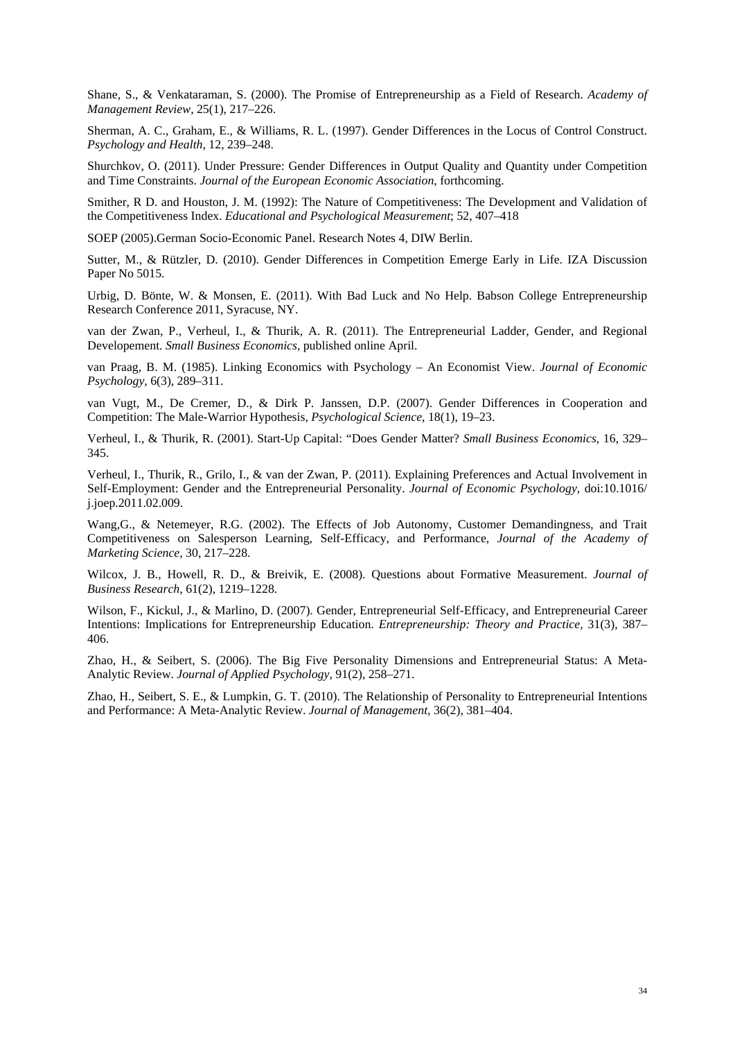Shane, S., & Venkataraman, S. (2000). The Promise of Entrepreneurship as a Field of Research. *Academy of Management Review*, 25(1), 217–226.

Sherman, A. C., Graham, E., & Williams, R. L. (1997). Gender Differences in the Locus of Control Construct. *Psychology and Health,* 12, 239–248.

Shurchkov, O. (2011). Under Pressure: Gender Differences in Output Quality and Quantity under Competition and Time Constraints. *Journal of the European Economic Association*, forthcoming.

Smither, R D. and Houston, J. M. (1992): The Nature of Competitiveness: The Development and Validation of the Competitiveness Index. *Educational and Psychological Measurement*; 52, 407–418

SOEP (2005).German Socio-Economic Panel. Research Notes 4, DIW Berlin.

Sutter, M., & Rützler, D. (2010). Gender Differences in Competition Emerge Early in Life. IZA Discussion Paper No 5015.

Urbig, D. Bönte, W. & Monsen, E. (2011). With Bad Luck and No Help. Babson College Entrepreneurship Research Conference 2011, Syracuse, NY.

van der Zwan, P., Verheul, I., & Thurik, A. R. (2011). The Entrepreneurial Ladder, Gender, and Regional Developement. *Small Business Economics*, published online April.

van Praag, B. M. (1985). Linking Economics with Psychology – An Economist View. *Journal of Economic Psychology*, 6(3), 289–311.

van Vugt, M., De Cremer, D., & Dirk P. Janssen, D.P. (2007). Gender Differences in Cooperation and Competition: The Male-Warrior Hypothesis, *Psychological Science*, 18(1), 19–23.

Verheul, I., & Thurik, R. (2001). Start-Up Capital: "Does Gender Matter? *Small Business Economics*, 16, 329–345.

Verheul, I., Thurik, R., Grilo, I., & van der Zwan, P. (2011). Explaining Preferences and Actual Involvement in Self-Employment: Gender and the Entrepreneurial Personality. *Journal of Economic Psychology,* doi:10.1016/ j.joep.2011.02.009.

Wang,G., & Netemeyer, R.G. (2002). The Effects of Job Autonomy, Customer Demandingness, and Trait Competitiveness on Salesperson Learning, Self-Efficacy, and Performance, *Journal of the Academy of Marketing Science,* 30, 217–228.

Wilcox, J. B., Howell, R. D., & Breivik, E. (2008). Questions about Formative Measurement. *Journal of Business Research*, 61(2), 1219–1228.

Wilson, F., Kickul, J., & Marlino, D. (2007). Gender, Entrepreneurial Self-Efficacy, and Entrepreneurial Career Intentions: Implications for Entrepreneurship Education. *Entrepreneurship: Theory and Practice,* 31(3), 387–406.

Zhao, H., & Seibert, S. (2006). The Big Five Personality Dimensions and Entrepreneurial Status: A Meta-Analytic Review. *Journal of Applied Psychology,* 91(2), 258–271.

Zhao, H., Seibert, S. E., & Lumpkin, G. T. (2010). The Relationship of Personality to Entrepreneurial Intentions and Performance: A Meta-Analytic Review. *Journal of Management*, 36(2), 381–404.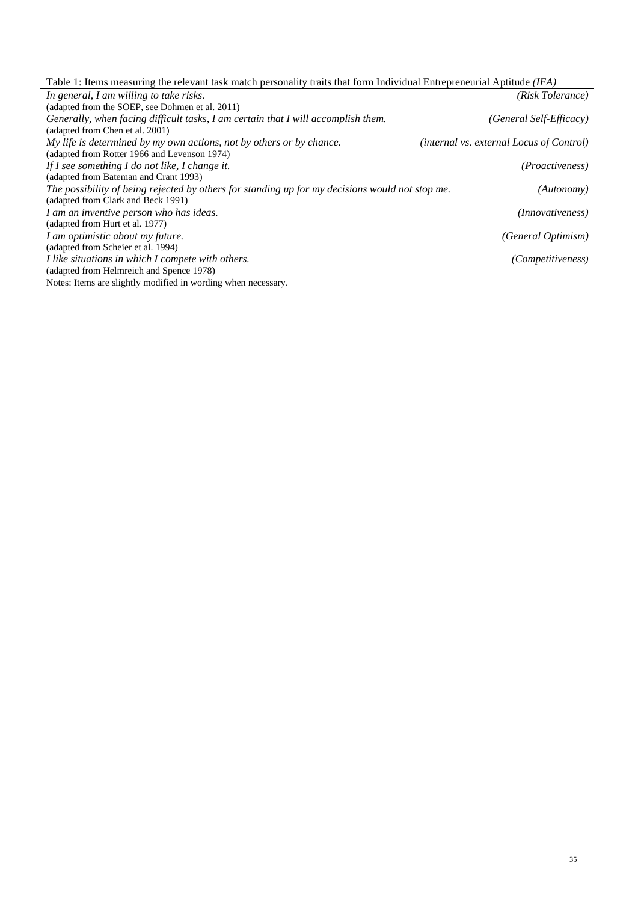Table 1: Items measuring the relevant task match personality traits that form Individual Entrepreneurial Aptitude *(IEA)*

| Item | Trait |
|---|---|
| *In general, I am willing to take risks.* (adapted from the SOEP, see Dohmen et al. 2011) | *(Risk Tolerance)* |
| *Generally, when facing difficult tasks, I am certain that I will accomplish them.* (adapted from Chen et al. 2001) | *(General Self-Efficacy)* |
| *My life is determined by my own actions, not by others or by chance.* (adapted from Rotter 1966 and Levenson 1974) | *(internal vs. external Locus of Control)* |
| *If I see something I do not like, I change it.* (adapted from Bateman and Crant 1993) | *(Proactiveness)* |
| *The possibility of being rejected by others for standing up for my decisions would not stop me.* (adapted from Clark and Beck 1991) | *(Autonomy)* |
| *I am an inventive person who has ideas.* (adapted from Hurt et al. 1977) | *(Innovativeness)* |
| *I am optimistic about my future.* (adapted from Scheier et al. 1994) | *(General Optimism)* |
| *I like situations in which I compete with others.* (adapted from Helmreich and Spence 1978) | *(Competitiveness)* |

Notes: Items are slightly modified in wording when necessary.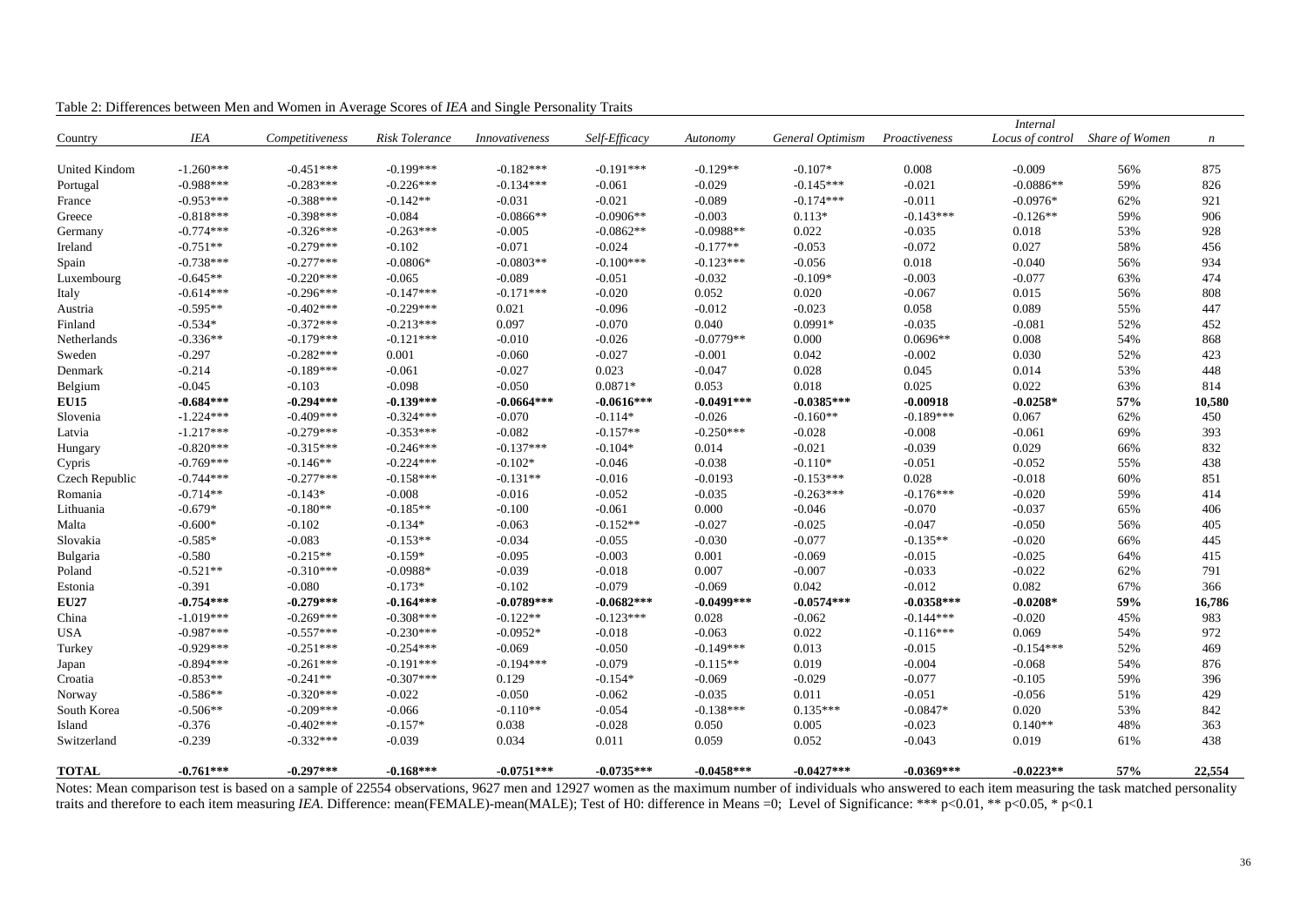Table 2: Differences between Men and Women in Average Scores of *IEA* and Single Personality Traits

| Country | *IEA* | *Competitiveness* | *Risk Tolerance* | *Innovativeness* | *Self-Efficacy* | *Autonomy* | *General Optimism* | *Proactiveness* | *Internal Locus of control* | *Share of Women* | *n* |
|---|---|---|---|---|---|---|---|---|---|---|---|
| United Kingdom | -1.260*** | -0.451*** | -0.199*** | -0.182*** | -0.191*** | -0.129** | -0.107* | 0.008 | -0.009 | 56% | 875 |
| Portugal | -0.988*** | -0.283*** | -0.226*** | -0.134*** | -0.061 | -0.029 | -0.145*** | -0.021 | -0.0886** | 59% | 826 |
| France | -0.953*** | -0.388*** | -0.142** | -0.031 | -0.021 | -0.089 | -0.174*** | -0.011 | -0.0976* | 62% | 921 |
| Greece | -0.818*** | -0.398*** | -0.084 | -0.0866** | -0.0906** | -0.003 | 0.113* | -0.143*** | -0.126** | 59% | 906 |
| Germany | -0.774*** | -0.326*** | -0.263*** | -0.005 | -0.0862** | -0.0988** | 0.022 | -0.035 | 0.018 | 53% | 928 |
| Ireland | -0.751** | -0.279*** | -0.102 | -0.071 | -0.024 | -0.177** | -0.053 | -0.072 | 0.027 | 58% | 456 |
| Spain | -0.738*** | -0.277*** | -0.0806* | -0.0803** | -0.100*** | -0.123*** | -0.056 | 0.018 | -0.040 | 56% | 934 |
| Luxembourg | -0.645** | -0.220*** | -0.065 | -0.089 | -0.051 | -0.032 | -0.109* | -0.003 | -0.077 | 63% | 474 |
| Italy | -0.614*** | -0.296*** | -0.147*** | -0.171*** | -0.020 | 0.052 | 0.020 | -0.067 | 0.015 | 56% | 808 |
| Austria | -0.595** | -0.402*** | -0.229*** | 0.021 | -0.096 | -0.012 | -0.023 | 0.058 | 0.089 | 55% | 447 |
| Finland | -0.534* | -0.372*** | -0.213*** | 0.097 | -0.070 | 0.040 | 0.0991* | -0.035 | -0.081 | 52% | 452 |
| Netherlands | -0.336** | -0.179*** | -0.121*** | -0.010 | -0.026 | -0.0779** | 0.000 | 0.0696** | 0.008 | 54% | 868 |
| Sweden | -0.297 | -0.282*** | 0.001 | -0.060 | -0.027 | -0.001 | 0.042 | -0.002 | 0.030 | 52% | 423 |
| Denmark | -0.214 | -0.189*** | -0.061 | -0.027 | 0.023 | -0.047 | 0.028 | 0.045 | 0.014 | 53% | 448 |
| Belgium | -0.045 | -0.103 | -0.098 | -0.050 | 0.0871* | 0.053 | 0.018 | 0.025 | 0.022 | 63% | 814 |
| **EU15** | **-0.684*** ** | **-0.294*** ** | **-0.139*** ** | **-0.0664*** ** | **-0.0616*** ** | **-0.0491*** ** | **-0.0385*** ** | **-0.00918** | **-0.0258* ** | **57%** | **10,580** |
| Slovenia | -1.224*** | -0.409*** | -0.324*** | -0.070 | -0.114* | -0.026 | -0.160** | -0.189*** | 0.067 | 62% | 450 |
| Latvia | -1.217*** | -0.279*** | -0.353*** | -0.082 | -0.157** | -0.250*** | -0.028 | -0.008 | -0.061 | 69% | 393 |
| Hungary | -0.820*** | -0.315*** | -0.246*** | -0.137*** | -0.104* | 0.014 | -0.021 | -0.039 | 0.029 | 66% | 832 |
| Cypris | -0.769*** | -0.146** | -0.224*** | -0.102* | -0.046 | -0.038 | -0.110* | -0.051 | -0.052 | 55% | 438 |
| Czech Republic | -0.744*** | -0.277*** | -0.158*** | -0.131** | -0.016 | -0.0193 | -0.153*** | 0.028 | -0.018 | 60% | 851 |
| Romania | -0.714** | -0.143* | -0.008 | -0.016 | -0.052 | -0.035 | -0.263*** | -0.176*** | -0.020 | 59% | 414 |
| Lithuania | -0.679* | -0.180** | -0.185** | -0.100 | -0.061 | 0.000 | -0.046 | -0.070 | -0.037 | 65% | 406 |
| Malta | -0.600* | -0.102 | -0.134* | -0.063 | -0.152** | -0.027 | -0.025 | -0.047 | -0.050 | 56% | 405 |
| Slovakia | -0.585* | -0.083 | -0.153** | -0.034 | -0.055 | -0.030 | -0.077 | -0.135** | -0.020 | 66% | 445 |
| Bulgaria | -0.580 | -0.215** | -0.159* | -0.095 | -0.003 | 0.001 | -0.069 | -0.015 | -0.025 | 64% | 415 |
| Poland | -0.521** | -0.310*** | -0.0988* | -0.039 | -0.018 | 0.007 | -0.007 | -0.033 | -0.022 | 62% | 791 |
| Estonia | -0.391 | -0.080 | -0.173* | -0.102 | -0.079 | -0.069 | 0.042 | -0.012 | 0.082 | 67% | 366 |
| **EU27** | **-0.754*** ** | **-0.279*** ** | **-0.164*** ** | **-0.0789*** ** | **-0.0682*** ** | **-0.0499*** ** | **-0.0574*** ** | **-0.0358*** ** | **-0.0208* ** | **59%** | **16,786** |
| China | -1.019*** | -0.269*** | -0.308*** | -0.122** | -0.123*** | 0.028 | -0.062 | -0.144*** | -0.020 | 45% | 983 |
| USA | -0.987*** | -0.557*** | -0.230*** | -0.0952* | -0.018 | -0.063 | 0.022 | -0.116*** | 0.069 | 54% | 972 |
| Turkey | -0.929*** | -0.251*** | -0.254*** | -0.069 | -0.050 | -0.149*** | 0.013 | -0.015 | -0.154*** | 52% | 469 |
| Japan | -0.894*** | -0.261*** | -0.191*** | -0.194*** | -0.079 | -0.115** | 0.019 | -0.004 | -0.068 | 54% | 876 |
| Croatia | -0.853** | -0.241** | -0.307*** | 0.129 | -0.154* | -0.069 | -0.029 | -0.077 | -0.105 | 59% | 396 |
| Norway | -0.586** | -0.320*** | -0.022 | -0.050 | -0.062 | -0.035 | 0.011 | -0.051 | -0.056 | 51% | 429 |
| South Korea | -0.506** | -0.209*** | -0.066 | -0.110** | -0.054 | -0.138*** | 0.135*** | -0.0847* | 0.020 | 53% | 842 |
| Island | -0.376 | -0.402*** | -0.157* | 0.038 | -0.028 | 0.050 | 0.005 | -0.023 | 0.140** | 48% | 363 |
| Switzerland | -0.239 | -0.332*** | -0.039 | 0.034 | 0.011 | 0.059 | 0.052 | -0.043 | 0.019 | 61% | 438 |
| **TOTAL** | **-0.761*** ** | **-0.297*** ** | **-0.168*** ** | **-0.0751*** ** | **-0.0735*** ** | **-0.0458*** ** | **-0.0427*** ** | **-0.0369*** ** | **-0.0223** ** | **57%** | **22,554** |

Notes: Mean comparison test is based on a sample of 22554 observations, 9627 men and 12927 women as the maximum number of individuals who answered to each item measuring the task matched personality traits and therefore to each item measuring *IEA*. Difference: mean(FEMALE)-mean(MALE); Test of H0: difference in Means =0; Level of Significance: *** p<0.01, ** p<0.05, * p<0.1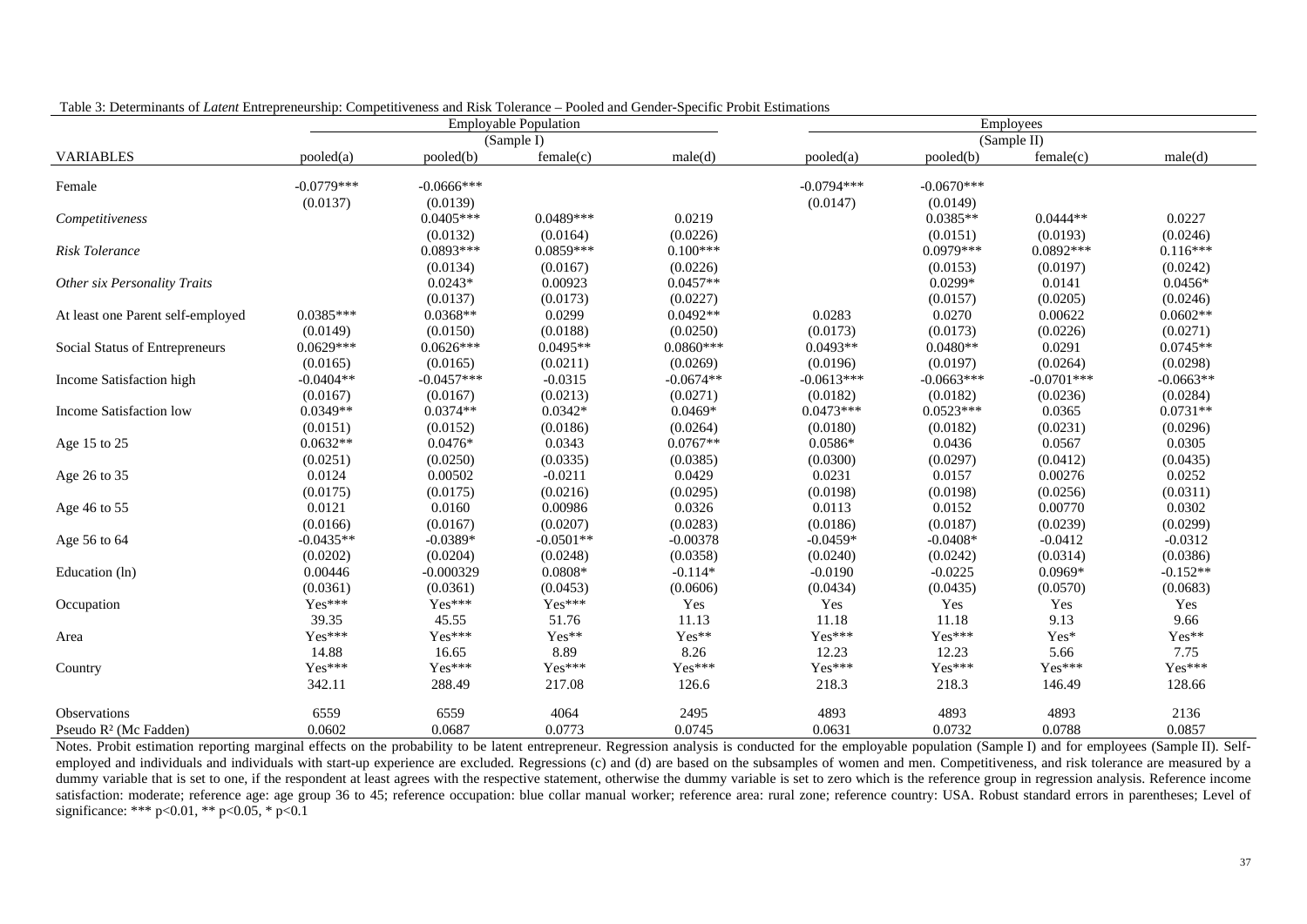Table 3: Determinants of *Latent* Entrepreneurship: Competitiveness and Risk Tolerance – Pooled and Gender-Specific Probit Estimations

| | Employable Population | | | | Employees | | | |
|---|---|---|---|---|---|---|---|---|
| | (Sample I) | | | | (Sample II) | | | |
| VARIABLES | pooled(a) | pooled(b) | female(c) | male(d) | pooled(a) | pooled(b) | female(c) | male(d) |
| Female | -0.0779*** | -0.0666*** | | | -0.0794*** | -0.0670*** | | |
| | (0.0137) | (0.0139) | | | (0.0147) | (0.0149) | | |
| *Competitiveness* | | 0.0405*** | 0.0489*** | 0.0219 | | 0.0385** | 0.0444** | 0.0227 |
| | | (0.0132) | (0.0164) | (0.0226) | | (0.0151) | (0.0193) | (0.0246) |
| *Risk Tolerance* | | 0.0893*** | 0.0859*** | 0.100*** | | 0.0979*** | 0.0892*** | 0.116*** |
| | | (0.0134) | (0.0167) | (0.0226) | | (0.0153) | (0.0197) | (0.0242) |
| *Other six Personality Traits* | | 0.0243* | 0.00923 | 0.0457** | | 0.0299* | 0.0141 | 0.0456* |
| | | (0.0137) | (0.0173) | (0.0227) | | (0.0157) | (0.0205) | (0.0246) |
| At least one Parent self-employed | 0.0385*** | 0.0368** | 0.0299 | 0.0492** | 0.0283 | 0.0270 | 0.00622 | 0.0602** |
| | (0.0149) | (0.0150) | (0.0188) | (0.0250) | (0.0173) | (0.0173) | (0.0226) | (0.0271) |
| Social Status of Entrepreneurs | 0.0629*** | 0.0626*** | 0.0495** | 0.0860*** | 0.0493** | 0.0480** | 0.0291 | 0.0745** |
| | (0.0165) | (0.0165) | (0.0211) | (0.0269) | (0.0196) | (0.0197) | (0.0264) | (0.0298) |
| Income Satisfaction high | -0.0404** | -0.0457*** | -0.0315 | -0.0674** | -0.0613*** | -0.0663*** | -0.0701*** | -0.0663** |
| | (0.0167) | (0.0167) | (0.0213) | (0.0271) | (0.0182) | (0.0182) | (0.0236) | (0.0284) |
| Income Satisfaction low | 0.0349** | 0.0374** | 0.0342* | 0.0469* | 0.0473*** | 0.0523*** | 0.0365 | 0.0731** |
| | (0.0151) | (0.0152) | (0.0186) | (0.0264) | (0.0180) | (0.0182) | (0.0231) | (0.0296) |
| Age 15 to 25 | 0.0632** | 0.0476* | 0.0343 | 0.0767** | 0.0586* | 0.0436 | 0.0567 | 0.0305 |
| | (0.0251) | (0.0250) | (0.0335) | (0.0385) | (0.0300) | (0.0297) | (0.0412) | (0.0435) |
| Age 26 to 35 | 0.0124 | 0.00502 | -0.0211 | 0.0429 | 0.0231 | 0.0157 | 0.00276 | 0.0252 |
| | (0.0175) | (0.0175) | (0.0216) | (0.0295) | (0.0198) | (0.0198) | (0.0256) | (0.0311) |
| Age 46 to 55 | 0.0121 | 0.0160 | 0.00986 | 0.0326 | 0.0113 | 0.0152 | 0.00770 | 0.0302 |
| | (0.0166) | (0.0167) | (0.0207) | (0.0283) | (0.0186) | (0.0187) | (0.0239) | (0.0299) |
| Age 56 to 64 | -0.0435** | -0.0389* | -0.0501** | -0.00378 | -0.0459* | -0.0408* | -0.0412 | -0.0312 |
| | (0.0202) | (0.0204) | (0.0248) | (0.0358) | (0.0240) | (0.0242) | (0.0314) | (0.0386) |
| Education (ln) | 0.00446 | -0.000329 | 0.0808* | -0.114* | -0.0190 | -0.0225 | 0.0969* | -0.152** |
| | (0.0361) | (0.0361) | (0.0453) | (0.0606) | (0.0434) | (0.0435) | (0.0570) | (0.0683) |
| Occupation | Yes*** | Yes*** | Yes*** | Yes | Yes | Yes | Yes | Yes |
| | 39.35 | 45.55 | 51.76 | 11.13 | 11.18 | 11.18 | 9.13 | 9.66 |
| Area | Yes*** | Yes*** | Yes** | Yes** | Yes*** | Yes*** | Yes* | Yes** |
| | 14.88 | 16.65 | 8.89 | 8.26 | 12.23 | 12.23 | 5.66 | 7.75 |
| Country | Yes*** | Yes*** | Yes*** | Yes*** | Yes*** | Yes*** | Yes*** | Yes*** |
| | 342.11 | 288.49 | 217.08 | 126.6 | 218.3 | 218.3 | 146.49 | 128.66 |
| Observations | 6559 | 6559 | 4064 | 2495 | 4893 | 4893 | 4893 | 2136 |
| Pseudo $R^2$ (Mc Fadden) | 0.0602 | 0.0687 | 0.0773 | 0.0745 | 0.0631 | 0.0732 | 0.0788 | 0.0857 |

Notes. Probit estimation reporting marginal effects on the probability to be latent entrepreneur. Regression analysis is conducted for the employable population (Sample I) and for employees (Sample II). Self-employed and individuals and individuals with start-up experience are excluded. Regressions (c) and (d) are based on the subsamples of women and men. Competitiveness, and risk tolerance are measured by a dummy variable that is set to one, if the respondent at least agrees with the respective statement, otherwise the dummy variable is set to zero which is the reference group in regression analysis. Reference income satisfaction: moderate; reference age: age group 36 to 45; reference occupation: blue collar manual worker; reference area: rural zone; reference country: USA. Robust standard errors in parentheses; Level of significance: *** p<0.01, ** p<0.05, * p<0.1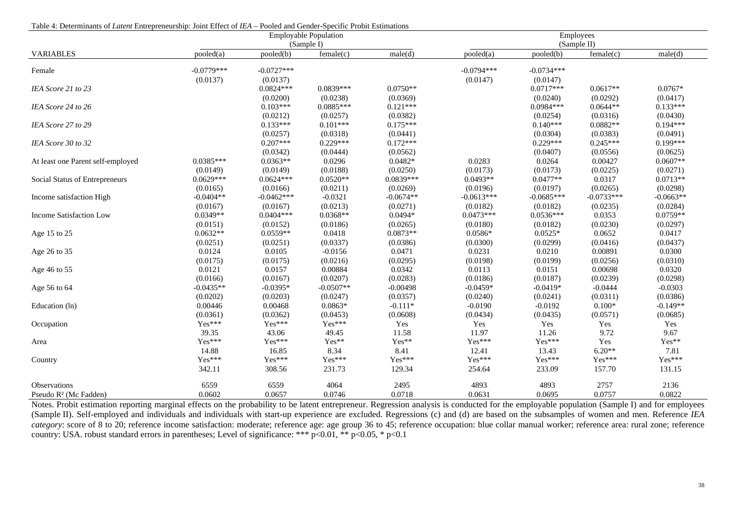Table 4: Determinants of *Latent* Entrepreneurship: Joint Effect of *IEA* – Pooled and Gender-Specific Probit Estimations

| | Employable Population (Sample I) | | | | Employees (Sample II) | | | |
|---|---|---|---|---|---|---|---|---|
| VARIABLES | pooled(a) | pooled(b) | female(c) | male(d) | pooled(a) | pooled(b) | female(c) | male(d) |
| Female | -0.0779*** | -0.0727*** | | | -0.0794*** | -0.0734*** | | |
| | (0.0137) | (0.0137) | | | (0.0147) | (0.0147) | | |
| *IEA Score 21 to 23* | | 0.0824*** | 0.0839*** | 0.0750** | | 0.0717*** | 0.0617** | 0.0767* |
| | | (0.0200) | (0.0238) | (0.0369) | | (0.0240) | (0.0292) | (0.0417) |
| *IEA Score 24 to 26* | | 0.103*** | 0.0885*** | 0.121*** | | 0.0984*** | 0.0644** | 0.133*** |
| | | (0.0212) | (0.0257) | (0.0382) | | (0.0254) | (0.0316) | (0.0430) |
| *IEA Score 27 to 29* | | 0.133*** | 0.101*** | 0.175*** | | 0.140*** | 0.0882** | 0.194*** |
| | | (0.0257) | (0.0318) | (0.0441) | | (0.0304) | (0.0383) | (0.0491) |
| *IEA Score 30 to 32* | | 0.207*** | 0.229*** | 0.172*** | | 0.229*** | 0.245*** | 0.199*** |
| | | (0.0342) | (0.0444) | (0.0562) | | (0.0407) | (0.0556) | (0.0625) |
| At least one Parent self-employed | 0.0385*** | 0.0363** | 0.0296 | 0.0482* | 0.0283 | 0.0264 | 0.00427 | 0.0607** |
| | (0.0149) | (0.0149) | (0.0188) | (0.0250) | (0.0173) | (0.0173) | (0.0225) | (0.0271) |
| Social Status of Entrepreneurs | 0.0629*** | 0.0624*** | 0.0520** | 0.0839*** | 0.0493** | 0.0477** | 0.0317 | 0.0713** |
| | (0.0165) | (0.0166) | (0.0211) | (0.0269) | (0.0196) | (0.0197) | (0.0265) | (0.0298) |
| Income satisfaction High | -0.0404** | -0.0462*** | -0.0321 | -0.0674** | -0.0613*** | -0.0685*** | -0.0733*** | -0.0663** |
| | (0.0167) | (0.0167) | (0.0213) | (0.0271) | (0.0182) | (0.0182) | (0.0235) | (0.0284) |
| Income Satisfaction Low | 0.0349** | 0.0404*** | 0.0368** | 0.0494* | 0.0473*** | 0.0536*** | 0.0353 | 0.0759** |
| | (0.0151) | (0.0152) | (0.0186) | (0.0265) | (0.0180) | (0.0182) | (0.0230) | (0.0297) |
| Age 15 to 25 | 0.0632** | 0.0559** | 0.0418 | 0.0873** | 0.0586* | 0.0525* | 0.0652 | 0.0417 |
| | (0.0251) | (0.0251) | (0.0337) | (0.0386) | (0.0300) | (0.0299) | (0.0416) | (0.0437) |
| Age 26 to 35 | 0.0124 | 0.0105 | -0.0156 | 0.0471 | 0.0231 | 0.0210 | 0.00891 | 0.0300 |
| | (0.0175) | (0.0175) | (0.0216) | (0.0295) | (0.0198) | (0.0199) | (0.0256) | (0.0310) |
| Age 46 to 55 | 0.0121 | 0.0157 | 0.00884 | 0.0342 | 0.0113 | 0.0151 | 0.00698 | 0.0320 |
| | (0.0166) | (0.0167) | (0.0207) | (0.0283) | (0.0186) | (0.0187) | (0.0239) | (0.0298) |
| Age 56 to 64 | -0.0435** | -0.0395* | -0.0507** | -0.00498 | -0.0459* | -0.0419* | -0.0444 | -0.0303 |
| | (0.0202) | (0.0203) | (0.0247) | (0.0357) | (0.0240) | (0.0241) | (0.0311) | (0.0386) |
| Education (ln) | 0.00446 | 0.00468 | 0.0863* | -0.111* | -0.0190 | -0.0192 | 0.100* | -0.149** |
| | (0.0361) | (0.0362) | (0.0453) | (0.0608) | (0.0434) | (0.0435) | (0.0571) | (0.0685) |
| Occupation | Yes*** | Yes*** | Yes*** | Yes | Yes | Yes | Yes | Yes |
| | 39.35 | 43.06 | 49.45 | 11.58 | 11.97 | 11.26 | 9.72 | 9.67 |
| Area | Yes*** | Yes*** | Yes** | Yes** | Yes*** | Yes*** | Yes | Yes** |
| | 14.88 | 16.85 | 8.34 | 8.41 | 12.41 | 13.43 | 6.20** | 7.81 |
| Country | Yes*** | Yes*** | Yes*** | Yes*** | Yes*** | Yes*** | Yes*** | Yes*** |
| | 342.11 | 308.56 | 231.73 | 129.34 | 254.64 | 233.09 | 157.70 | 131.15 |
| Observations | 6559 | 6559 | 4064 | 2495 | 4893 | 4893 | 2757 | 2136 |
| Pseudo $R^2$ (Mc Fadden) | 0.0602 | 0.0657 | 0.0746 | 0.0718 | 0.0631 | 0.0695 | 0.0757 | 0.0822 |

Notes. Probit estimation reporting marginal effects on the probability to be latent entrepreneur. Regression analysis is conducted for the employable population (Sample I) and for employees (Sample II). Self-employed and individuals and individuals with start-up experience are excluded. Regressions (c) and (d) are based on the subsamples of women and men. Reference *IEA category*: score of 8 to 20; reference income satisfaction: moderate; reference age: age group 36 to 45; reference occupation: blue collar manual worker; reference area: rural zone; reference country: USA. robust standard errors in parentheses; Level of significance: *** p<0.01, ** p<0.05, * p<0.1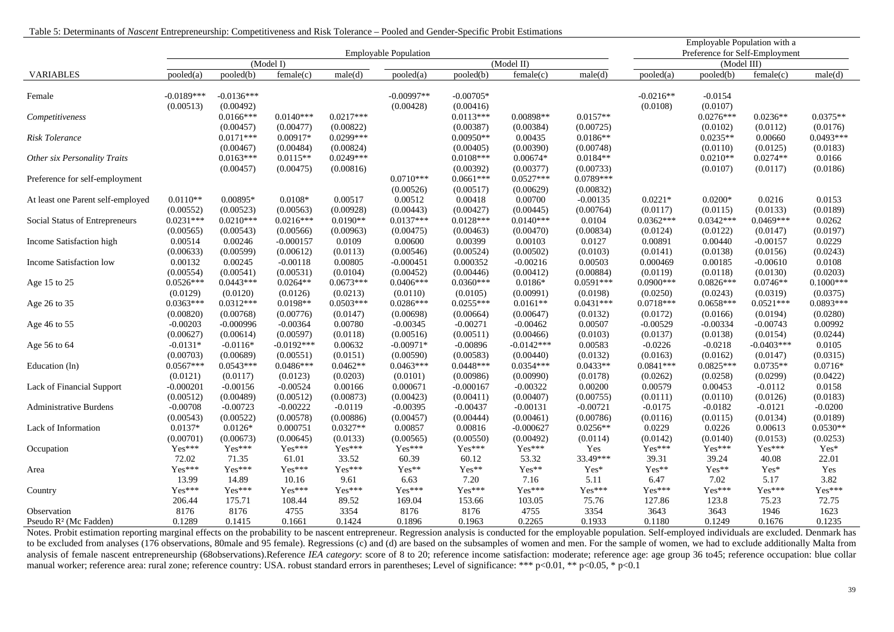Table 5: Determinants of *Nascent* Entrepreneurship: Competitiveness and Risk Tolerance – Pooled and Gender-Specific Probit Estimations

| | Employable Population | | | | | | | | Employable Population with a Preference for Self-Employment | | | |
|---|---|---|---|---|---|---|---|---|---|---|---|---|
| | (Model I) | | | | (Model II) | | | | (Model III) | | | |
| VARIABLES | pooled(a) | pooled(b) | female(c) | male(d) | pooled(a) | pooled(b) | female(c) | male(d) | pooled(a) | pooled(b) | female(c) | male(d) |
| Female | -0.0189*** | -0.0136*** | | | -0.00997** | -0.00705* | | | -0.0216** | -0.0154 | | |
| | (0.00513) | (0.00492) | | | (0.00428) | (0.00416) | | | (0.0108) | (0.0107) | | |
| *Competitiveness* | | 0.0166*** | 0.0140*** | 0.0217*** | | 0.0113*** | 0.00898** | 0.0157** | | 0.0276*** | 0.0236** | 0.0375** |
| | | (0.00457) | (0.00477) | (0.00822) | | (0.00387) | (0.00384) | (0.00725) | | (0.0102) | (0.0112) | (0.0176) |
| *Risk Tolerance* | | 0.0171*** | 0.00917* | 0.0299*** | | 0.00950** | 0.00435 | 0.0186** | | 0.0235** | 0.00660 | 0.0493*** |
| | | (0.00467) | (0.00484) | (0.00824) | | (0.00405) | (0.00390) | (0.00748) | | (0.0110) | (0.0125) | (0.0183) |
| *Other six Personality Traits* | | 0.0163*** | 0.0115** | 0.0249*** | | 0.0108*** | 0.00674* | 0.0184** | | 0.0210** | 0.0274** | 0.0166 |
| | | (0.00457) | (0.00475) | (0.00816) | | (0.00392) | (0.00377) | (0.00733) | | (0.0107) | (0.0117) | (0.0186) |
| Preference for self-employment | | | | | 0.0710*** | 0.0661*** | 0.0527*** | 0.0789*** | | | | |
| | | | | | (0.00526) | (0.00517) | (0.00629) | (0.00832) | | | | |
| At least one Parent self-employed | 0.0110** | 0.00895* | 0.0108* | 0.00517 | 0.00512 | 0.00418 | 0.00700 | -0.00135 | 0.0221* | 0.0200* | 0.0216 | 0.0153 |
| | (0.00552) | (0.00523) | (0.00563) | (0.00928) | (0.00443) | (0.00427) | (0.00445) | (0.00764) | (0.0117) | (0.0115) | (0.0133) | (0.0189) |
| Social Status of Entrepreneurs | 0.0231*** | 0.0210*** | 0.0216*** | 0.0190** | 0.0137*** | 0.0128*** | 0.0140*** | 0.0104 | 0.0362*** | 0.0342*** | 0.0469*** | 0.0262 |
| | (0.00565) | (0.00543) | (0.00566) | (0.00963) | (0.00475) | (0.00463) | (0.00470) | (0.00834) | (0.0124) | (0.0122) | (0.0147) | (0.0197) |
| Income Satisfaction high | 0.00514 | 0.00246 | -0.000157 | 0.0109 | 0.00600 | 0.00399 | 0.00103 | 0.0127 | 0.00891 | 0.00440 | -0.00157 | 0.0229 |
| | (0.00633) | (0.00599) | (0.00612) | (0.0113) | (0.00546) | (0.00524) | (0.00502) | (0.0103) | (0.0141) | (0.0138) | (0.0156) | (0.0243) |
| Income Satisfaction low | 0.00132 | 0.00245 | -0.00118 | 0.00805 | -0.000451 | 0.000352 | -0.00216 | 0.00503 | 0.000469 | 0.00185 | -0.00610 | 0.0108 |
| | (0.00554) | (0.00541) | (0.00531) | (0.0104) | (0.00452) | (0.00446) | (0.00412) | (0.00884) | (0.0119) | (0.0118) | (0.0130) | (0.0203) |
| Age 15 to 25 | 0.0526*** | 0.0443*** | 0.0264** | 0.0673*** | 0.0406*** | 0.0360*** | 0.0186* | 0.0591*** | 0.0900*** | 0.0826*** | 0.0746** | 0.1000*** |
| | (0.0129) | (0.0120) | (0.0126) | (0.0213) | (0.0110) | (0.0105) | (0.00991) | (0.0198) | (0.0250) | (0.0243) | (0.0319) | (0.0375) |
| Age 26 to 35 | 0.0363*** | 0.0312*** | 0.0198** | 0.0503*** | 0.0286*** | 0.0255*** | 0.0161** | 0.0431*** | 0.0718*** | 0.0658*** | 0.0521*** | 0.0893*** |
| | (0.00820) | (0.00768) | (0.00776) | (0.0147) | (0.00698) | (0.00664) | (0.00647) | (0.0132) | (0.0172) | (0.0166) | (0.0194) | (0.0280) |
| Age 46 to 55 | -0.00203 | -0.000996 | -0.00364 | 0.00780 | -0.00345 | -0.00271 | -0.00462 | 0.00507 | -0.00529 | -0.00334 | -0.00743 | 0.00992 |
| | (0.00627) | (0.00614) | (0.00597) | (0.0118) | (0.00516) | (0.00511) | (0.00466) | (0.0103) | (0.0137) | (0.0138) | (0.0154) | (0.0244) |
| Age 56 to 64 | -0.0131* | -0.0116* | -0.0192*** | 0.00632 | -0.00971* | -0.00896 | -0.0142*** | 0.00583 | -0.0226 | -0.0218 | -0.0403*** | 0.0105 |
| | (0.00703) | (0.00689) | (0.00551) | (0.0151) | (0.00590) | (0.00583) | (0.00440) | (0.0132) | (0.0163) | (0.0162) | (0.0147) | (0.0315) |
| Education (ln) | 0.0567*** | 0.0543*** | 0.0486*** | 0.0462** | 0.0463*** | 0.0448*** | 0.0354*** | 0.0433** | 0.0841*** | 0.0825*** | 0.0735** | 0.0716* |
| | (0.0121) | (0.0117) | (0.0123) | (0.0203) | (0.0101) | (0.00986) | (0.00990) | (0.0178) | (0.0262) | (0.0258) | (0.0299) | (0.0422) |
| Lack of Financial Support | -0.000201 | -0.00156 | -0.00524 | 0.00166 | 0.000671 | -0.000167 | -0.00322 | 0.00200 | 0.00579 | 0.00453 | -0.0112 | 0.0158 |
| | (0.00512) | (0.00489) | (0.00512) | (0.00873) | (0.00423) | (0.00411) | (0.00407) | (0.00755) | (0.0111) | (0.0110) | (0.0126) | (0.0183) |
| Administrative Burdens | -0.00708 | -0.00723 | -0.00222 | -0.0119 | -0.00395 | -0.00437 | -0.00131 | -0.00721 | -0.0175 | -0.0182 | -0.0121 | -0.0200 |
| | (0.00543) | (0.00522) | (0.00578) | (0.00886) | (0.00457) | (0.00444) | (0.00461) | (0.00786) | (0.0116) | (0.0115) | (0.0134) | (0.0189) |
| Lack of Information | 0.0137* | 0.0126* | 0.000751 | 0.0327** | 0.00857 | 0.00816 | -0.000627 | 0.0256** | 0.0229 | 0.0226 | 0.00613 | 0.0530** |
| | (0.00701) | (0.00673) | (0.00645) | (0.0133) | (0.00565) | (0.00550) | (0.00492) | (0.0114) | (0.0142) | (0.0140) | (0.0153) | (0.0253) |
| Occupation | Yes*** | Yes*** | Yes*** | Yes*** | Yes*** | Yes*** | Yes*** | Yes | Yes*** | Yes*** | Yes*** | Yes* |
| | 72.02 | 71.35 | 61.01 | 33.52 | 60.39 | 60.12 | 53.32 | 33.49*** | 39.31 | 39.24 | 40.08 | 22.01 |
| Area | Yes*** | Yes*** | Yes*** | Yes*** | Yes** | Yes** | Yes** | Yes* | Yes** | Yes** | Yes* | Yes |
| | 13.99 | 14.89 | 10.16 | 9.61 | 6.63 | 7.20 | 7.16 | 5.11 | 6.47 | 7.02 | 5.17 | 3.82 |
| Country | Yes*** | Yes*** | Yes*** | Yes*** | Yes*** | Yes*** | Yes*** | Yes*** | Yes*** | Yes*** | Yes*** | Yes*** |
| | 206.44 | 175.71 | 108.44 | 89.52 | 169.04 | 153.66 | 103.05 | 75.76 | 127.86 | 123.8 | 75.23 | 72.75 |
| Observation | 8176 | 8176 | 4755 | 3354 | 8176 | 8176 | 4755 | 3354 | 3643 | 3643 | 1946 | 1623 |
| Pseudo $R^2$ (Mc Fadden) | 0.1289 | 0.1415 | 0.1661 | 0.1424 | 0.1896 | 0.1963 | 0.2265 | 0.1933 | 0.1180 | 0.1249 | 0.1676 | 0.1235 |

Notes. Probit estimation reporting marginal effects on the probability to be nascent entrepreneur. Regression analysis is conducted for the employable population. Self-employed individuals are excluded. Denmark has to be excluded from analyses (176 observations, 80male and 95 female). Regressions (c) and (d) are based on the subsamples of women and men. For the sample of women, we had to exclude additionally Malta from analysis of female nascent entrepreneurship (68observations).Reference *IEA category*: score of 8 to 20; reference income satisfaction: moderate; reference age: age group 36 to45; reference occupation: blue collar manual worker; reference area: rural zone; reference country: USA. robust standard errors in parentheses; Level of significance: *** p<0.01, ** p<0.05, * p<0.1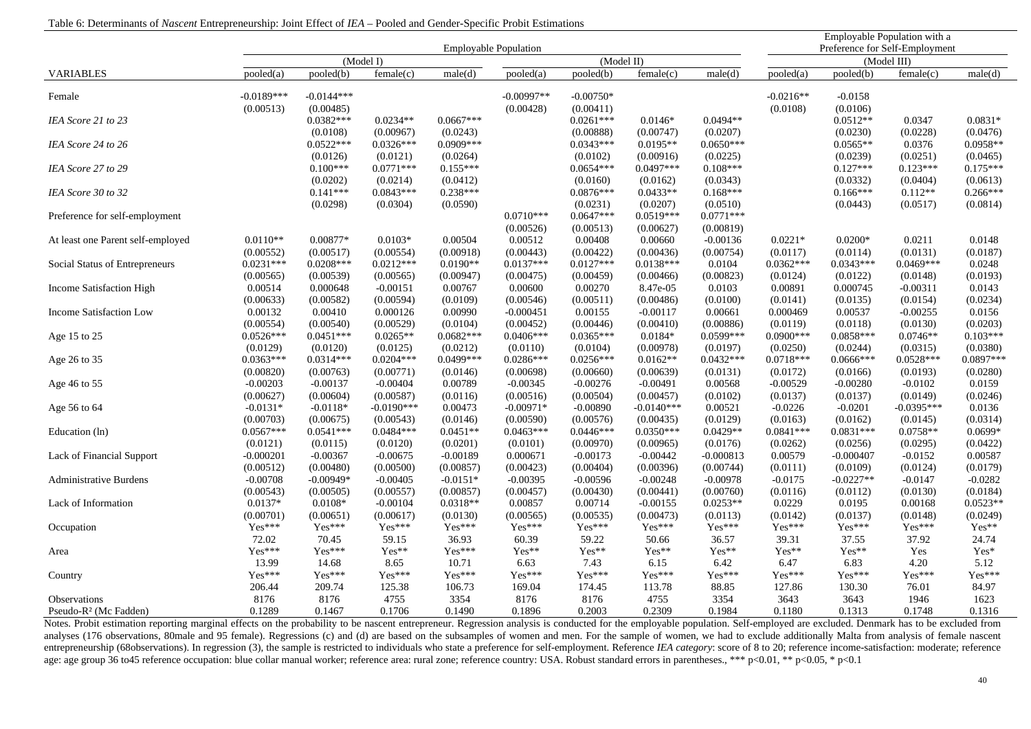Table 6: Determinants of *Nascent* Entrepreneurship: Joint Effect of *IEA* – Pooled and Gender-Specific Probit Estimations

| | Employable Population | | | | | | | | Employable Population with a Preference for Self-Employment | | | |
|---|---|---|---|---|---|---|---|---|---|---|---|---|
| | (Model I) | | | | (Model II) | | | | (Model III) | | | |
| VARIABLES | pooled(a) | pooled(b) | female(c) | male(d) | pooled(a) | pooled(b) | female(c) | male(d) | pooled(a) | pooled(b) | female(c) | male(d) |
| Female | -0.0189*** | -0.0144*** | | | -0.00997** | -0.00750* | | | -0.0216** | -0.0158 | | |
| | (0.00513) | (0.00485) | | | (0.00428) | (0.00411) | | | (0.0108) | (0.0106) | | |
| *IEA Score 21 to 23* | | 0.0382*** | 0.0234** | 0.0667*** | | 0.0261*** | 0.0146* | 0.0494** | | 0.0512** | 0.0347 | 0.0831* |
| | | (0.0108) | (0.00967) | (0.0243) | | (0.00888) | (0.00747) | (0.0207) | | (0.0230) | (0.0228) | (0.0476) |
| *IEA Score 24 to 26* | | 0.0522*** | 0.0326*** | 0.0909*** | | 0.0343*** | 0.0195** | 0.0650*** | | 0.0565** | 0.0376 | 0.0958** |
| | | (0.0126) | (0.0121) | (0.0264) | | (0.0102) | (0.00916) | (0.0225) | | (0.0239) | (0.0251) | (0.0465) |
| *IEA Score 27 to 29* | | 0.100*** | 0.0771*** | 0.155*** | | 0.0654*** | 0.0497*** | 0.108*** | | 0.127*** | 0.123*** | 0.175*** |
| | | (0.0202) | (0.0214) | (0.0412) | | (0.0160) | (0.0162) | (0.0343) | | (0.0332) | (0.0404) | (0.0613) |
| *IEA Score 30 to 32* | | 0.141*** | 0.0843*** | 0.238*** | | 0.0876*** | 0.0433** | 0.168*** | | 0.166*** | 0.112** | 0.266*** |
| | | (0.0298) | (0.0304) | (0.0590) | | (0.0231) | (0.0207) | (0.0510) | | (0.0443) | (0.0517) | (0.0814) |
| Preference for self-employment | | | | | 0.0710*** | 0.0647*** | 0.0519*** | 0.0771*** | | | | |
| | | | | | (0.00526) | (0.00513) | (0.00627) | (0.00819) | | | | |
| At least one Parent self-employed | 0.0110** | 0.00877* | 0.0103* | 0.00504 | 0.00512 | 0.00408 | 0.00660 | -0.00136 | 0.0221* | 0.0200* | 0.0211 | 0.0148 |
| | (0.00552) | (0.00517) | (0.00554) | (0.00918) | (0.00443) | (0.00422) | (0.00436) | (0.00754) | (0.0117) | (0.0114) | (0.0131) | (0.0187) |
| Social Status of Entrepreneurs | 0.0231*** | 0.0208*** | 0.0212*** | 0.0190** | 0.0137*** | 0.0127*** | 0.0138*** | 0.0104 | 0.0362*** | 0.0343*** | 0.0469*** | 0.0248 |
| | (0.00565) | (0.00539) | (0.00565) | (0.00947) | (0.00475) | (0.00459) | (0.00466) | (0.00823) | (0.0124) | (0.0122) | (0.0148) | (0.0193) |
| Income Satisfaction High | 0.00514 | 0.000648 | -0.00151 | 0.00767 | 0.00600 | 0.00270 | 8.47e-05 | 0.0103 | 0.00891 | 0.000745 | -0.00311 | 0.0143 |
| | (0.00633) | (0.00582) | (0.00594) | (0.0109) | (0.00546) | (0.00511) | (0.00486) | (0.0100) | (0.0141) | (0.0135) | (0.0154) | (0.0234) |
| Income Satisfaction Low | 0.00132 | 0.00410 | 0.000126 | 0.00990 | -0.000451 | 0.00155 | -0.00117 | 0.00661 | 0.000469 | 0.00537 | -0.00255 | 0.0156 |
| | (0.00554) | (0.00540) | (0.00529) | (0.0104) | (0.00452) | (0.00446) | (0.00410) | (0.00886) | (0.0119) | (0.0118) | (0.0130) | (0.0203) |
| Age 15 to 25 | 0.0526*** | 0.0451*** | 0.0265** | 0.0682*** | 0.0406*** | 0.0365*** | 0.0184* | 0.0599*** | 0.0900*** | 0.0858*** | 0.0746** | 0.103*** |
| | (0.0129) | (0.0120) | (0.0125) | (0.0212) | (0.0110) | (0.0104) | (0.00978) | (0.0197) | (0.0250) | (0.0244) | (0.0315) | (0.0380) |
| Age 26 to 35 | 0.0363*** | 0.0314*** | 0.0204*** | 0.0499*** | 0.0286*** | 0.0256*** | 0.0162** | 0.0432*** | 0.0718*** | 0.0666*** | 0.0528*** | 0.0897*** |
| | (0.00820) | (0.00763) | (0.00771) | (0.0146) | (0.00698) | (0.00660) | (0.00639) | (0.0131) | (0.0172) | (0.0166) | (0.0193) | (0.0280) |
| Age 46 to 55 | -0.00203 | -0.00137 | -0.00404 | 0.00789 | -0.00345 | -0.00276 | -0.00491 | 0.00568 | -0.00529 | -0.00280 | -0.0102 | 0.0159 |
| | (0.00627) | (0.00604) | (0.00587) | (0.0116) | (0.00516) | (0.00504) | (0.00457) | (0.0102) | (0.0137) | (0.0137) | (0.0149) | (0.0246) |
| Age 56 to 64 | -0.0131* | -0.0118* | -0.0190*** | 0.00473 | -0.00971* | -0.00890 | -0.0140*** | 0.00521 | -0.0226 | -0.0201 | -0.0395*** | 0.0136 |
| | (0.00703) | (0.00675) | (0.00543) | (0.0146) | (0.00590) | (0.00576) | (0.00435) | (0.0129) | (0.0163) | (0.0162) | (0.0145) | (0.0314) |
| Education (ln) | 0.0567*** | 0.0541*** | 0.0484*** | 0.0451** | 0.0463*** | 0.0446*** | 0.0350*** | 0.0429** | 0.0841*** | 0.0831*** | 0.0758** | 0.0699* |
| | (0.0121) | (0.0115) | (0.0120) | (0.0201) | (0.0101) | (0.00970) | (0.00965) | (0.0176) | (0.0262) | (0.0256) | (0.0295) | (0.0422) |
| Lack of Financial Support | -0.000201 | -0.00367 | -0.00675 | -0.00189 | 0.000671 | -0.00173 | -0.00442 | -0.000813 | 0.00579 | -0.000407 | -0.0152 | 0.00587 |
| | (0.00512) | (0.00480) | (0.00500) | (0.00857) | (0.00423) | (0.00404) | (0.00396) | (0.00744) | (0.0111) | (0.0109) | (0.0124) | (0.0179) |
| Administrative Burdens | -0.00708 | -0.00949* | -0.00405 | -0.0151* | -0.00395 | -0.00596 | -0.00248 | -0.00978 | -0.0175 | -0.0227** | -0.0147 | -0.0282 |
| | (0.00543) | (0.00505) | (0.00557) | (0.00857) | (0.00457) | (0.00430) | (0.00441) | (0.00760) | (0.0116) | (0.0112) | (0.0130) | (0.0184) |
| Lack of Information | 0.0137* | 0.0108* | -0.00104 | 0.0318** | 0.00857 | 0.00714 | -0.00155 | 0.0253** | 0.0229 | 0.0195 | 0.00168 | 0.0523** |
| | (0.00701) | (0.00651) | (0.00617) | (0.0130) | (0.00565) | (0.00535) | (0.00473) | (0.0113) | (0.0142) | (0.0137) | (0.0148) | (0.0249) |
| Occupation | Yes*** | Yes*** | Yes*** | Yes*** | Yes*** | Yes*** | Yes*** | Yes*** | Yes*** | Yes*** | Yes*** | Yes** |
| | 72.02 | 70.45 | 59.15 | 36.93 | 60.39 | 59.22 | 50.66 | 36.57 | 39.31 | 37.55 | 37.92 | 24.74 |
| Area | Yes*** | Yes*** | Yes** | Yes*** | Yes** | Yes** | Yes** | Yes** | Yes** | Yes** | Yes | Yes* |
| | 13.99 | 14.68 | 8.65 | 10.71 | 6.63 | 7.43 | 6.15 | 6.42 | 6.47 | 6.83 | 4.20 | 5.12 |
| Country | Yes*** | Yes*** | Yes*** | Yes*** | Yes*** | Yes*** | Yes*** | Yes*** | Yes*** | Yes*** | Yes*** | Yes*** |
| | 206.44 | 209.74 | 125.38 | 106.73 | 169.04 | 174.45 | 113.78 | 88.85 | 127.86 | 130.30 | 76.01 | 84.97 |
| Observations | 8176 | 8176 | 4755 | 3354 | 8176 | 8176 | 4755 | 3354 | 3643 | 3643 | 1946 | 1623 |
| Pseudo-$R^2$ (Mc Fadden) | 0.1289 | 0.1467 | 0.1706 | 0.1490 | 0.1896 | 0.2003 | 0.2309 | 0.1984 | 0.1180 | 0.1313 | 0.1748 | 0.1316 |

Notes. Probit estimation reporting marginal effects on the probability to be nascent entrepreneur. Regression analysis is conducted for the employable population. Self-employed are excluded. Denmark has to be excluded from analyses (176 observations, 80male and 95 female). Regressions (c) and (d) are based on the subsamples of women and men. For the sample of women, we had to exclude additionally Malta from analysis of female nascent entrepreneurship (68observations). In regression (3), the sample is restricted to individuals who state a preference for self-employment. Reference *IEA category*: score of 8 to 20; reference income-satisfaction: moderate; reference age: age group 36 to45 reference occupation: blue collar manual worker; reference area: rural zone; reference country: USA. Robust standard errors in parentheses., *** p<0.01, ** p<0.05, * p<0.1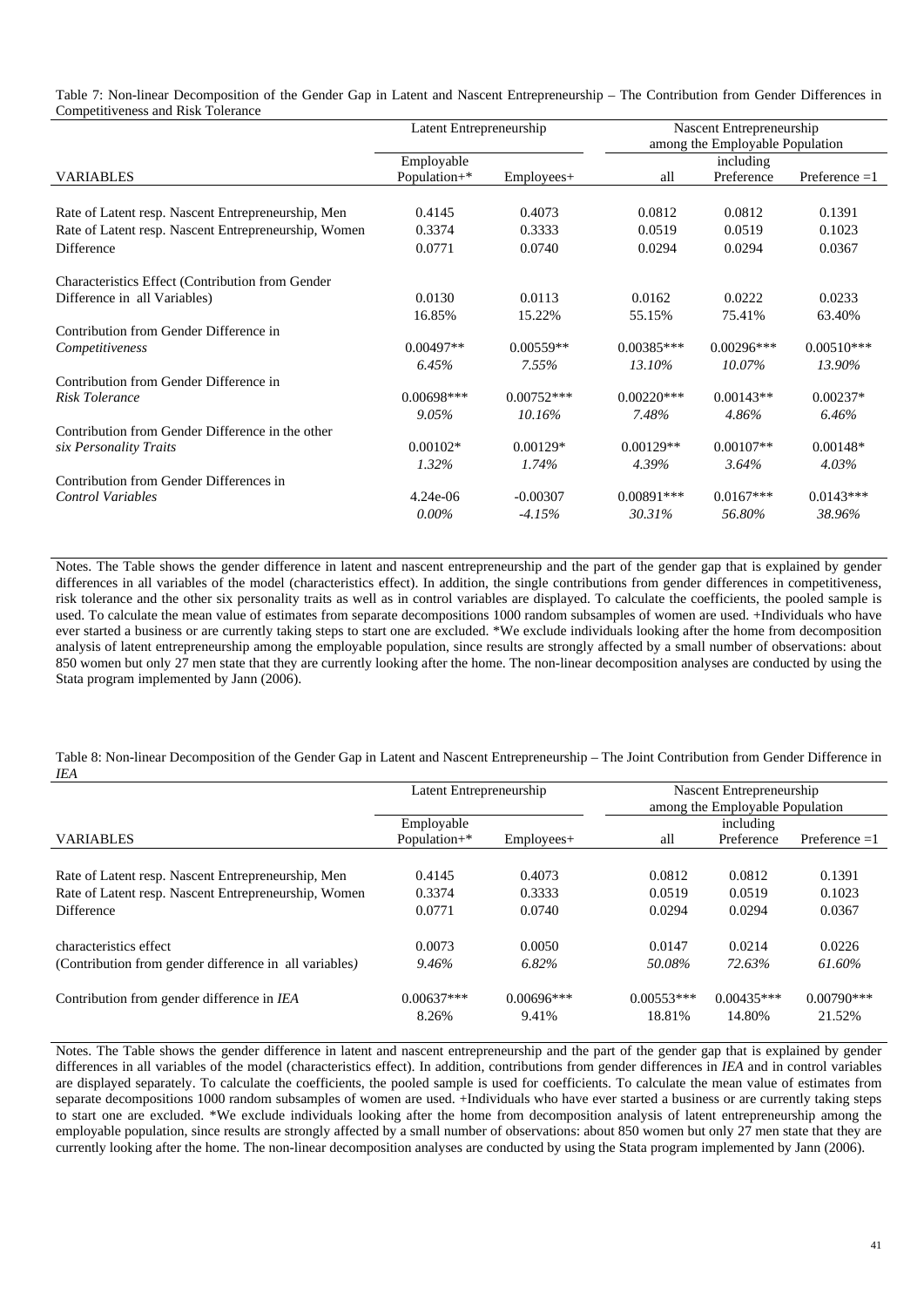Table 7: Non-linear Decomposition of the Gender Gap in Latent and Nascent Entrepreneurship – The Contribution from Gender Differences in Competitiveness and Risk Tolerance

| | Latent Entrepreneurship | | Nascent Entrepreneurship among the Employable Population | | |
|---|---|---|---|---|---|
| VARIABLES | Employable Population+* | Employees+ | all | including Preference | Preference =1 |
| Rate of Latent resp. Nascent Entrepreneurship, Men | 0.4145 | 0.4073 | 0.0812 | 0.0812 | 0.1391 |
| Rate of Latent resp. Nascent Entrepreneurship, Women | 0.3374 | 0.3333 | 0.0519 | 0.0519 | 0.1023 |
| Difference | 0.0771 | 0.0740 | 0.0294 | 0.0294 | 0.0367 |
| Characteristics Effect (Contribution from Gender Difference in all Variables) | 0.0130 | 0.0113 | 0.0162 | 0.0222 | 0.0233 |
| | 16.85% | 15.22% | 55.15% | 75.41% | 63.40% |
| Contribution from Gender Difference in *Competitiveness* | 0.00497** | 0.00559** | 0.00385*** | 0.00296*** | 0.00510*** |
| | *6.45%* | *7.55%* | *13.10%* | *10.07%* | *13.90%* |
| Contribution from Gender Difference in *Risk Tolerance* | 0.00698*** | 0.00752*** | 0.00220*** | 0.00143** | 0.00237* |
| | *9.05%* | *10.16%* | *7.48%* | *4.86%* | *6.46%* |
| Contribution from Gender Difference in the other *six Personality Traits* | 0.00102* | 0.00129* | 0.00129** | 0.00107** | 0.00148* |
| | *1.32%* | *1.74%* | *4.39%* | *3.64%* | *4.03%* |
| Contribution from Gender Differences in *Control Variables* | 4.24e-06 | -0.00307 | 0.00891*** | 0.0167*** | 0.0143*** |
| | *0.00%* | *-4.15%* | *30.31%* | *56.80%* | *38.96%* |

Notes. The Table shows the gender difference in latent and nascent entrepreneurship and the part of the gender gap that is explained by gender differences in all variables of the model (characteristics effect). In addition, the single contributions from gender differences in competitiveness, risk tolerance and the other six personality traits as well as in control variables are displayed. To calculate the coefficients, the pooled sample is used. To calculate the mean value of estimates from separate decompositions 1000 random subsamples of women are used. +Individuals who have ever started a business or are currently taking steps to start one are excluded. *We exclude individuals looking after the home from decomposition analysis of latent entrepreneurship among the employable population, since results are strongly affected by a small number of observations: about 850 women but only 27 men state that they are currently looking after the home. The non-linear decomposition analyses are conducted by using the Stata program implemented by Jann (2006).

Table 8: Non-linear Decomposition of the Gender Gap in Latent and Nascent Entrepreneurship – The Joint Contribution from Gender Difference in *IEA*

| | Latent Entrepreneurship | | Nascent Entrepreneurship among the Employable Population | | |
|---|---|---|---|---|---|
| VARIABLES | Employable Population+* | Employees+ | all | including Preference | Preference =1 |
| Rate of Latent resp. Nascent Entrepreneurship, Men | 0.4145 | 0.4073 | 0.0812 | 0.0812 | 0.1391 |
| Rate of Latent resp. Nascent Entrepreneurship, Women | 0.3374 | 0.3333 | 0.0519 | 0.0519 | 0.1023 |
| Difference | 0.0771 | 0.0740 | 0.0294 | 0.0294 | 0.0367 |
| characteristics effect | 0.0073 | 0.0050 | 0.0147 | 0.0214 | 0.0226 |
| (Contribution from gender difference in all variables) | *9.46%* | *6.82%* | *50.08%* | *72.63%* | *61.60%* |
| Contribution from gender difference in *IEA* | 0.00637*** | 0.00696*** | 0.00553*** | 0.00435*** | 0.00790*** |
| | 8.26% | 9.41% | 18.81% | 14.80% | 21.52% |

Notes. The Table shows the gender difference in latent and nascent entrepreneurship and the part of the gender gap that is explained by gender differences in all variables of the model (characteristics effect). In addition, contributions from gender differences in *IEA* and in control variables are displayed separately. To calculate the coefficients, the pooled sample is used for coefficients. To calculate the mean value of estimates from separate decompositions 1000 random subsamples of women are used. +Individuals who have ever started a business or are currently taking steps to start one are excluded. *We exclude individuals looking after the home from decomposition analysis of latent entrepreneurship among the employable population, since results are strongly affected by a small number of observations: about 850 women but only 27 men state that they are currently looking after the home. The non-linear decomposition analyses are conducted by using the Stata program implemented by Jann (2006).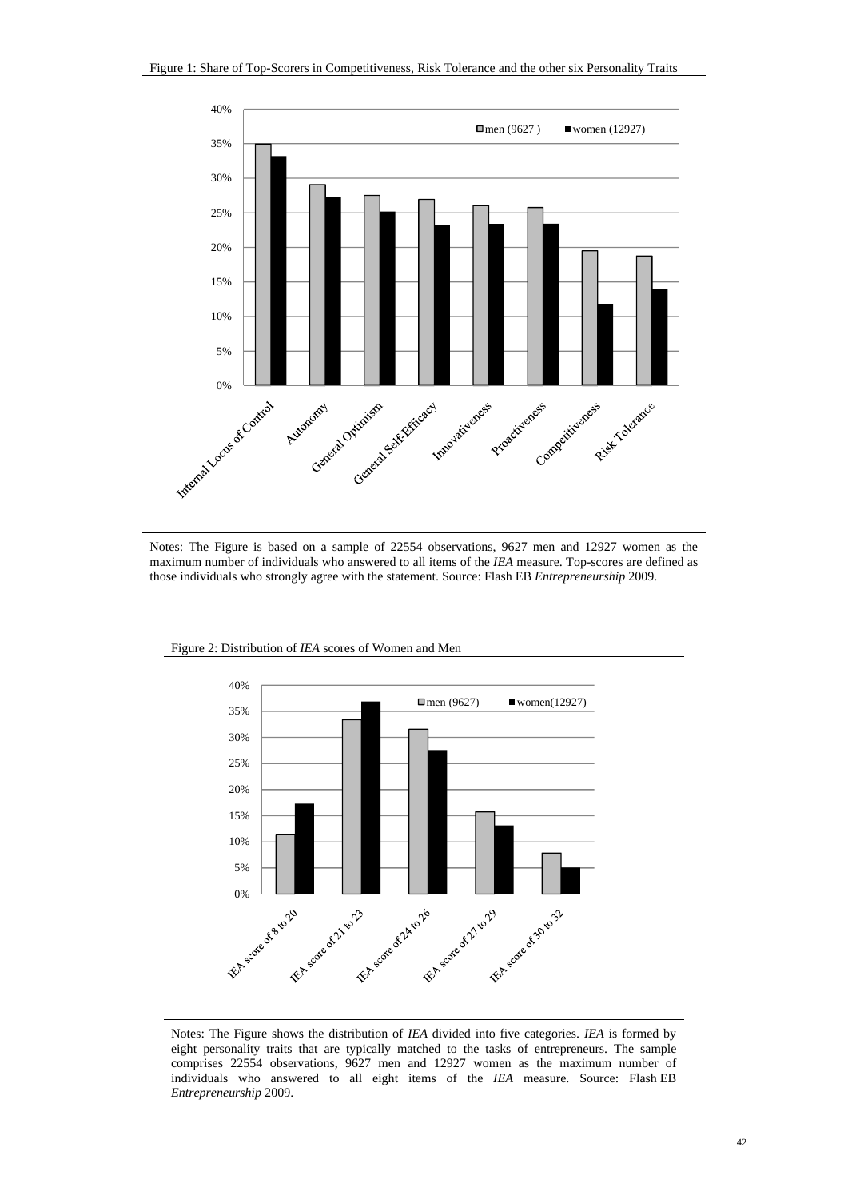Figure 1: Share of Top-Scorers in Competitiveness, Risk Tolerance and the other six Personality Traits

40%
35%
30%
25%
20%
15%
10%
5%
0%

men (9627) women (12927)

Internal Locus of Control
Autonomy
General Optimism
General Self-Efficacy
Innovativeness
Proactiveness
Competitiveness
Risk Tolerance

Notes: The Figure is based on a sample of 22554 observations, 9627 men and 12927 women as the maximum number of individuals who answered to all items of the *IEA* measure. Top-scores are defined as those individuals who strongly agree with the statement. Source: Flash EB *Entrepreneurship* 2009.

Figure 2: Distribution of *IEA* scores of Women and Men

40%
35%
30%
25%
20%
15%
10%
5%
0%

men (9627) women(12927)

IEA score of 8 to 20
IEA score of 21 to 23
IEA score of 24 to 26
IEA score of 27 to 29
IEA score of 30 to 32

Notes: The Figure shows the distribution of *IEA* divided into five categories. *IEA* is formed by eight personality traits that are typically matched to the tasks of entrepreneurs. The sample comprises 22554 observations, 9627 men and 12927 women as the maximum number of individuals who answered to all eight items of the *IEA* measure. Source: Flash EB *Entrepreneurship* 2009.